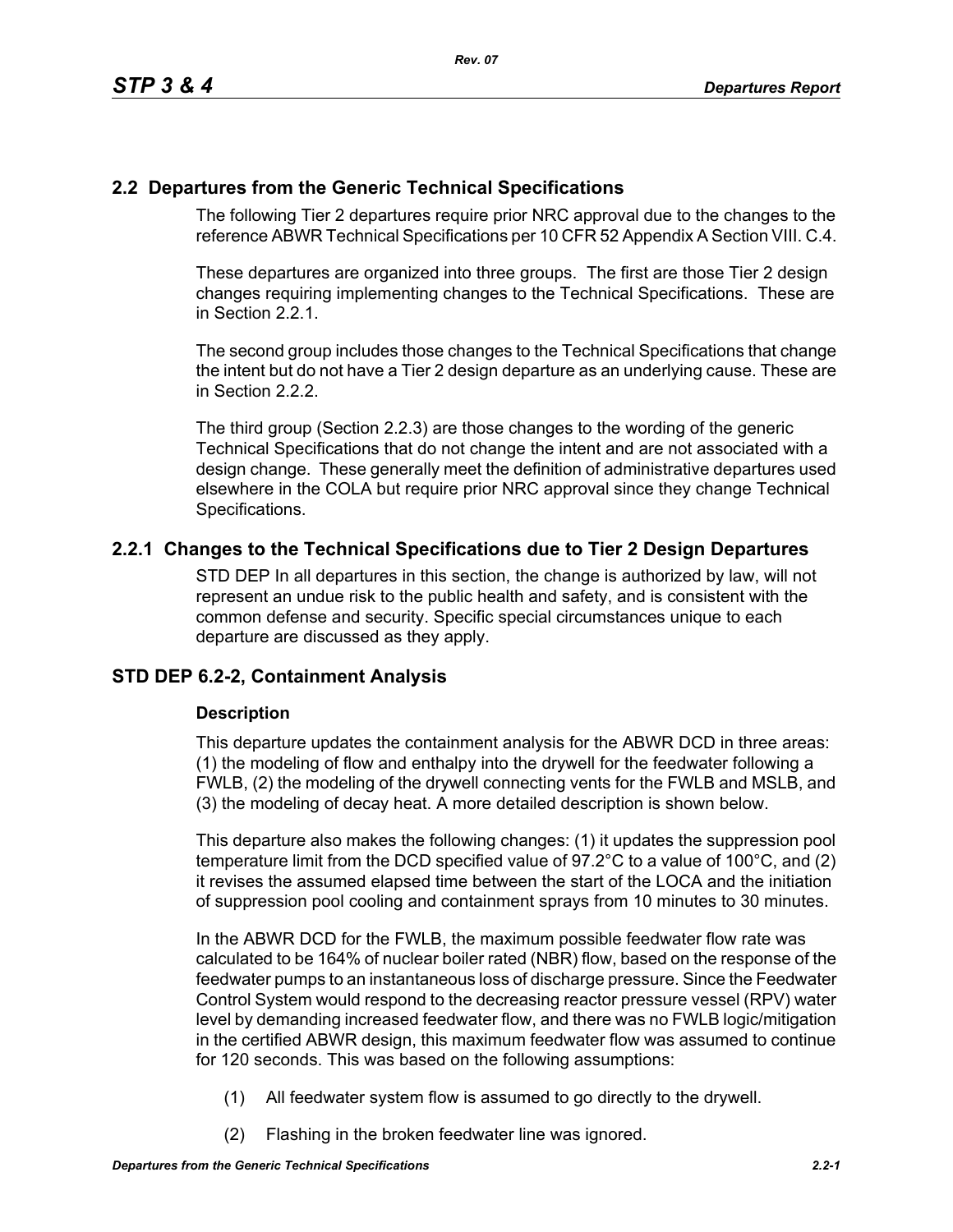## 2.2 Departures from the Generic Technical Specifications

The following Tier 2 departures require prior NRC approval due to the changes to the reference ABWR Technical Specifications per 10 CFR 52 Appendix A Section VIII. C.4.

These departures are organized into three groups. The first are those Tier 2 design changes requiring implementing changes to the Technical Specifications. These are in Section 2.2.1.

The second group includes those changes to the Technical Specifications that change the intent but do not have a Tier 2 design departure as an underlying cause. These are in Section 2.2.2.

The third group (Section 2.2.3) are those changes to the wording of the generic Technical Specifications that do not change the intent and are not associated with a design change. These generally meet the definition of administrative departures used elsewhere in the COLA but require prior NRC approval since they change Technical Specifications.

### 2.2.1 Changes to the Technical Specifications due to Tier 2 Design Departures

STD DEP In all departures in this section, the change is authorized by law, will not represent an undue risk to the public health and safety, and is consistent with the common defense and security. Specific special circumstances unique to each departure are discussed as they apply.

### STD DEP 6.2-2, Containment Analysis

#### Description

This departure updates the containment analysis for the ABWR DCD in three areas: (1) the modeling of flow and enthalpy into the drywell for the feedwater following a FWLB, (2) the modeling of the drywell connecting vents for the FWLB and MSLB, and (3) the modeling of decay heat. A more detailed description is shown below.

This departure also makes the following changes: (1) it updates the suppression pool temperature limit from the DCD specified value of 97.2°C to a value of 100°C, and (2) it revises the assumed elapsed time between the start of the LOCA and the initiation of suppression pool cooling and containment sprays from 10 minutes to 30 minutes.

In the ABWR DCD for the FWLB, the maximum possible feedwater flow rate was calculated to be 164% of nuclear boiler rated (NBR) flow, based on the response of the feedwater pumps to an instantaneous loss of discharge pressure. Since the Feedwater Control System would respond to the decreasing reactor pressure vessel (RPV) water level by demanding increased feedwater flow, and there was no FWLB logic/mitigation in the certified ABWR design, this maximum feedwater flow was assumed to continue for 120 seconds. This was based on the following assumptions:

(1) All feedwater system flow is assumed to go directly to the drywell.

(2) Flashing in the broken feedwater line was ignored.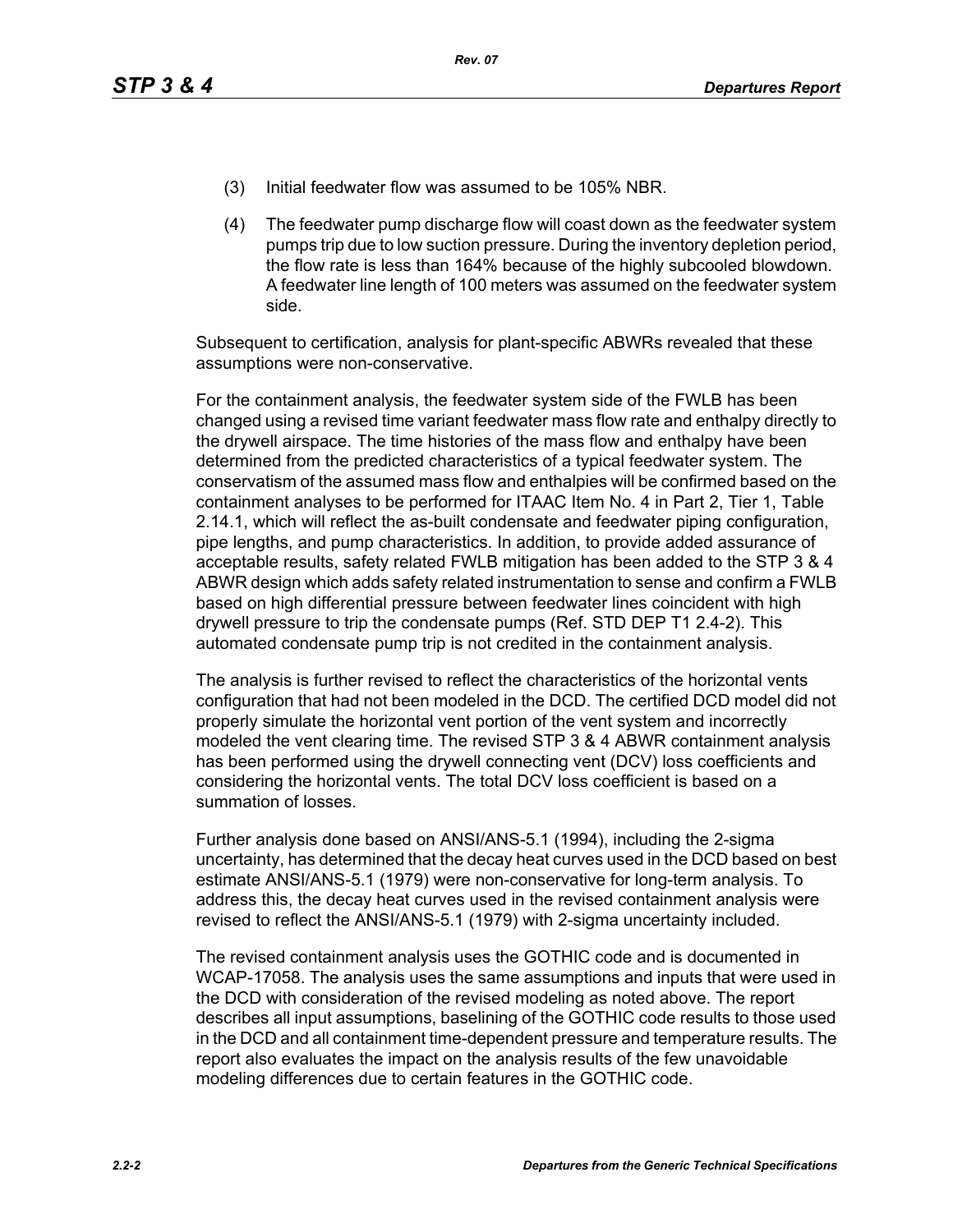(3) Initial feedwater flow was assumed to be 105% NBR.

(4) The feedwater pump discharge flow will coast down as the feedwater system pumps trip due to low suction pressure. During the inventory depletion period, the flow rate is less than 164% because of the highly subcooled blowdown. A feedwater line length of 100 meters was assumed on the feedwater system side.

Subsequent to certification, analysis for plant-specific ABWRs revealed that these assumptions were non-conservative.

For the containment analysis, the feedwater system side of the FWLB has been changed using a revised time variant feedwater mass flow rate and enthalpy directly to the drywell airspace. The time histories of the mass flow and enthalpy have been determined from the predicted characteristics of a typical feedwater system. The conservatism of the assumed mass flow and enthalpies will be confirmed based on the containment analyses to be performed for ITAAC Item No. 4 in Part 2, Tier 1, Table 2.14.1, which will reflect the as-built condensate and feedwater piping configuration, pipe lengths, and pump characteristics. In addition, to provide added assurance of acceptable results, safety related FWLB mitigation has been added to the STP 3 & 4 ABWR design which adds safety related instrumentation to sense and confirm a FWLB based on high differential pressure between feedwater lines coincident with high drywell pressure to trip the condensate pumps (Ref. STD DEP T1 2.4-2). This automated condensate pump trip is not credited in the containment analysis.

The analysis is further revised to reflect the characteristics of the horizontal vents configuration that had not been modeled in the DCD. The certified DCD model did not properly simulate the horizontal vent portion of the vent system and incorrectly modeled the vent clearing time. The revised STP 3 & 4 ABWR containment analysis has been performed using the drywell connecting vent (DCV) loss coefficients and considering the horizontal vents. The total DCV loss coefficient is based on a summation of losses.

Further analysis done based on ANSI/ANS-5.1 (1994), including the 2-sigma uncertainty, has determined that the decay heat curves used in the DCD based on best estimate ANSI/ANS-5.1 (1979) were non-conservative for long-term analysis. To address this, the decay heat curves used in the revised containment analysis were revised to reflect the ANSI/ANS-5.1 (1979) with 2-sigma uncertainty included.

The revised containment analysis uses the GOTHIC code and is documented in WCAP-17058. The analysis uses the same assumptions and inputs that were used in the DCD with consideration of the revised modeling as noted above. The report describes all input assumptions, baselining of the GOTHIC code results to those used in the DCD and all containment time-dependent pressure and temperature results. The report also evaluates the impact on the analysis results of the few unavoidable modeling differences due to certain features in the GOTHIC code.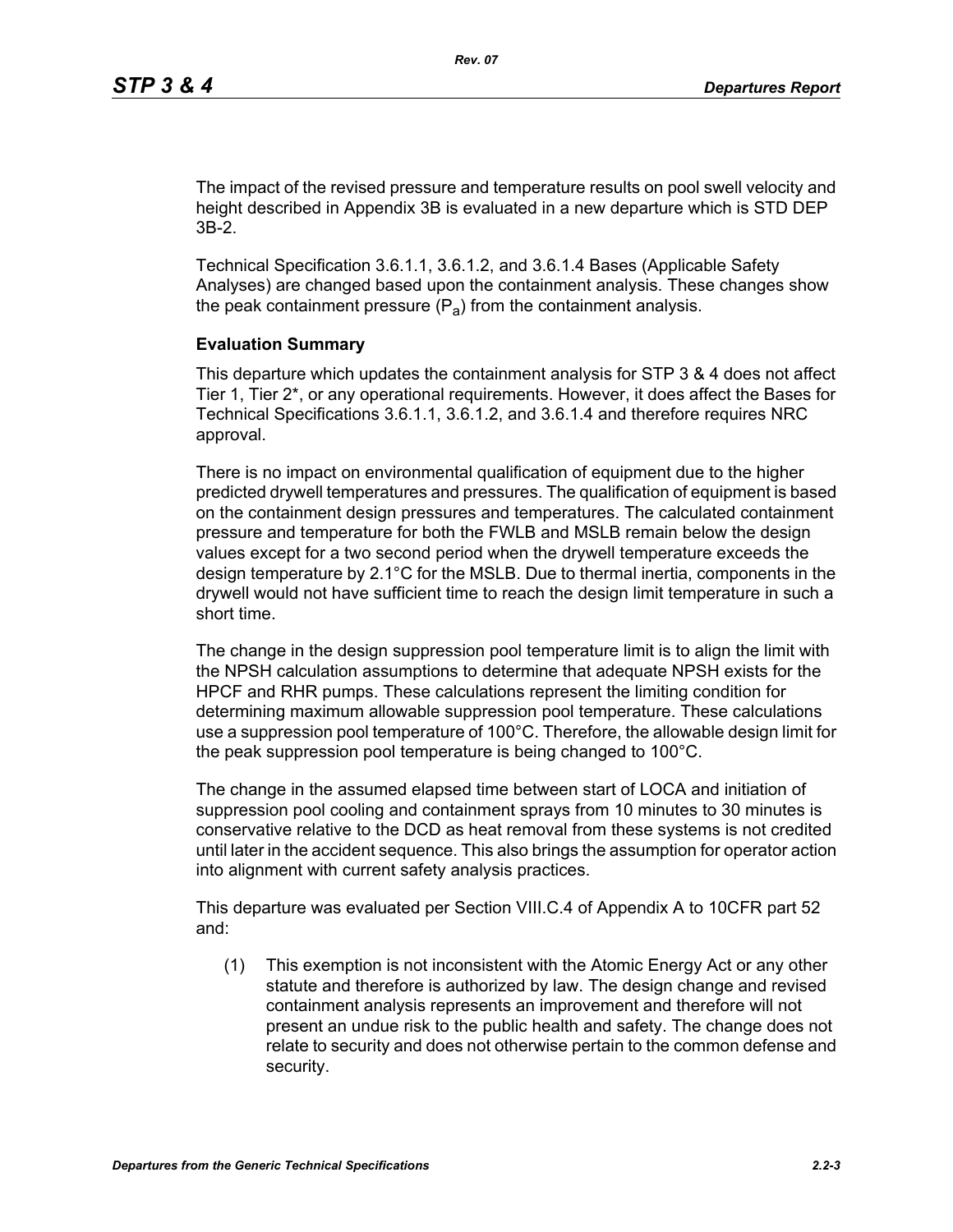The impact of the revised pressure and temperature results on pool swell velocity and height described in Appendix 3B is evaluated in a new departure which is STD DEP 3B-2.

Technical Specification 3.6.1.1, 3.6.1.2, and 3.6.1.4 Bases (Applicable Safety Analyses) are changed based upon the containment analysis. These changes show the peak containment pressure ($P_a$) from the containment analysis.

**Evaluation Summary**

This departure which updates the containment analysis for STP 3 & 4 does not affect Tier 1, Tier 2*, or any operational requirements. However, it does affect the Bases for Technical Specifications 3.6.1.1, 3.6.1.2, and 3.6.1.4 and therefore requires NRC approval.

There is no impact on environmental qualification of equipment due to the higher predicted drywell temperatures and pressures. The qualification of equipment is based on the containment design pressures and temperatures. The calculated containment pressure and temperature for both the FWLB and MSLB remain below the design values except for a two second period when the drywell temperature exceeds the design temperature by 2.1°C for the MSLB. Due to thermal inertia, components in the drywell would not have sufficient time to reach the design limit temperature in such a short time.

The change in the design suppression pool temperature limit is to align the limit with the NPSH calculation assumptions to determine that adequate NPSH exists for the HPCF and RHR pumps. These calculations represent the limiting condition for determining maximum allowable suppression pool temperature. These calculations use a suppression pool temperature of 100°C. Therefore, the allowable design limit for the peak suppression pool temperature is being changed to 100°C.

The change in the assumed elapsed time between start of LOCA and initiation of suppression pool cooling and containment sprays from 10 minutes to 30 minutes is conservative relative to the DCD as heat removal from these systems is not credited until later in the accident sequence. This also brings the assumption for operator action into alignment with current safety analysis practices.

This departure was evaluated per Section VIII.C.4 of Appendix A to 10CFR part 52 and:

(1) This exemption is not inconsistent with the Atomic Energy Act or any other statute and therefore is authorized by law. The design change and revised containment analysis represents an improvement and therefore will not present an undue risk to the public health and safety. The change does not relate to security and does not otherwise pertain to the common defense and security.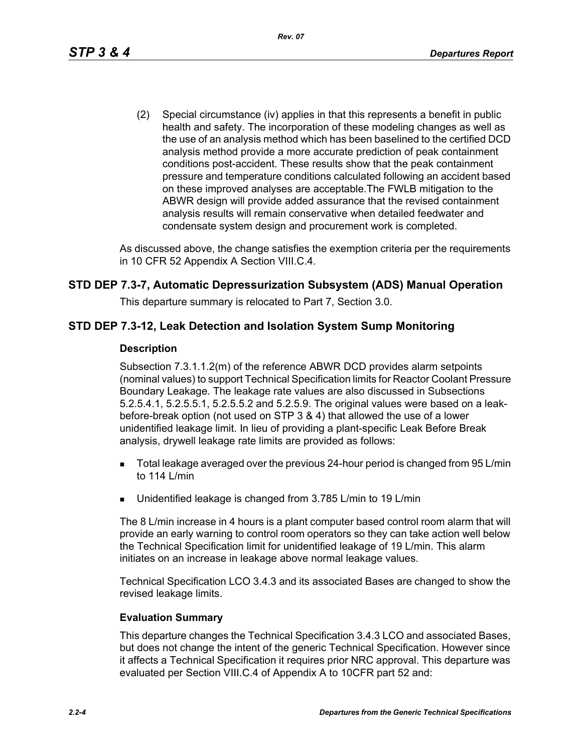(2) Special circumstance (iv) applies in that this represents a benefit in public health and safety. The incorporation of these modeling changes as well as the use of an analysis method which has been baselined to the certified DCD analysis method provide a more accurate prediction of peak containment conditions post-accident. These results show that the peak containment pressure and temperature conditions calculated following an accident based on these improved analyses are acceptable.The FWLB mitigation to the ABWR design will provide added assurance that the revised containment analysis results will remain conservative when detailed feedwater and condensate system design and procurement work is completed.

As discussed above, the change satisfies the exemption criteria per the requirements in 10 CFR 52 Appendix A Section VIII.C.4.

## STD DEP 7.3-7, Automatic Depressurization Subsystem (ADS) Manual Operation

This departure summary is relocated to Part 7, Section 3.0.

## STD DEP 7.3-12, Leak Detection and Isolation System Sump Monitoring

### Description

Subsection 7.3.1.1.2(m) of the reference ABWR DCD provides alarm setpoints (nominal values) to support Technical Specification limits for Reactor Coolant Pressure Boundary Leakage. The leakage rate values are also discussed in Subsections 5.2.5.4.1, 5.2.5.5.1, 5.2.5.5.2 and 5.2.5.9. The original values were based on a leak-before-break option (not used on STP 3 & 4) that allowed the use of a lower unidentified leakage limit. In lieu of providing a plant-specific Leak Before Break analysis, drywell leakage rate limits are provided as follows:

- Total leakage averaged over the previous 24-hour period is changed from 95 L/min to 114 L/min
- Unidentified leakage is changed from 3.785 L/min to 19 L/min

The 8 L/min increase in 4 hours is a plant computer based control room alarm that will provide an early warning to control room operators so they can take action well below the Technical Specification limit for unidentified leakage of 19 L/min. This alarm initiates on an increase in leakage above normal leakage values.

Technical Specification LCO 3.4.3 and its associated Bases are changed to show the revised leakage limits.

### Evaluation Summary

This departure changes the Technical Specification 3.4.3 LCO and associated Bases, but does not change the intent of the generic Technical Specification. However since it affects a Technical Specification it requires prior NRC approval. This departure was evaluated per Section VIII.C.4 of Appendix A to 10CFR part 52 and: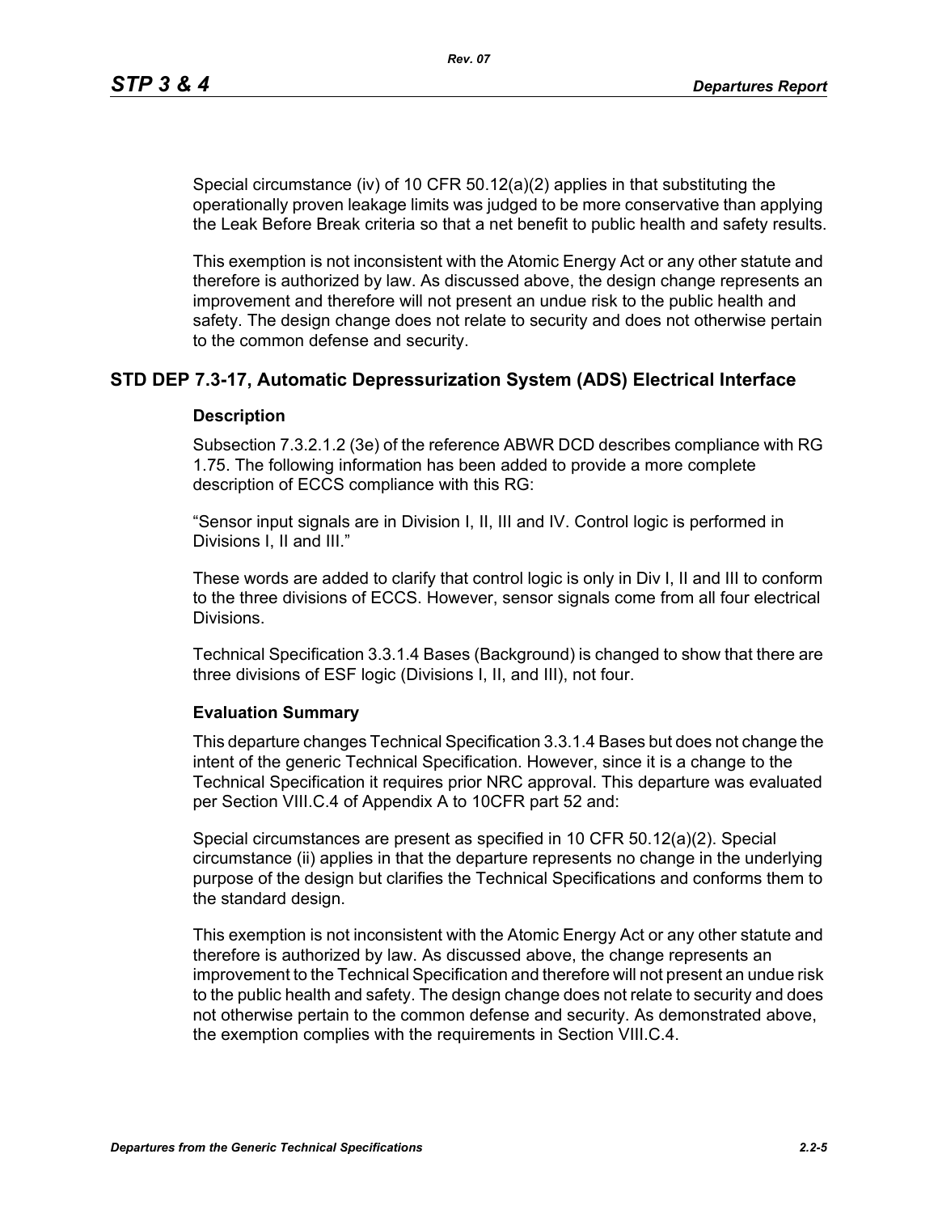Special circumstance (iv) of 10 CFR 50.12(a)(2) applies in that substituting the operationally proven leakage limits was judged to be more conservative than applying the Leak Before Break criteria so that a net benefit to public health and safety results.

This exemption is not inconsistent with the Atomic Energy Act or any other statute and therefore is authorized by law. As discussed above, the design change represents an improvement and therefore will not present an undue risk to the public health and safety. The design change does not relate to security and does not otherwise pertain to the common defense and security.

## STD DEP 7.3-17, Automatic Depressurization System (ADS) Electrical Interface

### Description

Subsection 7.3.2.1.2 (3e) of the reference ABWR DCD describes compliance with RG 1.75. The following information has been added to provide a more complete description of ECCS compliance with this RG:

"Sensor input signals are in Division I, II, III and IV. Control logic is performed in Divisions I, II and III."

These words are added to clarify that control logic is only in Div I, II and III to conform to the three divisions of ECCS. However, sensor signals come from all four electrical Divisions.

Technical Specification 3.3.1.4 Bases (Background) is changed to show that there are three divisions of ESF logic (Divisions I, II, and III), not four.

### Evaluation Summary

This departure changes Technical Specification 3.3.1.4 Bases but does not change the intent of the generic Technical Specification. However, since it is a change to the Technical Specification it requires prior NRC approval. This departure was evaluated per Section VIII.C.4 of Appendix A to 10CFR part 52 and:

Special circumstances are present as specified in 10 CFR 50.12(a)(2). Special circumstance (ii) applies in that the departure represents no change in the underlying purpose of the design but clarifies the Technical Specifications and conforms them to the standard design.

This exemption is not inconsistent with the Atomic Energy Act or any other statute and therefore is authorized by law. As discussed above, the change represents an improvement to the Technical Specification and therefore will not present an undue risk to the public health and safety. The design change does not relate to security and does not otherwise pertain to the common defense and security. As demonstrated above, the exemption complies with the requirements in Section VIII.C.4.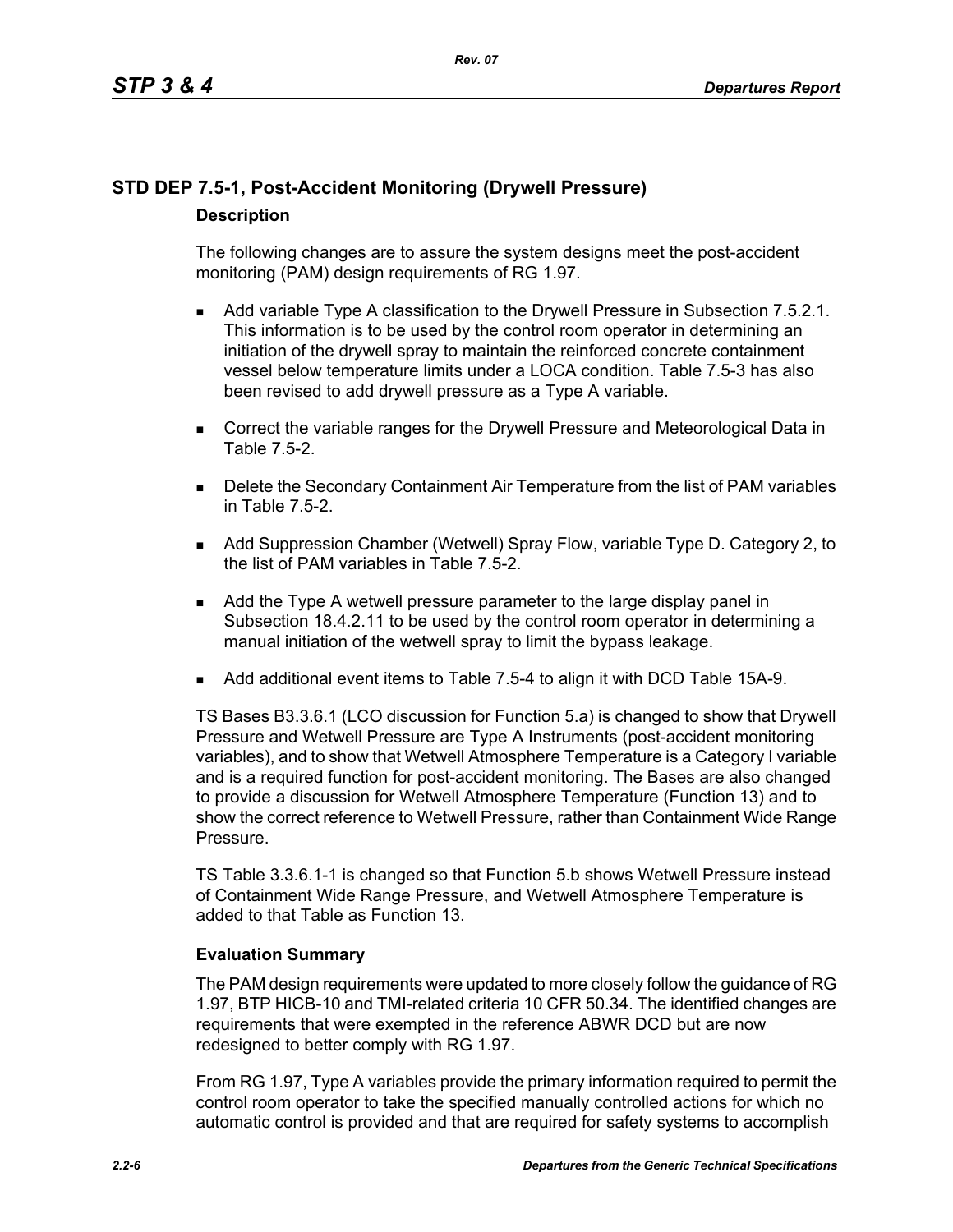## STD DEP 7.5-1, Post-Accident Monitoring (Drywell Pressure)

### Description

The following changes are to assure the system designs meet the post-accident monitoring (PAM) design requirements of RG 1.97.

- Add variable Type A classification to the Drywell Pressure in Subsection 7.5.2.1. This information is to be used by the control room operator in determining an initiation of the drywell spray to maintain the reinforced concrete containment vessel below temperature limits under a LOCA condition. Table 7.5-3 has also been revised to add drywell pressure as a Type A variable.
- Correct the variable ranges for the Drywell Pressure and Meteorological Data in Table 7.5-2.
- Delete the Secondary Containment Air Temperature from the list of PAM variables in Table 7.5-2.
- Add Suppression Chamber (Wetwell) Spray Flow, variable Type D. Category 2, to the list of PAM variables in Table 7.5-2.
- Add the Type A wetwell pressure parameter to the large display panel in Subsection 18.4.2.11 to be used by the control room operator in determining a manual initiation of the wetwell spray to limit the bypass leakage.
- Add additional event items to Table 7.5-4 to align it with DCD Table 15A-9.

TS Bases B3.3.6.1 (LCO discussion for Function 5.a) is changed to show that Drywell Pressure and Wetwell Pressure are Type A Instruments (post-accident monitoring variables), and to show that Wetwell Atmosphere Temperature is a Category I variable and is a required function for post-accident monitoring. The Bases are also changed to provide a discussion for Wetwell Atmosphere Temperature (Function 13) and to show the correct reference to Wetwell Pressure, rather than Containment Wide Range Pressure.

TS Table 3.3.6.1-1 is changed so that Function 5.b shows Wetwell Pressure instead of Containment Wide Range Pressure, and Wetwell Atmosphere Temperature is added to that Table as Function 13.

### Evaluation Summary

The PAM design requirements were updated to more closely follow the guidance of RG 1.97, BTP HICB-10 and TMI-related criteria 10 CFR 50.34. The identified changes are requirements that were exempted in the reference ABWR DCD but are now redesigned to better comply with RG 1.97.

From RG 1.97, Type A variables provide the primary information required to permit the control room operator to take the specified manually controlled actions for which no automatic control is provided and that are required for safety systems to accomplish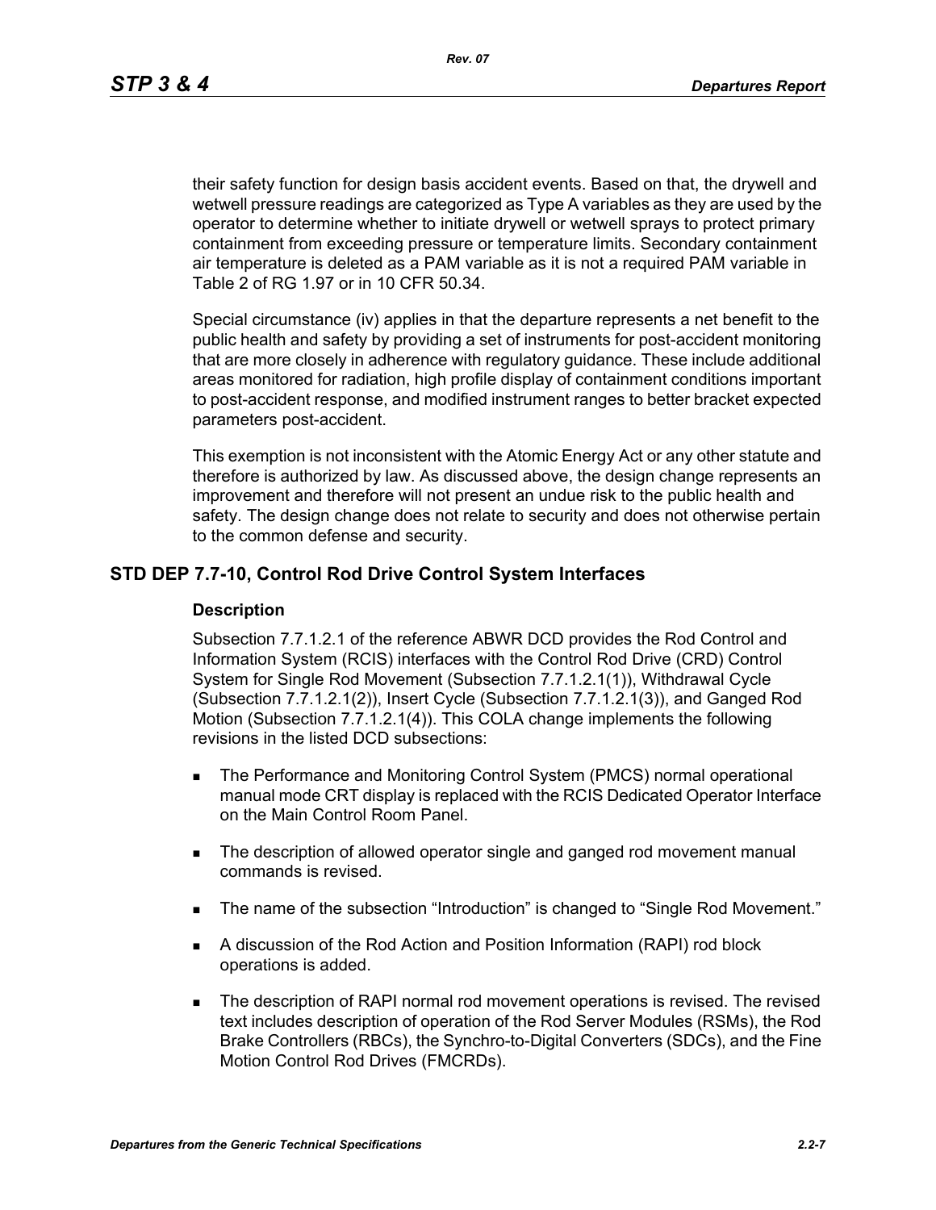their safety function for design basis accident events. Based on that, the drywell and wetwell pressure readings are categorized as Type A variables as they are used by the operator to determine whether to initiate drywell or wetwell sprays to protect primary containment from exceeding pressure or temperature limits. Secondary containment air temperature is deleted as a PAM variable as it is not a required PAM variable in Table 2 of RG 1.97 or in 10 CFR 50.34.

Special circumstance (iv) applies in that the departure represents a net benefit to the public health and safety by providing a set of instruments for post-accident monitoring that are more closely in adherence with regulatory guidance. These include additional areas monitored for radiation, high profile display of containment conditions important to post-accident response, and modified instrument ranges to better bracket expected parameters post-accident.

This exemption is not inconsistent with the Atomic Energy Act or any other statute and therefore is authorized by law. As discussed above, the design change represents an improvement and therefore will not present an undue risk to the public health and safety. The design change does not relate to security and does not otherwise pertain to the common defense and security.

## STD DEP 7.7-10, Control Rod Drive Control System Interfaces

### Description

Subsection 7.7.1.2.1 of the reference ABWR DCD provides the Rod Control and Information System (RCIS) interfaces with the Control Rod Drive (CRD) Control System for Single Rod Movement (Subsection 7.7.1.2.1(1)), Withdrawal Cycle (Subsection 7.7.1.2.1(2)), Insert Cycle (Subsection 7.7.1.2.1(3)), and Ganged Rod Motion (Subsection 7.7.1.2.1(4)). This COLA change implements the following revisions in the listed DCD subsections:

- The Performance and Monitoring Control System (PMCS) normal operational manual mode CRT display is replaced with the RCIS Dedicated Operator Interface on the Main Control Room Panel.
- The description of allowed operator single and ganged rod movement manual commands is revised.
- The name of the subsection "Introduction" is changed to "Single Rod Movement."
- A discussion of the Rod Action and Position Information (RAPI) rod block operations is added.
- The description of RAPI normal rod movement operations is revised. The revised text includes description of operation of the Rod Server Modules (RSMs), the Rod Brake Controllers (RBCs), the Synchro-to-Digital Converters (SDCs), and the Fine Motion Control Rod Drives (FMCRDs).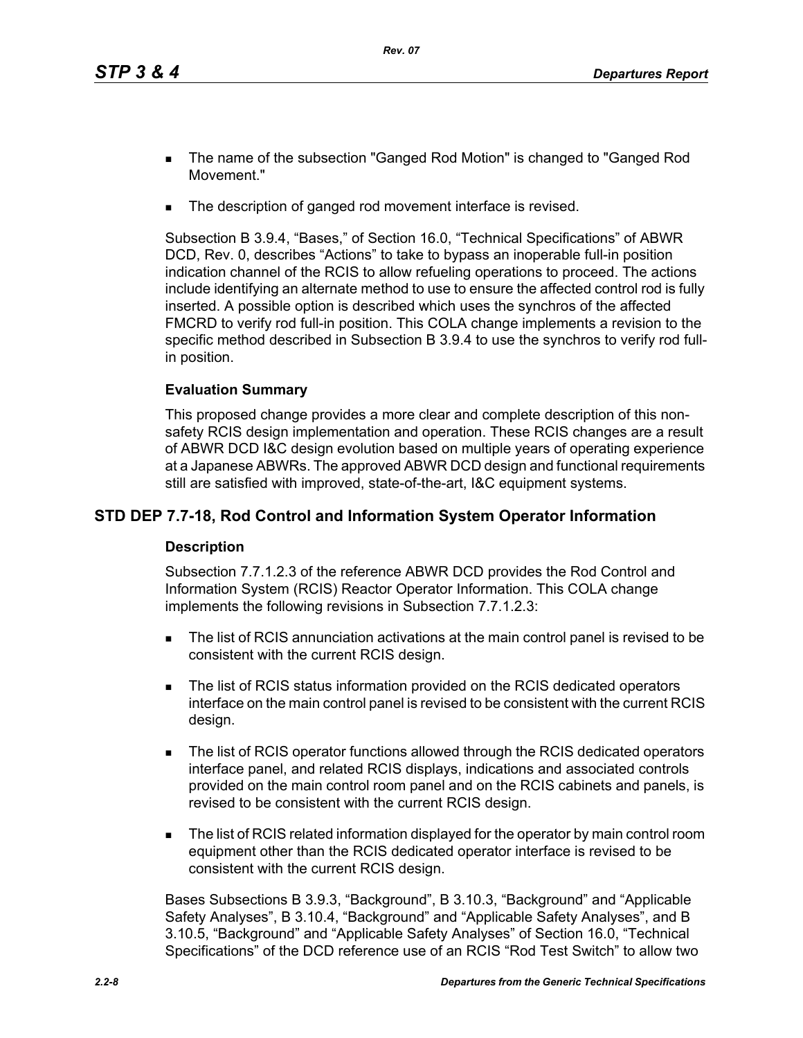- The name of the subsection "Ganged Rod Motion" is changed to "Ganged Rod Movement."
- The description of ganged rod movement interface is revised.

Subsection B 3.9.4, “Bases,” of Section 16.0, “Technical Specifications” of ABWR DCD, Rev. 0, describes “Actions” to take to bypass an inoperable full-in position indication channel of the RCIS to allow refueling operations to proceed. The actions include identifying an alternate method to use to ensure the affected control rod is fully inserted. A possible option is described which uses the synchros of the affected FMCRD to verify rod full-in position. This COLA change implements a revision to the specific method described in Subsection B 3.9.4 to use the synchros to verify rod full-in position.

**Evaluation Summary**

This proposed change provides a more clear and complete description of this non-safety RCIS design implementation and operation. These RCIS changes are a result of ABWR DCD I&C design evolution based on multiple years of operating experience at a Japanese ABWRs. The approved ABWR DCD design and functional requirements still are satisfied with improved, state-of-the-art, I&C equipment systems.

## STD DEP 7.7-18, Rod Control and Information System Operator Information

**Description**

Subsection 7.7.1.2.3 of the reference ABWR DCD provides the Rod Control and Information System (RCIS) Reactor Operator Information. This COLA change implements the following revisions in Subsection 7.7.1.2.3:

- The list of RCIS annunciation activations at the main control panel is revised to be consistent with the current RCIS design.
- The list of RCIS status information provided on the RCIS dedicated operators interface on the main control panel is revised to be consistent with the current RCIS design.
- The list of RCIS operator functions allowed through the RCIS dedicated operators interface panel, and related RCIS displays, indications and associated controls provided on the main control room panel and on the RCIS cabinets and panels, is revised to be consistent with the current RCIS design.
- The list of RCIS related information displayed for the operator by main control room equipment other than the RCIS dedicated operator interface is revised to be consistent with the current RCIS design.

Bases Subsections B 3.9.3, “Background”, B 3.10.3, “Background” and “Applicable Safety Analyses”, B 3.10.4, “Background” and “Applicable Safety Analyses”, and B 3.10.5, “Background” and “Applicable Safety Analyses” of Section 16.0, “Technical Specifications” of the DCD reference use of an RCIS “Rod Test Switch” to allow two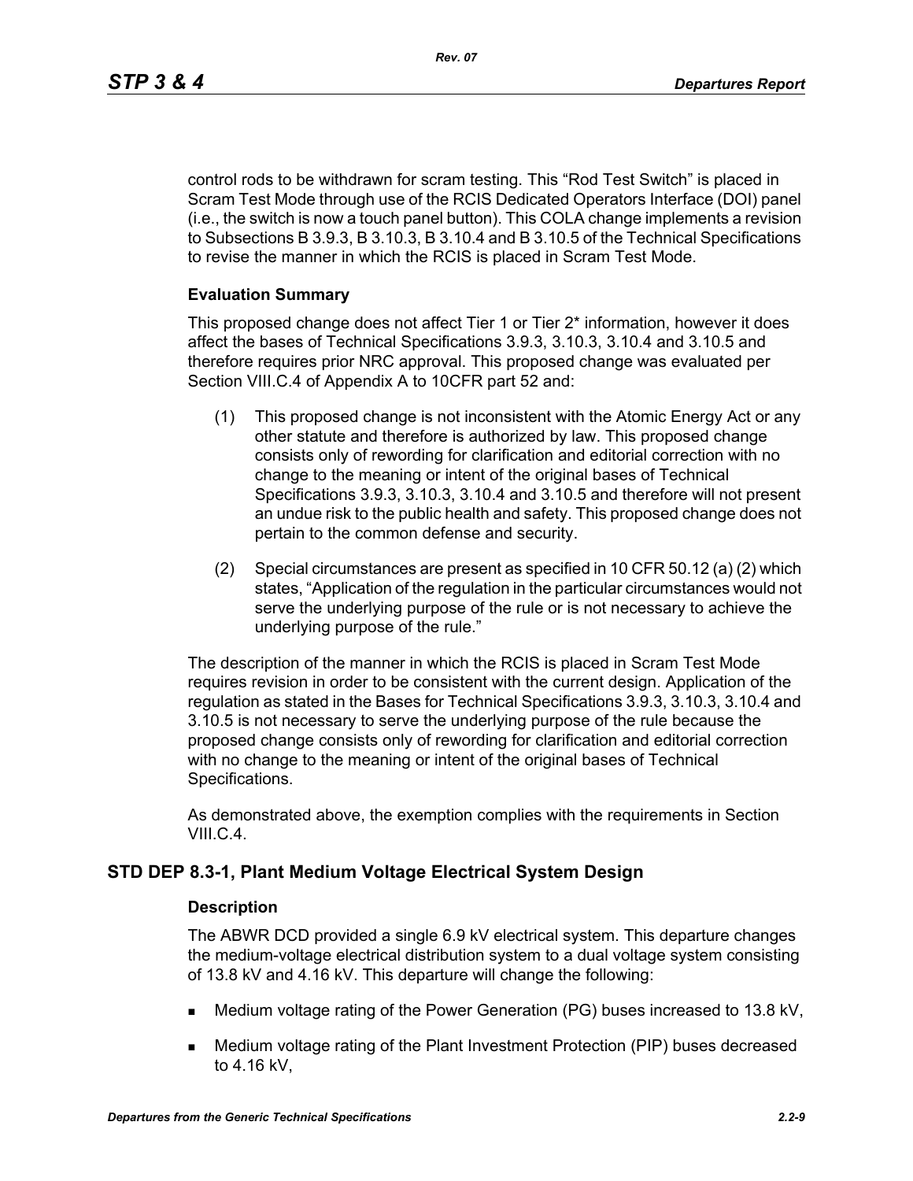control rods to be withdrawn for scram testing. This “Rod Test Switch” is placed in Scram Test Mode through use of the RCIS Dedicated Operators Interface (DOI) panel (i.e., the switch is now a touch panel button). This COLA change implements a revision to Subsections B 3.9.3, B 3.10.3, B 3.10.4 and B 3.10.5 of the Technical Specifications to revise the manner in which the RCIS is placed in Scram Test Mode.

**Evaluation Summary**

This proposed change does not affect Tier 1 or Tier 2* information, however it does affect the bases of Technical Specifications 3.9.3, 3.10.3, 3.10.4 and 3.10.5 and therefore requires prior NRC approval. This proposed change was evaluated per Section VIII.C.4 of Appendix A to 10CFR part 52 and:

(1) This proposed change is not inconsistent with the Atomic Energy Act or any other statute and therefore is authorized by law. This proposed change consists only of rewording for clarification and editorial correction with no change to the meaning or intent of the original bases of Technical Specifications 3.9.3, 3.10.3, 3.10.4 and 3.10.5 and therefore will not present an undue risk to the public health and safety. This proposed change does not pertain to the common defense and security.

(2) Special circumstances are present as specified in 10 CFR 50.12 (a) (2) which states, “Application of the regulation in the particular circumstances would not serve the underlying purpose of the rule or is not necessary to achieve the underlying purpose of the rule.”

The description of the manner in which the RCIS is placed in Scram Test Mode requires revision in order to be consistent with the current design. Application of the regulation as stated in the Bases for Technical Specifications 3.9.3, 3.10.3, 3.10.4 and 3.10.5 is not necessary to serve the underlying purpose of the rule because the proposed change consists only of rewording for clarification and editorial correction with no change to the meaning or intent of the original bases of Technical Specifications.

As demonstrated above, the exemption complies with the requirements in Section VIII.C.4.

## STD DEP 8.3-1, Plant Medium Voltage Electrical System Design

**Description**

The ABWR DCD provided a single 6.9 kV electrical system. This departure changes the medium-voltage electrical distribution system to a dual voltage system consisting of 13.8 kV and 4.16 kV. This departure will change the following:

- Medium voltage rating of the Power Generation (PG) buses increased to 13.8 kV,
- Medium voltage rating of the Plant Investment Protection (PIP) buses decreased to 4.16 kV,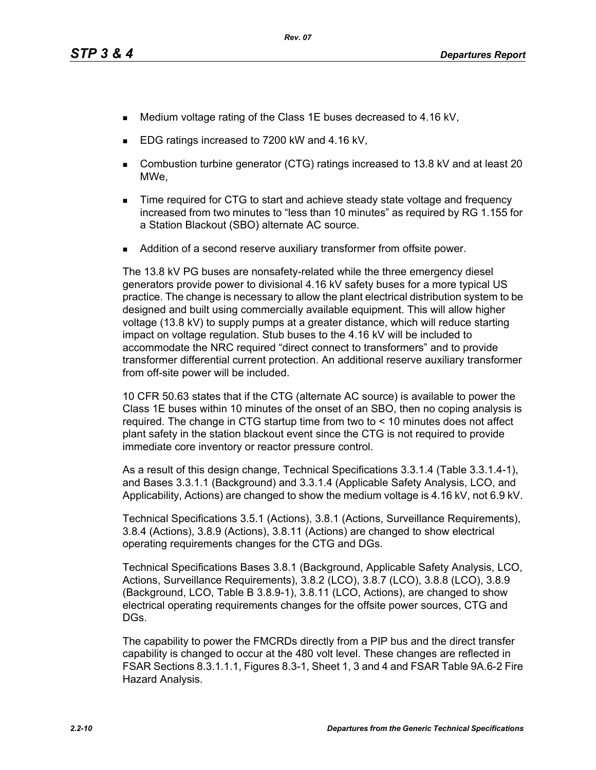- Medium voltage rating of the Class 1E buses decreased to 4.16 kV,
- EDG ratings increased to 7200 kW and 4.16 kV,
- Combustion turbine generator (CTG) ratings increased to 13.8 kV and at least 20 MWe,
- Time required for CTG to start and achieve steady state voltage and frequency increased from two minutes to “less than 10 minutes” as required by RG 1.155 for a Station Blackout (SBO) alternate AC source.
- Addition of a second reserve auxiliary transformer from offsite power.

The 13.8 kV PG buses are nonsafety-related while the three emergency diesel generators provide power to divisional 4.16 kV safety buses for a more typical US practice. The change is necessary to allow the plant electrical distribution system to be designed and built using commercially available equipment. This will allow higher voltage (13.8 kV) to supply pumps at a greater distance, which will reduce starting impact on voltage regulation. Stub buses to the 4.16 kV will be included to accommodate the NRC required “direct connect to transformers” and to provide transformer differential current protection. An additional reserve auxiliary transformer from off-site power will be included.

10 CFR 50.63 states that if the CTG (alternate AC source) is available to power the Class 1E buses within 10 minutes of the onset of an SBO, then no coping analysis is required. The change in CTG startup time from two to < 10 minutes does not affect plant safety in the station blackout event since the CTG is not required to provide immediate core inventory or reactor pressure control.

As a result of this design change, Technical Specifications 3.3.1.4 (Table 3.3.1.4-1), and Bases 3.3.1.1 (Background) and 3.3.1.4 (Applicable Safety Analysis, LCO, and Applicability, Actions) are changed to show the medium voltage is 4.16 kV, not 6.9 kV.

Technical Specifications 3.5.1 (Actions), 3.8.1 (Actions, Surveillance Requirements), 3.8.4 (Actions), 3.8.9 (Actions), 3.8.11 (Actions) are changed to show electrical operating requirements changes for the CTG and DGs.

Technical Specifications Bases 3.8.1 (Background, Applicable Safety Analysis, LCO, Actions, Surveillance Requirements), 3.8.2 (LCO), 3.8.7 (LCO), 3.8.8 (LCO), 3.8.9 (Background, LCO, Table B 3.8.9-1), 3.8.11 (LCO, Actions), are changed to show electrical operating requirements changes for the offsite power sources, CTG and DGs.

The capability to power the FMCRDs directly from a PIP bus and the direct transfer capability is changed to occur at the 480 volt level. These changes are reflected in FSAR Sections 8.3.1.1.1, Figures 8.3-1, Sheet 1, 3 and 4 and FSAR Table 9A.6-2 Fire Hazard Analysis.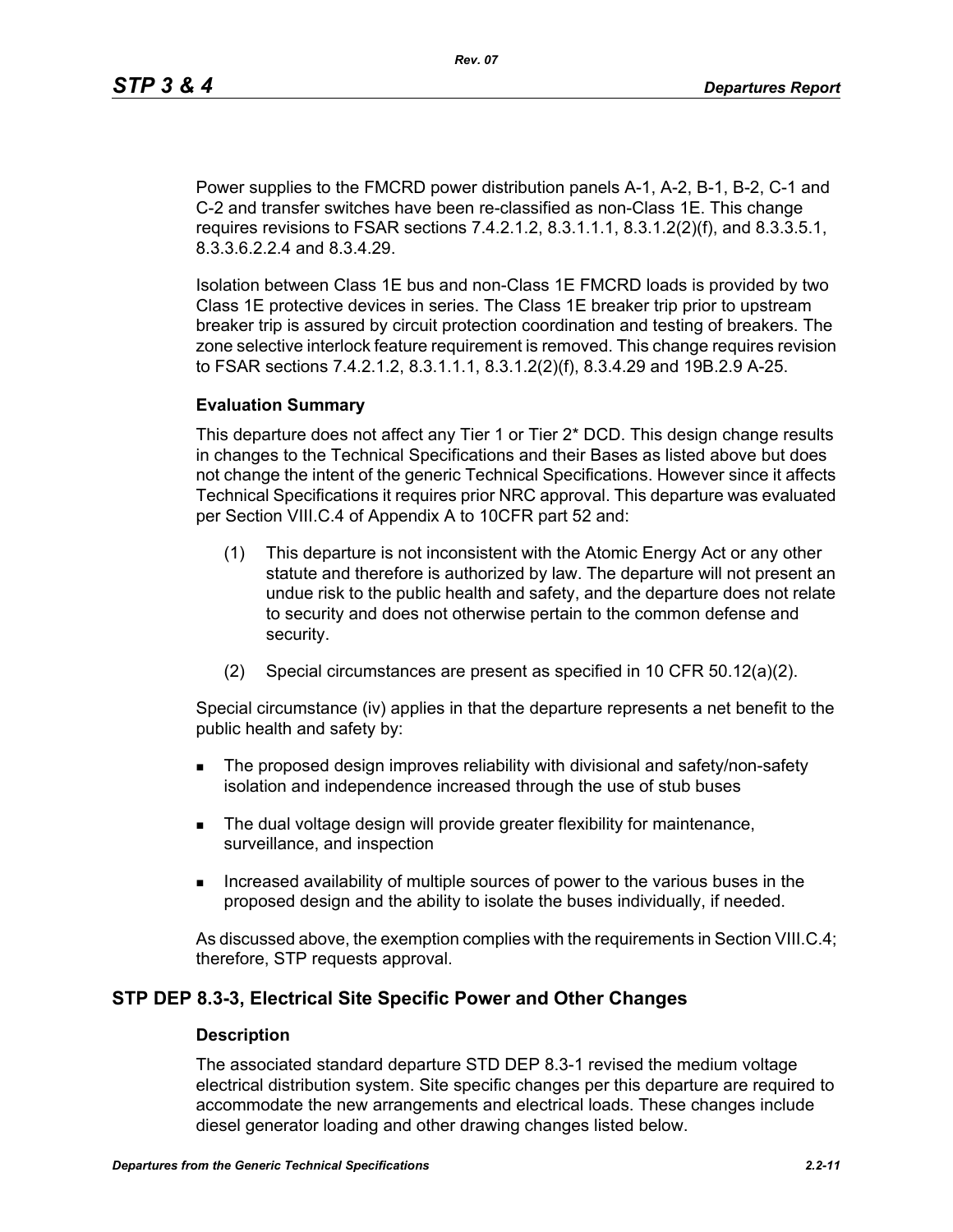Power supplies to the FMCRD power distribution panels A-1, A-2, B-1, B-2, C-1 and C-2 and transfer switches have been re-classified as non-Class 1E. This change requires revisions to FSAR sections 7.4.2.1.2, 8.3.1.1.1, 8.3.1.2(2)(f), and 8.3.3.5.1, 8.3.3.6.2.2.4 and 8.3.4.29.

Isolation between Class 1E bus and non-Class 1E FMCRD loads is provided by two Class 1E protective devices in series. The Class 1E breaker trip prior to upstream breaker trip is assured by circuit protection coordination and testing of breakers. The zone selective interlock feature requirement is removed. This change requires revision to FSAR sections 7.4.2.1.2, 8.3.1.1.1, 8.3.1.2(2)(f), 8.3.4.29 and 19B.2.9 A-25.

#### Evaluation Summary

This departure does not affect any Tier 1 or Tier 2* DCD. This design change results in changes to the Technical Specifications and their Bases as listed above but does not change the intent of the generic Technical Specifications. However since it affects Technical Specifications it requires prior NRC approval. This departure was evaluated per Section VIII.C.4 of Appendix A to 10CFR part 52 and:

(1) This departure is not inconsistent with the Atomic Energy Act or any other statute and therefore is authorized by law. The departure will not present an undue risk to the public health and safety, and the departure does not relate to security and does not otherwise pertain to the common defense and security.

(2) Special circumstances are present as specified in 10 CFR 50.12(a)(2).

Special circumstance (iv) applies in that the departure represents a net benefit to the public health and safety by:

- The proposed design improves reliability with divisional and safety/non-safety isolation and independence increased through the use of stub buses
- The dual voltage design will provide greater flexibility for maintenance, surveillance, and inspection
- Increased availability of multiple sources of power to the various buses in the proposed design and the ability to isolate the buses individually, if needed.

As discussed above, the exemption complies with the requirements in Section VIII.C.4; therefore, STP requests approval.

### STP DEP 8.3-3, Electrical Site Specific Power and Other Changes

#### Description

The associated standard departure STD DEP 8.3-1 revised the medium voltage electrical distribution system. Site specific changes per this departure are required to accommodate the new arrangements and electrical loads. These changes include diesel generator loading and other drawing changes listed below.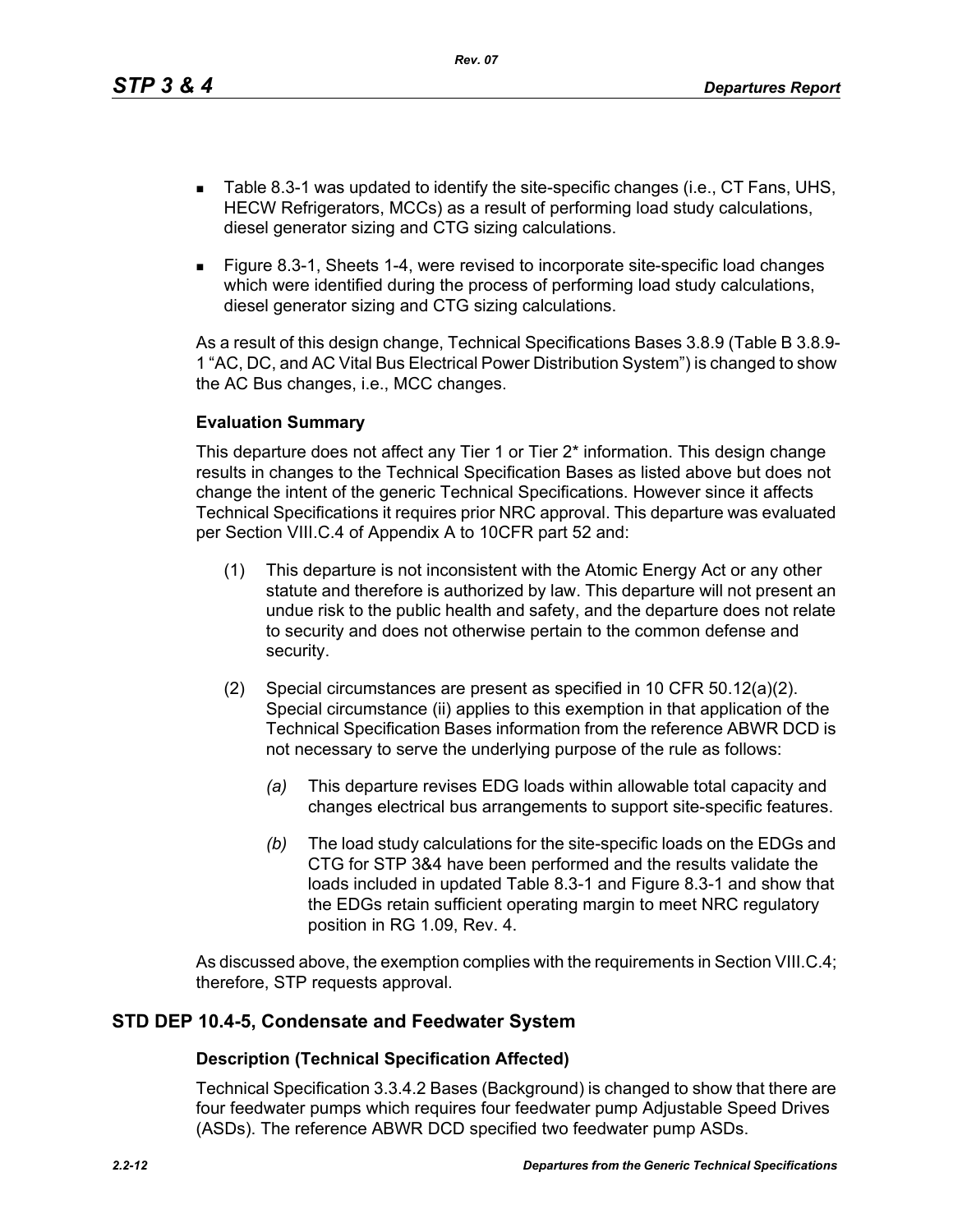- Table 8.3-1 was updated to identify the site-specific changes (i.e., CT Fans, UHS, HECW Refrigerators, MCCs) as a result of performing load study calculations, diesel generator sizing and CTG sizing calculations.
- Figure 8.3-1, Sheets 1-4, were revised to incorporate site-specific load changes which were identified during the process of performing load study calculations, diesel generator sizing and CTG sizing calculations.

As a result of this design change, Technical Specifications Bases 3.8.9 (Table B 3.8.9-1 "AC, DC, and AC Vital Bus Electrical Power Distribution System") is changed to show the AC Bus changes, i.e., MCC changes.

**Evaluation Summary**

This departure does not affect any Tier 1 or Tier 2* information. This design change results in changes to the Technical Specification Bases as listed above but does not change the intent of the generic Technical Specifications. However since it affects Technical Specifications it requires prior NRC approval. This departure was evaluated per Section VIII.C.4 of Appendix A to 10CFR part 52 and:

(1) This departure is not inconsistent with the Atomic Energy Act or any other statute and therefore is authorized by law. This departure will not present an undue risk to the public health and safety, and the departure does not relate to security and does not otherwise pertain to the common defense and security.

(2) Special circumstances are present as specified in 10 CFR 50.12(a)(2). Special circumstance (ii) applies to this exemption in that application of the Technical Specification Bases information from the reference ABWR DCD is not necessary to serve the underlying purpose of the rule as follows:

*(a)* This departure revises EDG loads within allowable total capacity and changes electrical bus arrangements to support site-specific features.

*(b)* The load study calculations for the site-specific loads on the EDGs and CTG for STP 3&4 have been performed and the results validate the loads included in updated Table 8.3-1 and Figure 8.3-1 and show that the EDGs retain sufficient operating margin to meet NRC regulatory position in RG 1.09, Rev. 4.

As discussed above, the exemption complies with the requirements in Section VIII.C.4; therefore, STP requests approval.

## STD DEP 10.4-5, Condensate and Feedwater System

**Description (Technical Specification Affected)**

Technical Specification 3.3.4.2 Bases (Background) is changed to show that there are four feedwater pumps which requires four feedwater pump Adjustable Speed Drives (ASDs). The reference ABWR DCD specified two feedwater pump ASDs.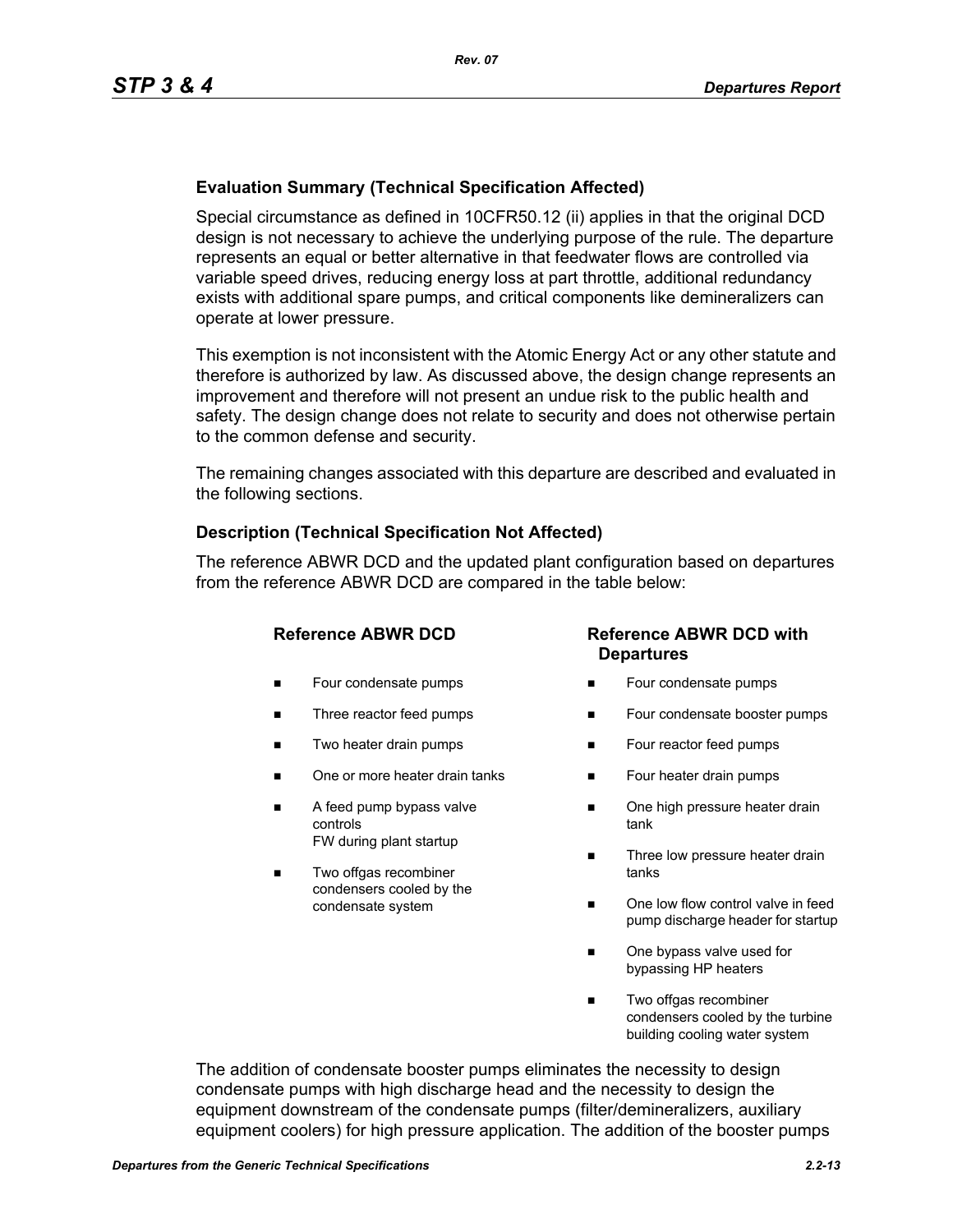**Evaluation Summary (Technical Specification Affected)**

Special circumstance as defined in 10CFR50.12 (ii) applies in that the original DCD design is not necessary to achieve the underlying purpose of the rule. The departure represents an equal or better alternative in that feedwater flows are controlled via variable speed drives, reducing energy loss at part throttle, additional redundancy exists with additional spare pumps, and critical components like demineralizers can operate at lower pressure.

This exemption is not inconsistent with the Atomic Energy Act or any other statute and therefore is authorized by law. As discussed above, the design change represents an improvement and therefore will not present an undue risk to the public health and safety. The design change does not relate to security and does not otherwise pertain to the common defense and security.

The remaining changes associated with this departure are described and evaluated in the following sections.

**Description (Technical Specification Not Affected)**

The reference ABWR DCD and the updated plant configuration based on departures from the reference ABWR DCD are compared in the table below:

| Reference ABWR DCD | Reference ABWR DCD with Departures |
|---|---|
| ▪ Four condensate pumps | ▪ Four condensate pumps |
| ▪ Three reactor feed pumps | ▪ Four condensate booster pumps |
| ▪ Two heater drain pumps | ▪ Four reactor feed pumps |
| ▪ One or more heater drain tanks | ▪ Four heater drain pumps |
| ▪ A feed pump bypass valve controls FW during plant startup | ▪ One high pressure heater drain tank |
| ▪ Two offgas recombiner condensers cooled by the condensate system | ▪ Three low pressure heater drain tanks |
| | ▪ One low flow control valve in feed pump discharge header for startup |
| | ▪ One bypass valve used for bypassing HP heaters |
| | ▪ Two offgas recombiner condensers cooled by the turbine building cooling water system |

The addition of condensate booster pumps eliminates the necessity to design condensate pumps with high discharge head and the necessity to design the equipment downstream of the condensate pumps (filter/demineralizers, auxiliary equipment coolers) for high pressure application. The addition of the booster pumps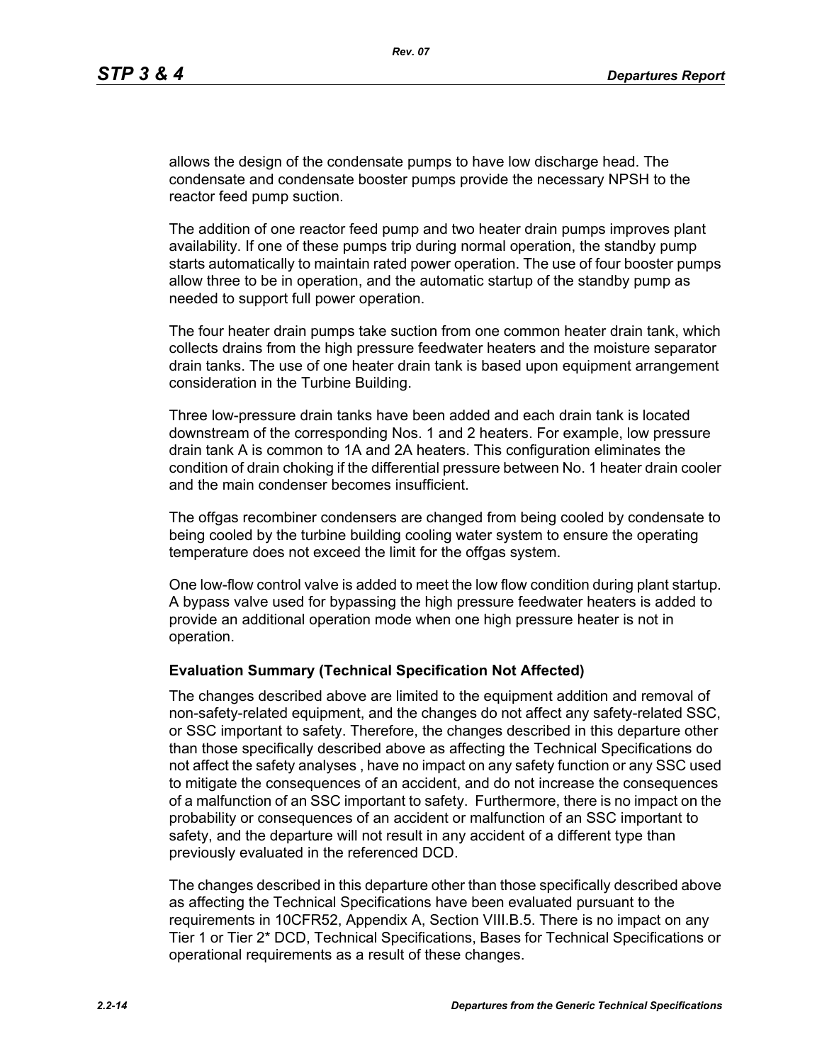allows the design of the condensate pumps to have low discharge head. The condensate and condensate booster pumps provide the necessary NPSH to the reactor feed pump suction.

The addition of one reactor feed pump and two heater drain pumps improves plant availability. If one of these pumps trip during normal operation, the standby pump starts automatically to maintain rated power operation. The use of four booster pumps allow three to be in operation, and the automatic startup of the standby pump as needed to support full power operation.

The four heater drain pumps take suction from one common heater drain tank, which collects drains from the high pressure feedwater heaters and the moisture separator drain tanks. The use of one heater drain tank is based upon equipment arrangement consideration in the Turbine Building.

Three low-pressure drain tanks have been added and each drain tank is located downstream of the corresponding Nos. 1 and 2 heaters. For example, low pressure drain tank A is common to 1A and 2A heaters. This configuration eliminates the condition of drain choking if the differential pressure between No. 1 heater drain cooler and the main condenser becomes insufficient.

The offgas recombiner condensers are changed from being cooled by condensate to being cooled by the turbine building cooling water system to ensure the operating temperature does not exceed the limit for the offgas system.

One low-flow control valve is added to meet the low flow condition during plant startup. A bypass valve used for bypassing the high pressure feedwater heaters is added to provide an additional operation mode when one high pressure heater is not in operation.

**Evaluation Summary (Technical Specification Not Affected)**

The changes described above are limited to the equipment addition and removal of non-safety-related equipment, and the changes do not affect any safety-related SSC, or SSC important to safety. Therefore, the changes described in this departure other than those specifically described above as affecting the Technical Specifications do not affect the safety analyses , have no impact on any safety function or any SSC used to mitigate the consequences of an accident, and do not increase the consequences of a malfunction of an SSC important to safety. Furthermore, there is no impact on the probability or consequences of an accident or malfunction of an SSC important to safety, and the departure will not result in any accident of a different type than previously evaluated in the referenced DCD.

The changes described in this departure other than those specifically described above as affecting the Technical Specifications have been evaluated pursuant to the requirements in 10CFR52, Appendix A, Section VIII.B.5. There is no impact on any Tier 1 or Tier 2* DCD, Technical Specifications, Bases for Technical Specifications or operational requirements as a result of these changes.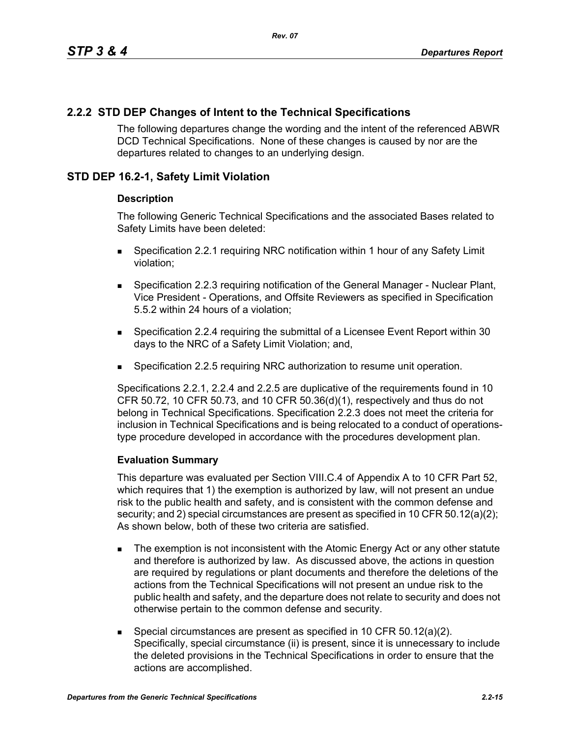## 2.2.2 STD DEP Changes of Intent to the Technical Specifications

The following departures change the wording and the intent of the referenced ABWR DCD Technical Specifications. None of these changes is caused by nor are the departures related to changes to an underlying design.

## STD DEP 16.2-1, Safety Limit Violation

### Description

The following Generic Technical Specifications and the associated Bases related to Safety Limits have been deleted:

- Specification 2.2.1 requiring NRC notification within 1 hour of any Safety Limit violation;
- Specification 2.2.3 requiring notification of the General Manager - Nuclear Plant, Vice President - Operations, and Offsite Reviewers as specified in Specification 5.5.2 within 24 hours of a violation;
- Specification 2.2.4 requiring the submittal of a Licensee Event Report within 30 days to the NRC of a Safety Limit Violation; and,
- Specification 2.2.5 requiring NRC authorization to resume unit operation.

Specifications 2.2.1, 2.2.4 and 2.2.5 are duplicative of the requirements found in 10 CFR 50.72, 10 CFR 50.73, and 10 CFR 50.36(d)(1), respectively and thus do not belong in Technical Specifications. Specification 2.2.3 does not meet the criteria for inclusion in Technical Specifications and is being relocated to a conduct of operations-type procedure developed in accordance with the procedures development plan.

### Evaluation Summary

This departure was evaluated per Section VIII.C.4 of Appendix A to 10 CFR Part 52, which requires that 1) the exemption is authorized by law, will not present an undue risk to the public health and safety, and is consistent with the common defense and security; and 2) special circumstances are present as specified in 10 CFR 50.12(a)(2); As shown below, both of these two criteria are satisfied.

- The exemption is not inconsistent with the Atomic Energy Act or any other statute and therefore is authorized by law. As discussed above, the actions in question are required by regulations or plant documents and therefore the deletions of the actions from the Technical Specifications will not present an undue risk to the public health and safety, and the departure does not relate to security and does not otherwise pertain to the common defense and security.
- Special circumstances are present as specified in 10 CFR 50.12(a)(2). Specifically, special circumstance (ii) is present, since it is unnecessary to include the deleted provisions in the Technical Specifications in order to ensure that the actions are accomplished.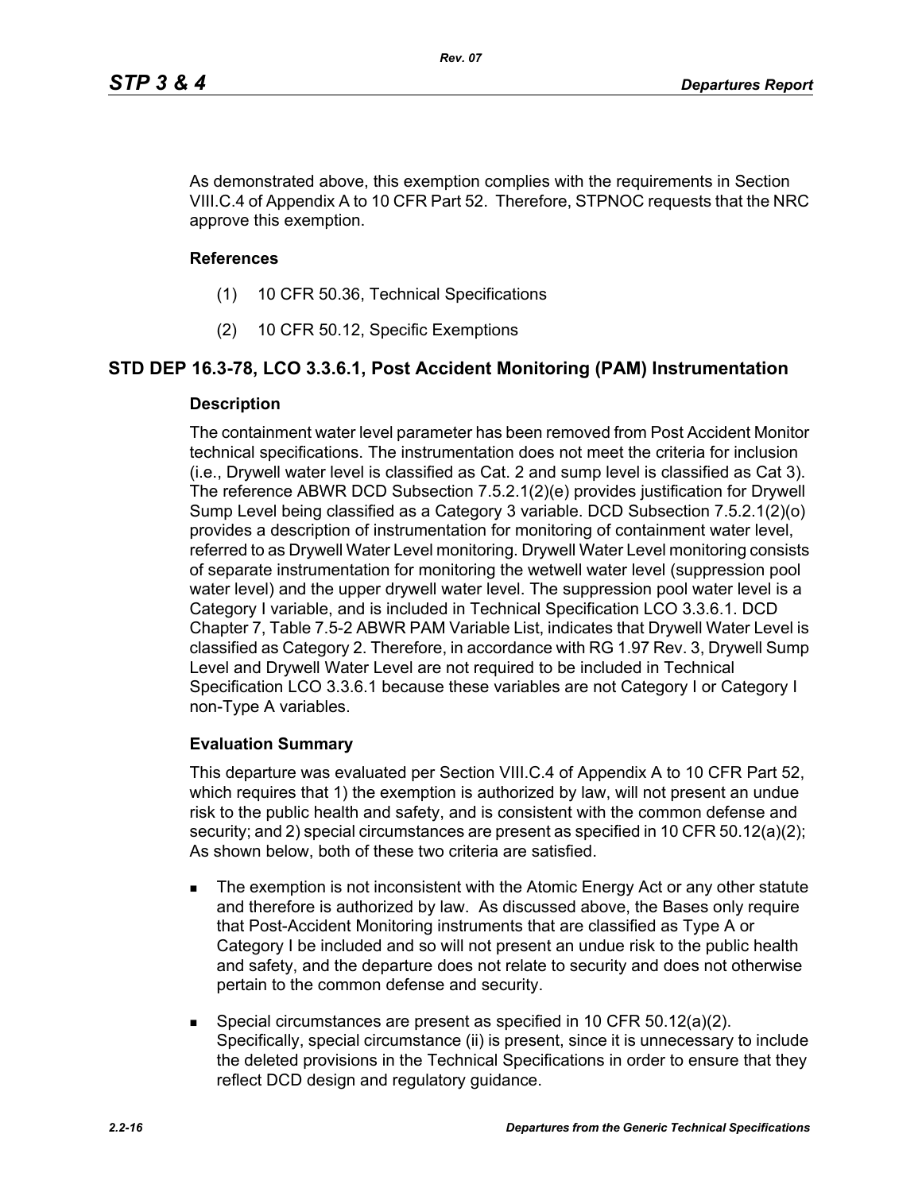As demonstrated above, this exemption complies with the requirements in Section VIII.C.4 of Appendix A to 10 CFR Part 52. Therefore, STPNOC requests that the NRC approve this exemption.

### References

(1) 10 CFR 50.36, Technical Specifications

(2) 10 CFR 50.12, Specific Exemptions

## STD DEP 16.3-78, LCO 3.3.6.1, Post Accident Monitoring (PAM) Instrumentation

### Description

The containment water level parameter has been removed from Post Accident Monitor technical specifications. The instrumentation does not meet the criteria for inclusion (i.e., Drywell water level is classified as Cat. 2 and sump level is classified as Cat 3). The reference ABWR DCD Subsection 7.5.2.1(2)(e) provides justification for Drywell Sump Level being classified as a Category 3 variable. DCD Subsection 7.5.2.1(2)(o) provides a description of instrumentation for monitoring of containment water level, referred to as Drywell Water Level monitoring. Drywell Water Level monitoring consists of separate instrumentation for monitoring the wetwell water level (suppression pool water level) and the upper drywell water level. The suppression pool water level is a Category I variable, and is included in Technical Specification LCO 3.3.6.1. DCD Chapter 7, Table 7.5-2 ABWR PAM Variable List, indicates that Drywell Water Level is classified as Category 2. Therefore, in accordance with RG 1.97 Rev. 3, Drywell Sump Level and Drywell Water Level are not required to be included in Technical Specification LCO 3.3.6.1 because these variables are not Category I or Category I non-Type A variables.

### Evaluation Summary

This departure was evaluated per Section VIII.C.4 of Appendix A to 10 CFR Part 52, which requires that 1) the exemption is authorized by law, will not present an undue risk to the public health and safety, and is consistent with the common defense and security; and 2) special circumstances are present as specified in 10 CFR 50.12(a)(2); As shown below, both of these two criteria are satisfied.

- The exemption is not inconsistent with the Atomic Energy Act or any other statute and therefore is authorized by law. As discussed above, the Bases only require that Post-Accident Monitoring instruments that are classified as Type A or Category I be included and so will not present an undue risk to the public health and safety, and the departure does not relate to security and does not otherwise pertain to the common defense and security.
- Special circumstances are present as specified in 10 CFR 50.12(a)(2). Specifically, special circumstance (ii) is present, since it is unnecessary to include the deleted provisions in the Technical Specifications in order to ensure that they reflect DCD design and regulatory guidance.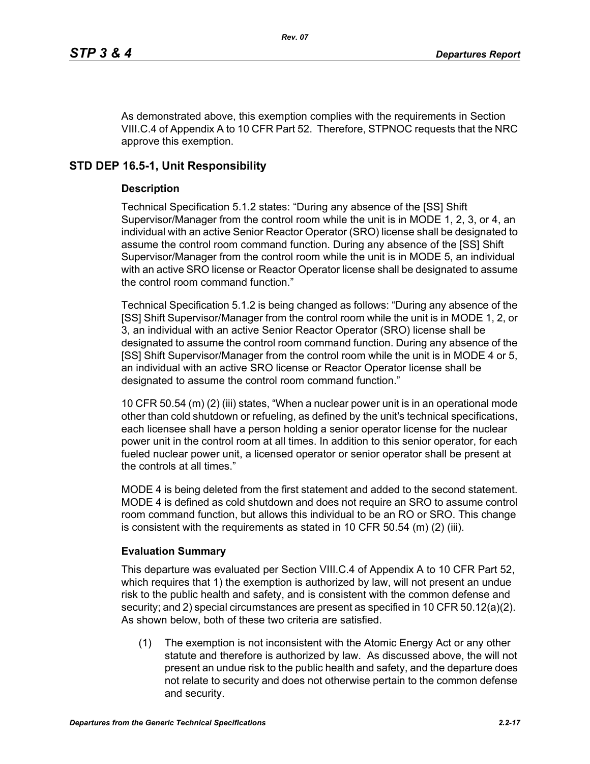As demonstrated above, this exemption complies with the requirements in Section VIII.C.4 of Appendix A to 10 CFR Part 52. Therefore, STPNOC requests that the NRC approve this exemption.

## STD DEP 16.5-1, Unit Responsibility

### Description

Technical Specification 5.1.2 states: "During any absence of the [SS] Shift Supervisor/Manager from the control room while the unit is in MODE 1, 2, 3, or 4, an individual with an active Senior Reactor Operator (SRO) license shall be designated to assume the control room command function. During any absence of the [SS] Shift Supervisor/Manager from the control room while the unit is in MODE 5, an individual with an active SRO license or Reactor Operator license shall be designated to assume the control room command function."

Technical Specification 5.1.2 is being changed as follows: "During any absence of the [SS] Shift Supervisor/Manager from the control room while the unit is in MODE 1, 2, or 3, an individual with an active Senior Reactor Operator (SRO) license shall be designated to assume the control room command function. During any absence of the [SS] Shift Supervisor/Manager from the control room while the unit is in MODE 4 or 5, an individual with an active SRO license or Reactor Operator license shall be designated to assume the control room command function."

10 CFR 50.54 (m) (2) (iii) states, "When a nuclear power unit is in an operational mode other than cold shutdown or refueling, as defined by the unit's technical specifications, each licensee shall have a person holding a senior operator license for the nuclear power unit in the control room at all times. In addition to this senior operator, for each fueled nuclear power unit, a licensed operator or senior operator shall be present at the controls at all times."

MODE 4 is being deleted from the first statement and added to the second statement. MODE 4 is defined as cold shutdown and does not require an SRO to assume control room command function, but allows this individual to be an RO or SRO. This change is consistent with the requirements as stated in 10 CFR 50.54 (m) (2) (iii).

### Evaluation Summary

This departure was evaluated per Section VIII.C.4 of Appendix A to 10 CFR Part 52, which requires that 1) the exemption is authorized by law, will not present an undue risk to the public health and safety, and is consistent with the common defense and security; and 2) special circumstances are present as specified in 10 CFR 50.12(a)(2). As shown below, both of these two criteria are satisfied.

(1) The exemption is not inconsistent with the Atomic Energy Act or any other statute and therefore is authorized by law. As discussed above, the will not present an undue risk to the public health and safety, and the departure does not relate to security and does not otherwise pertain to the common defense and security.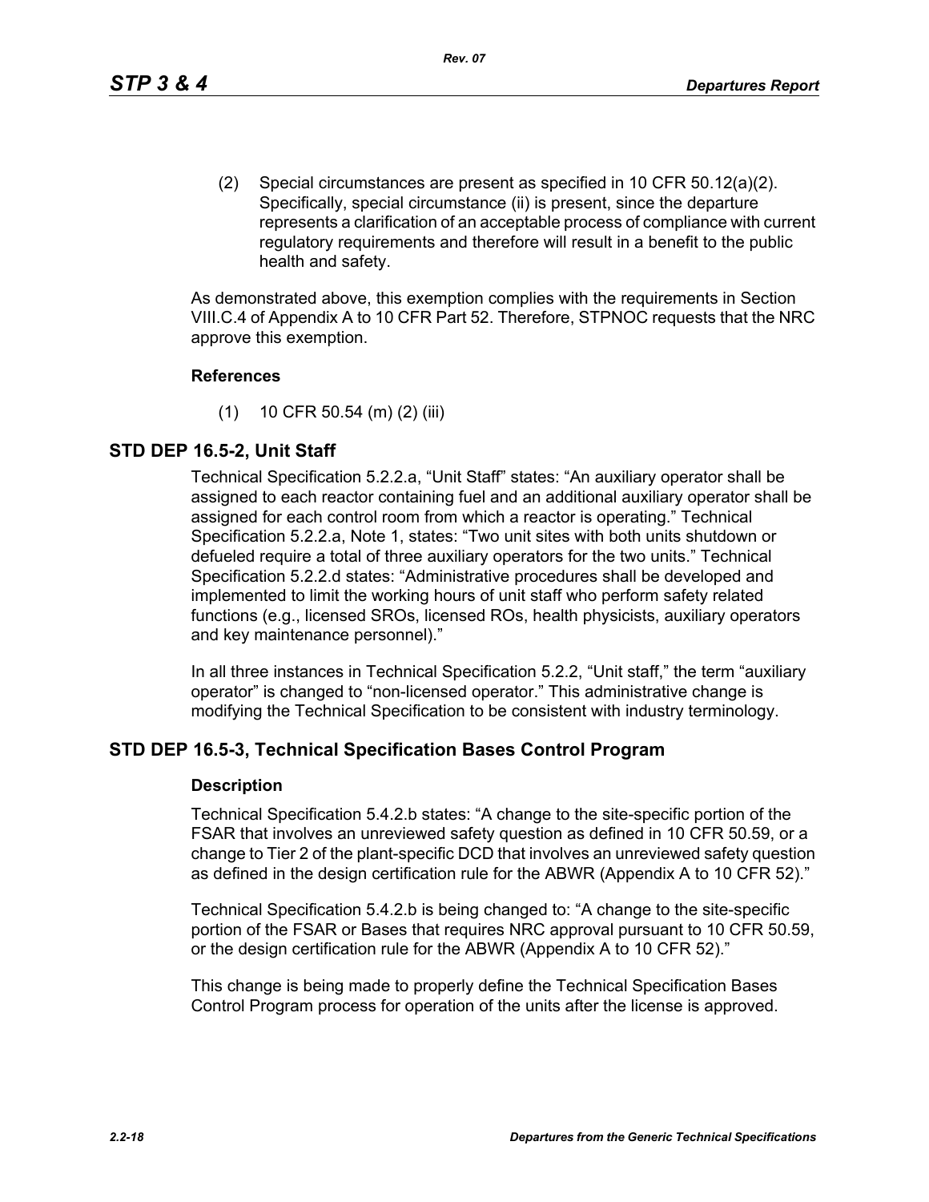(2) Special circumstances are present as specified in 10 CFR 50.12(a)(2). Specifically, special circumstance (ii) is present, since the departure represents a clarification of an acceptable process of compliance with current regulatory requirements and therefore will result in a benefit to the public health and safety.

As demonstrated above, this exemption complies with the requirements in Section VIII.C.4 of Appendix A to 10 CFR Part 52. Therefore, STPNOC requests that the NRC approve this exemption.

**References**

(1) 10 CFR 50.54 (m) (2) (iii)

## STD DEP 16.5-2, Unit Staff

Technical Specification 5.2.2.a, "Unit Staff" states: "An auxiliary operator shall be assigned to each reactor containing fuel and an additional auxiliary operator shall be assigned for each control room from which a reactor is operating." Technical Specification 5.2.2.a, Note 1, states: "Two unit sites with both units shutdown or defueled require a total of three auxiliary operators for the two units." Technical Specification 5.2.2.d states: "Administrative procedures shall be developed and implemented to limit the working hours of unit staff who perform safety related functions (e.g., licensed SROs, licensed ROs, health physicists, auxiliary operators and key maintenance personnel)."

In all three instances in Technical Specification 5.2.2, "Unit staff," the term "auxiliary operator" is changed to "non-licensed operator." This administrative change is modifying the Technical Specification to be consistent with industry terminology.

## STD DEP 16.5-3, Technical Specification Bases Control Program

**Description**

Technical Specification 5.4.2.b states: "A change to the site-specific portion of the FSAR that involves an unreviewed safety question as defined in 10 CFR 50.59, or a change to Tier 2 of the plant-specific DCD that involves an unreviewed safety question as defined in the design certification rule for the ABWR (Appendix A to 10 CFR 52)."

Technical Specification 5.4.2.b is being changed to: "A change to the site-specific portion of the FSAR or Bases that requires NRC approval pursuant to 10 CFR 50.59, or the design certification rule for the ABWR (Appendix A to 10 CFR 52)."

This change is being made to properly define the Technical Specification Bases Control Program process for operation of the units after the license is approved.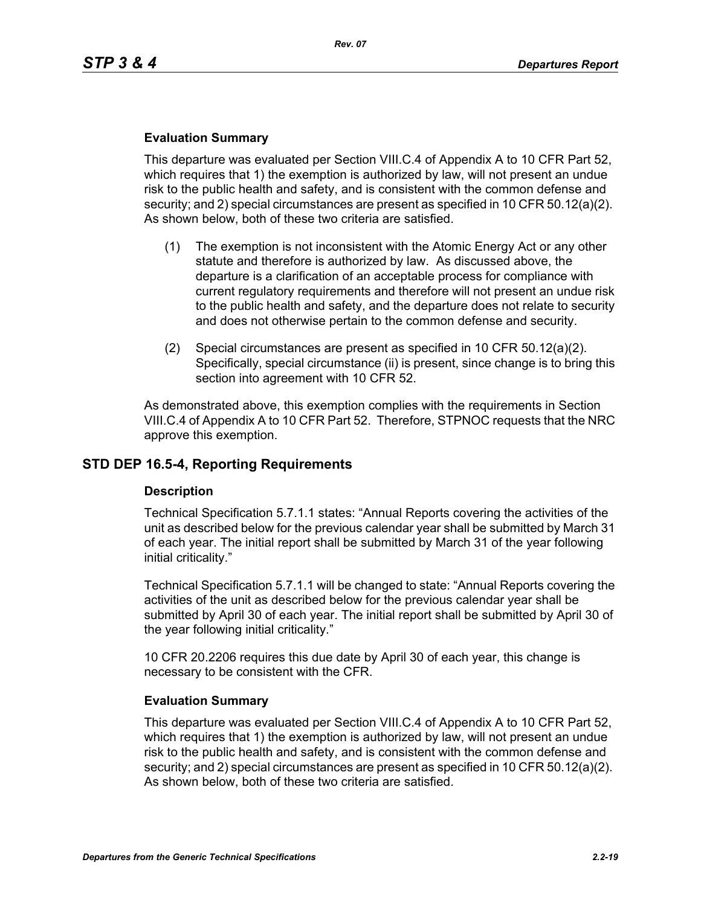### Evaluation Summary

This departure was evaluated per Section VIII.C.4 of Appendix A to 10 CFR Part 52, which requires that 1) the exemption is authorized by law, will not present an undue risk to the public health and safety, and is consistent with the common defense and security; and 2) special circumstances are present as specified in 10 CFR 50.12(a)(2). As shown below, both of these two criteria are satisfied.

(1) The exemption is not inconsistent with the Atomic Energy Act or any other statute and therefore is authorized by law. As discussed above, the departure is a clarification of an acceptable process for compliance with current regulatory requirements and therefore will not present an undue risk to the public health and safety, and the departure does not relate to security and does not otherwise pertain to the common defense and security.

(2) Special circumstances are present as specified in 10 CFR 50.12(a)(2). Specifically, special circumstance (ii) is present, since change is to bring this section into agreement with 10 CFR 52.

As demonstrated above, this exemption complies with the requirements in Section VIII.C.4 of Appendix A to 10 CFR Part 52. Therefore, STPNOC requests that the NRC approve this exemption.

## STD DEP 16.5-4, Reporting Requirements

### Description

Technical Specification 5.7.1.1 states: "Annual Reports covering the activities of the unit as described below for the previous calendar year shall be submitted by March 31 of each year. The initial report shall be submitted by March 31 of the year following initial criticality."

Technical Specification 5.7.1.1 will be changed to state: "Annual Reports covering the activities of the unit as described below for the previous calendar year shall be submitted by April 30 of each year. The initial report shall be submitted by April 30 of the year following initial criticality."

10 CFR 20.2206 requires this due date by April 30 of each year, this change is necessary to be consistent with the CFR.

### Evaluation Summary

This departure was evaluated per Section VIII.C.4 of Appendix A to 10 CFR Part 52, which requires that 1) the exemption is authorized by law, will not present an undue risk to the public health and safety, and is consistent with the common defense and security; and 2) special circumstances are present as specified in 10 CFR 50.12(a)(2). As shown below, both of these two criteria are satisfied.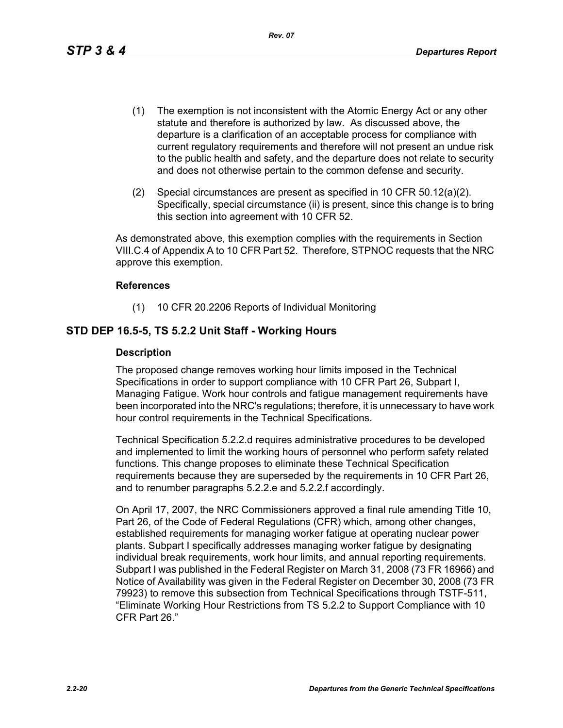(1) The exemption is not inconsistent with the Atomic Energy Act or any other statute and therefore is authorized by law. As discussed above, the departure is a clarification of an acceptable process for compliance with current regulatory requirements and therefore will not present an undue risk to the public health and safety, and the departure does not relate to security and does not otherwise pertain to the common defense and security.

(2) Special circumstances are present as specified in 10 CFR 50.12(a)(2). Specifically, special circumstance (ii) is present, since this change is to bring this section into agreement with 10 CFR 52.

As demonstrated above, this exemption complies with the requirements in Section VIII.C.4 of Appendix A to 10 CFR Part 52. Therefore, STPNOC requests that the NRC approve this exemption.

**References**

(1) 10 CFR 20.2206 Reports of Individual Monitoring

## STD DEP 16.5-5, TS 5.2.2 Unit Staff - Working Hours

**Description**

The proposed change removes working hour limits imposed in the Technical Specifications in order to support compliance with 10 CFR Part 26, Subpart I, Managing Fatigue. Work hour controls and fatigue management requirements have been incorporated into the NRC's regulations; therefore, it is unnecessary to have work hour control requirements in the Technical Specifications.

Technical Specification 5.2.2.d requires administrative procedures to be developed and implemented to limit the working hours of personnel who perform safety related functions. This change proposes to eliminate these Technical Specification requirements because they are superseded by the requirements in 10 CFR Part 26, and to renumber paragraphs 5.2.2.e and 5.2.2.f accordingly.

On April 17, 2007, the NRC Commissioners approved a final rule amending Title 10, Part 26, of the Code of Federal Regulations (CFR) which, among other changes, established requirements for managing worker fatigue at operating nuclear power plants. Subpart I specifically addresses managing worker fatigue by designating individual break requirements, work hour limits, and annual reporting requirements. Subpart I was published in the Federal Register on March 31, 2008 (73 FR 16966) and Notice of Availability was given in the Federal Register on December 30, 2008 (73 FR 79923) to remove this subsection from Technical Specifications through TSTF-511, "Eliminate Working Hour Restrictions from TS 5.2.2 to Support Compliance with 10 CFR Part 26."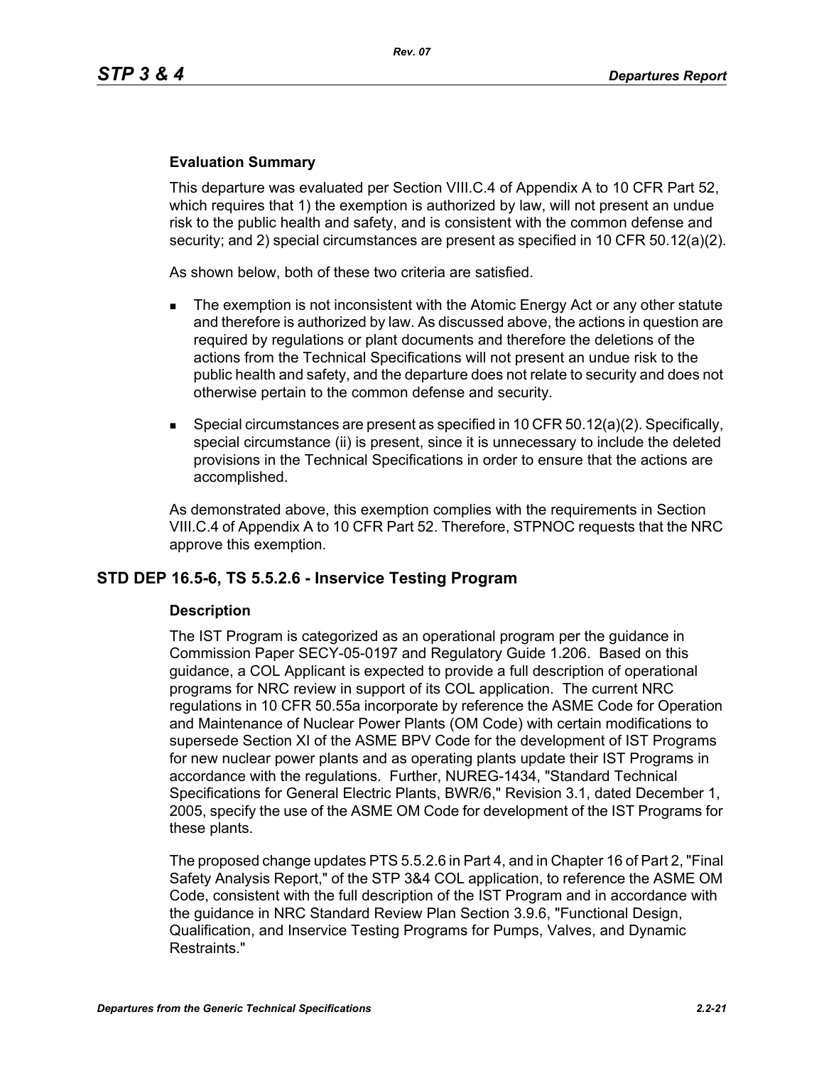### Evaluation Summary

This departure was evaluated per Section VIII.C.4 of Appendix A to 10 CFR Part 52, which requires that 1) the exemption is authorized by law, will not present an undue risk to the public health and safety, and is consistent with the common defense and security; and 2) special circumstances are present as specified in 10 CFR 50.12(a)(2).

As shown below, both of these two criteria are satisfied.

- The exemption is not inconsistent with the Atomic Energy Act or any other statute and therefore is authorized by law. As discussed above, the actions in question are required by regulations or plant documents and therefore the deletions of the actions from the Technical Specifications will not present an undue risk to the public health and safety, and the departure does not relate to security and does not otherwise pertain to the common defense and security.
- Special circumstances are present as specified in 10 CFR 50.12(a)(2). Specifically, special circumstance (ii) is present, since it is unnecessary to include the deleted provisions in the Technical Specifications in order to ensure that the actions are accomplished.

As demonstrated above, this exemption complies with the requirements in Section VIII.C.4 of Appendix A to 10 CFR Part 52. Therefore, STPNOC requests that the NRC approve this exemption.

## STD DEP 16.5-6, TS 5.5.2.6 - Inservice Testing Program

### Description

The IST Program is categorized as an operational program per the guidance in Commission Paper SECY-05-0197 and Regulatory Guide 1.206. Based on this guidance, a COL Applicant is expected to provide a full description of operational programs for NRC review in support of its COL application. The current NRC regulations in 10 CFR 50.55a incorporate by reference the ASME Code for Operation and Maintenance of Nuclear Power Plants (OM Code) with certain modifications to supersede Section XI of the ASME BPV Code for the development of IST Programs for new nuclear power plants and as operating plants update their IST Programs in accordance with the regulations. Further, NUREG-1434, "Standard Technical Specifications for General Electric Plants, BWR/6," Revision 3.1, dated December 1, 2005, specify the use of the ASME OM Code for development of the IST Programs for these plants.

The proposed change updates PTS 5.5.2.6 in Part 4, and in Chapter 16 of Part 2, "Final Safety Analysis Report," of the STP 3&4 COL application, to reference the ASME OM Code, consistent with the full description of the IST Program and in accordance with the guidance in NRC Standard Review Plan Section 3.9.6, "Functional Design, Qualification, and Inservice Testing Programs for Pumps, Valves, and Dynamic Restraints."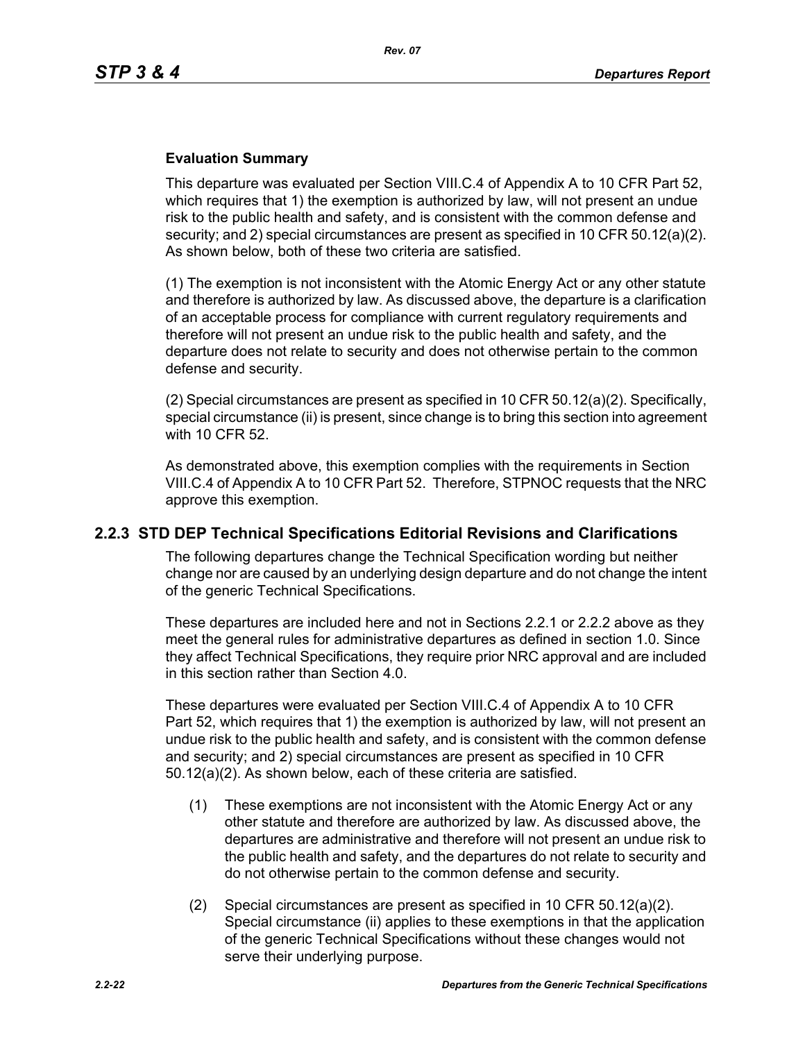**Evaluation Summary**

This departure was evaluated per Section VIII.C.4 of Appendix A to 10 CFR Part 52, which requires that 1) the exemption is authorized by law, will not present an undue risk to the public health and safety, and is consistent with the common defense and security; and 2) special circumstances are present as specified in 10 CFR 50.12(a)(2). As shown below, both of these two criteria are satisfied.

(1) The exemption is not inconsistent with the Atomic Energy Act or any other statute and therefore is authorized by law. As discussed above, the departure is a clarification of an acceptable process for compliance with current regulatory requirements and therefore will not present an undue risk to the public health and safety, and the departure does not relate to security and does not otherwise pertain to the common defense and security.

(2) Special circumstances are present as specified in 10 CFR 50.12(a)(2). Specifically, special circumstance (ii) is present, since change is to bring this section into agreement with 10 CFR 52.

As demonstrated above, this exemption complies with the requirements in Section VIII.C.4 of Appendix A to 10 CFR Part 52. Therefore, STPNOC requests that the NRC approve this exemption.

## 2.2.3 STD DEP Technical Specifications Editorial Revisions and Clarifications

The following departures change the Technical Specification wording but neither change nor are caused by an underlying design departure and do not change the intent of the generic Technical Specifications.

These departures are included here and not in Sections 2.2.1 or 2.2.2 above as they meet the general rules for administrative departures as defined in section 1.0. Since they affect Technical Specifications, they require prior NRC approval and are included in this section rather than Section 4.0.

These departures were evaluated per Section VIII.C.4 of Appendix A to 10 CFR Part 52, which requires that 1) the exemption is authorized by law, will not present an undue risk to the public health and safety, and is consistent with the common defense and security; and 2) special circumstances are present as specified in 10 CFR 50.12(a)(2). As shown below, each of these criteria are satisfied.

(1) These exemptions are not inconsistent with the Atomic Energy Act or any other statute and therefore are authorized by law. As discussed above, the departures are administrative and therefore will not present an undue risk to the public health and safety, and the departures do not relate to security and do not otherwise pertain to the common defense and security.

(2) Special circumstances are present as specified in 10 CFR 50.12(a)(2). Special circumstance (ii) applies to these exemptions in that the application of the generic Technical Specifications without these changes would not serve their underlying purpose.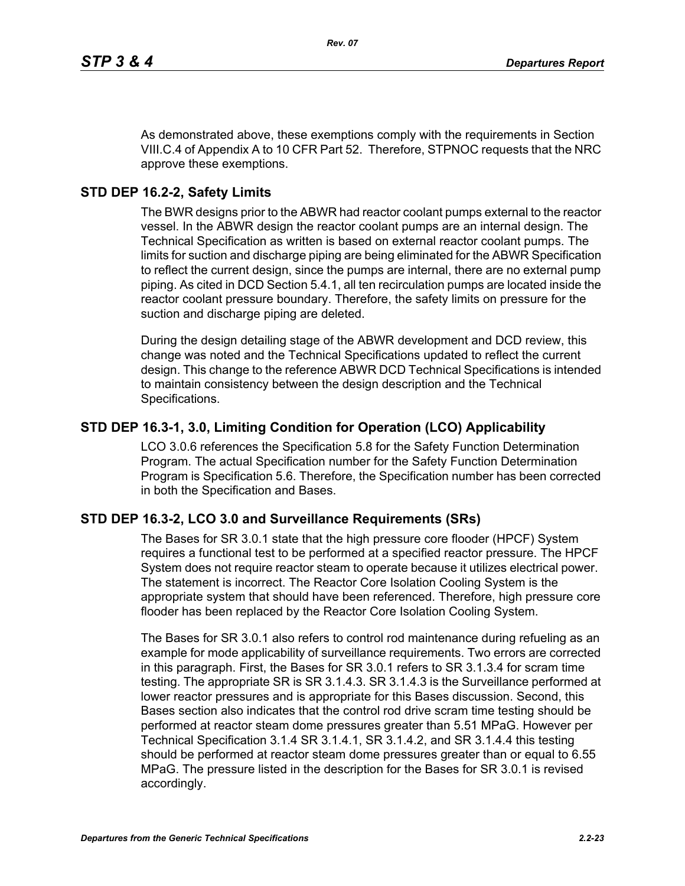As demonstrated above, these exemptions comply with the requirements in Section VIII.C.4 of Appendix A to 10 CFR Part 52. Therefore, STPNOC requests that the NRC approve these exemptions.

## STD DEP 16.2-2, Safety Limits

The BWR designs prior to the ABWR had reactor coolant pumps external to the reactor vessel. In the ABWR design the reactor coolant pumps are an internal design. The Technical Specification as written is based on external reactor coolant pumps. The limits for suction and discharge piping are being eliminated for the ABWR Specification to reflect the current design, since the pumps are internal, there are no external pump piping. As cited in DCD Section 5.4.1, all ten recirculation pumps are located inside the reactor coolant pressure boundary. Therefore, the safety limits on pressure for the suction and discharge piping are deleted.

During the design detailing stage of the ABWR development and DCD review, this change was noted and the Technical Specifications updated to reflect the current design. This change to the reference ABWR DCD Technical Specifications is intended to maintain consistency between the design description and the Technical Specifications.

## STD DEP 16.3-1, 3.0, Limiting Condition for Operation (LCO) Applicability

LCO 3.0.6 references the Specification 5.8 for the Safety Function Determination Program. The actual Specification number for the Safety Function Determination Program is Specification 5.6. Therefore, the Specification number has been corrected in both the Specification and Bases.

## STD DEP 16.3-2, LCO 3.0 and Surveillance Requirements (SRs)

The Bases for SR 3.0.1 state that the high pressure core flooder (HPCF) System requires a functional test to be performed at a specified reactor pressure. The HPCF System does not require reactor steam to operate because it utilizes electrical power. The statement is incorrect. The Reactor Core Isolation Cooling System is the appropriate system that should have been referenced. Therefore, high pressure core flooder has been replaced by the Reactor Core Isolation Cooling System.

The Bases for SR 3.0.1 also refers to control rod maintenance during refueling as an example for mode applicability of surveillance requirements. Two errors are corrected in this paragraph. First, the Bases for SR 3.0.1 refers to SR 3.1.3.4 for scram time testing. The appropriate SR is SR 3.1.4.3. SR 3.1.4.3 is the Surveillance performed at lower reactor pressures and is appropriate for this Bases discussion. Second, this Bases section also indicates that the control rod drive scram time testing should be performed at reactor steam dome pressures greater than 5.51 MPaG. However per Technical Specification 3.1.4 SR 3.1.4.1, SR 3.1.4.2, and SR 3.1.4.4 this testing should be performed at reactor steam dome pressures greater than or equal to 6.55 MPaG. The pressure listed in the description for the Bases for SR 3.0.1 is revised accordingly.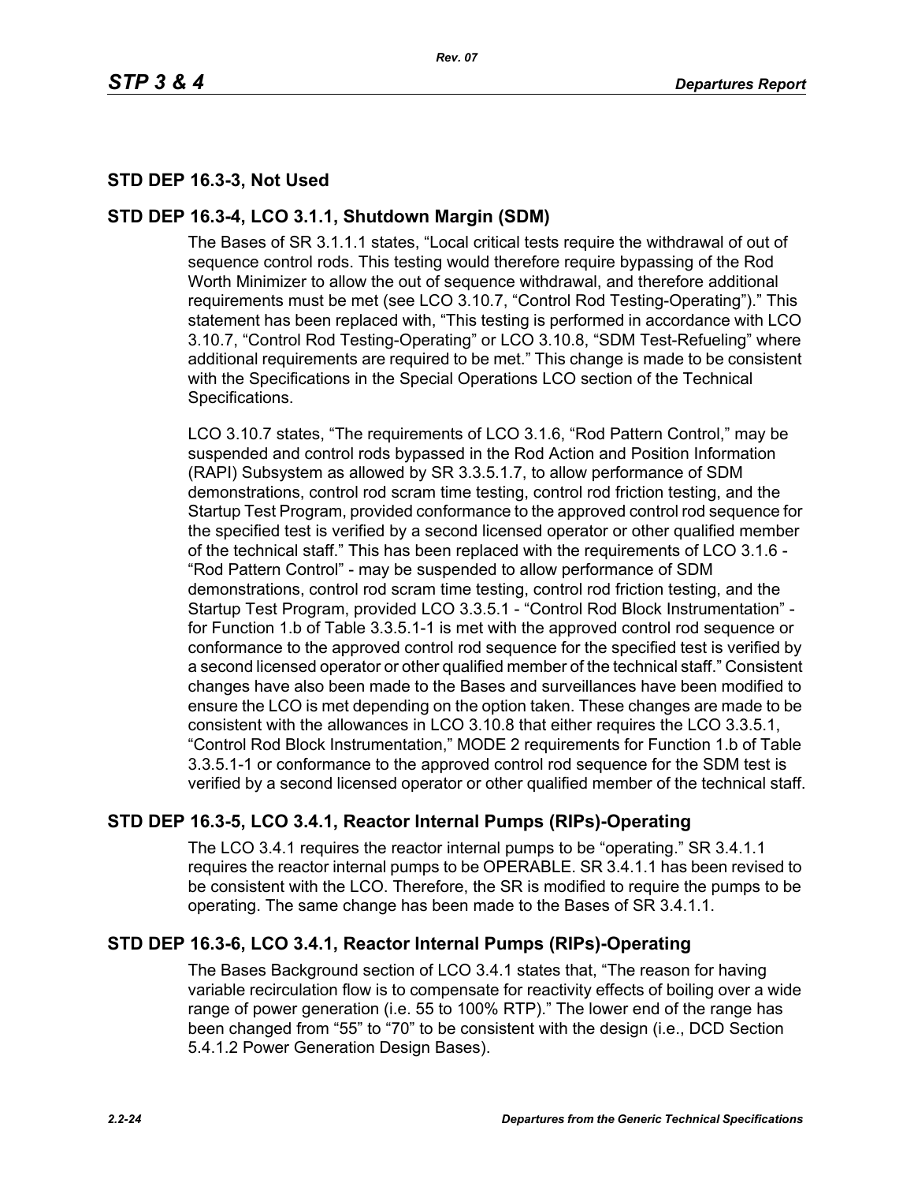## STD DEP 16.3-3, Not Used

## STD DEP 16.3-4, LCO 3.1.1, Shutdown Margin (SDM)

The Bases of SR 3.1.1.1 states, "Local critical tests require the withdrawal of out of sequence control rods. This testing would therefore require bypassing of the Rod Worth Minimizer to allow the out of sequence withdrawal, and therefore additional requirements must be met (see LCO 3.10.7, "Control Rod Testing-Operating")." This statement has been replaced with, "This testing is performed in accordance with LCO 3.10.7, "Control Rod Testing-Operating" or LCO 3.10.8, "SDM Test-Refueling" where additional requirements are required to be met." This change is made to be consistent with the Specifications in the Special Operations LCO section of the Technical Specifications.

LCO 3.10.7 states, "The requirements of LCO 3.1.6, "Rod Pattern Control," may be suspended and control rods bypassed in the Rod Action and Position Information (RAPI) Subsystem as allowed by SR 3.3.5.1.7, to allow performance of SDM demonstrations, control rod scram time testing, control rod friction testing, and the Startup Test Program, provided conformance to the approved control rod sequence for the specified test is verified by a second licensed operator or other qualified member of the technical staff." This has been replaced with the requirements of LCO 3.1.6 - "Rod Pattern Control" - may be suspended to allow performance of SDM demonstrations, control rod scram time testing, control rod friction testing, and the Startup Test Program, provided LCO 3.3.5.1 - "Control Rod Block Instrumentation" - for Function 1.b of Table 3.3.5.1-1 is met with the approved control rod sequence or conformance to the approved control rod sequence for the specified test is verified by a second licensed operator or other qualified member of the technical staff." Consistent changes have also been made to the Bases and surveillances have been modified to ensure the LCO is met depending on the option taken. These changes are made to be consistent with the allowances in LCO 3.10.8 that either requires the LCO 3.3.5.1, "Control Rod Block Instrumentation," MODE 2 requirements for Function 1.b of Table 3.3.5.1-1 or conformance to the approved control rod sequence for the SDM test is verified by a second licensed operator or other qualified member of the technical staff.

## STD DEP 16.3-5, LCO 3.4.1, Reactor Internal Pumps (RIPs)-Operating

The LCO 3.4.1 requires the reactor internal pumps to be "operating." SR 3.4.1.1 requires the reactor internal pumps to be OPERABLE. SR 3.4.1.1 has been revised to be consistent with the LCO. Therefore, the SR is modified to require the pumps to be operating. The same change has been made to the Bases of SR 3.4.1.1.

## STD DEP 16.3-6, LCO 3.4.1, Reactor Internal Pumps (RIPs)-Operating

The Bases Background section of LCO 3.4.1 states that, "The reason for having variable recirculation flow is to compensate for reactivity effects of boiling over a wide range of power generation (i.e. 55 to 100% RTP)." The lower end of the range has been changed from "55" to "70" to be consistent with the design (i.e., DCD Section 5.4.1.2 Power Generation Design Bases).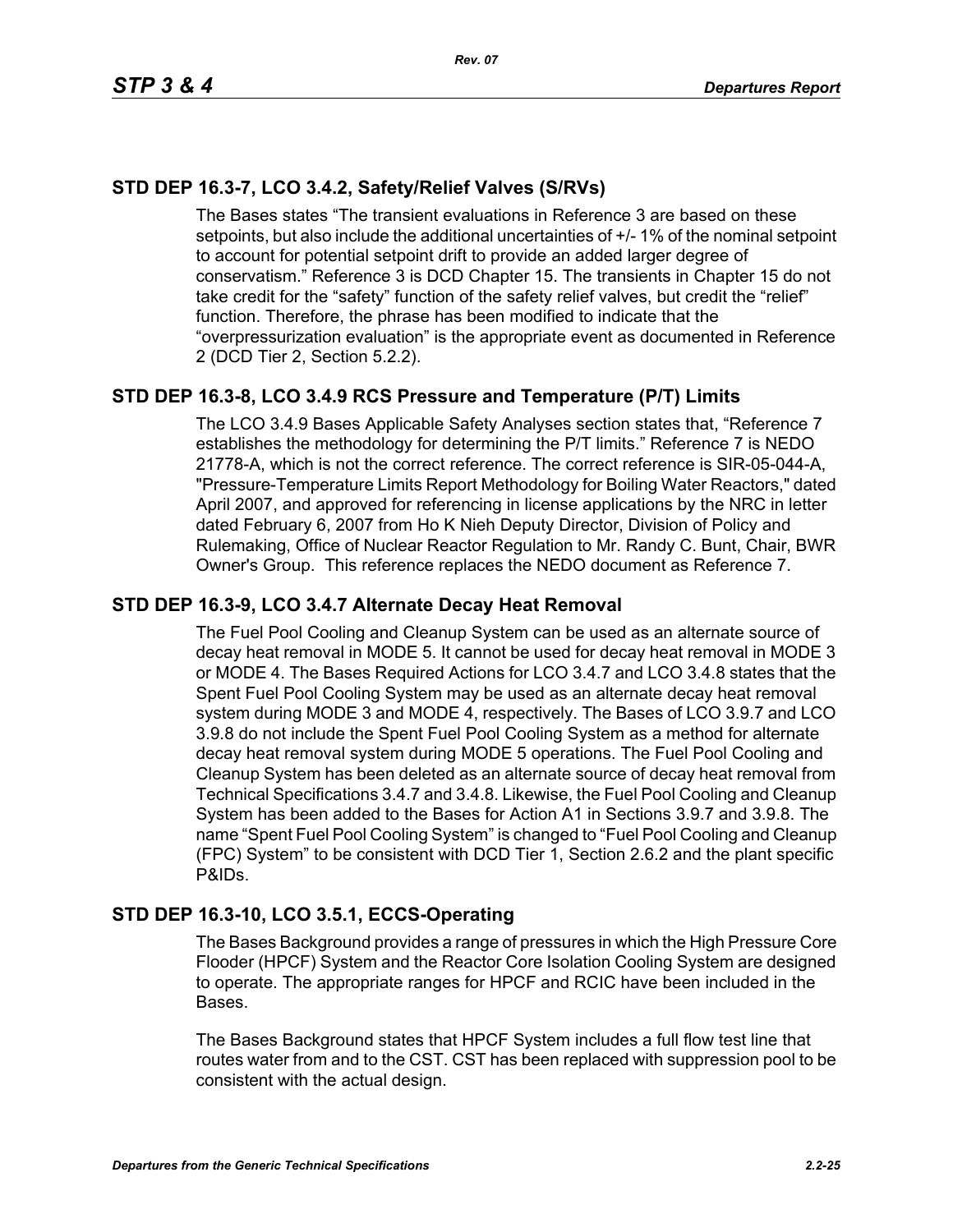## STD DEP 16.3-7, LCO 3.4.2, Safety/Relief Valves (S/RVs)

The Bases states “The transient evaluations in Reference 3 are based on these setpoints, but also include the additional uncertainties of +/- 1% of the nominal setpoint to account for potential setpoint drift to provide an added larger degree of conservatism.” Reference 3 is DCD Chapter 15. The transients in Chapter 15 do not take credit for the “safety” function of the safety relief valves, but credit the “relief” function. Therefore, the phrase has been modified to indicate that the “overpressurization evaluation” is the appropriate event as documented in Reference 2 (DCD Tier 2, Section 5.2.2).

## STD DEP 16.3-8, LCO 3.4.9 RCS Pressure and Temperature (P/T) Limits

The LCO 3.4.9 Bases Applicable Safety Analyses section states that, “Reference 7 establishes the methodology for determining the P/T limits.” Reference 7 is NEDO 21778-A, which is not the correct reference. The correct reference is SIR-05-044-A, "Pressure-Temperature Limits Report Methodology for Boiling Water Reactors," dated April 2007, and approved for referencing in license applications by the NRC in letter dated February 6, 2007 from Ho K Nieh Deputy Director, Division of Policy and Rulemaking, Office of Nuclear Reactor Regulation to Mr. Randy C. Bunt, Chair, BWR Owner's Group. This reference replaces the NEDO document as Reference 7.

## STD DEP 16.3-9, LCO 3.4.7 Alternate Decay Heat Removal

The Fuel Pool Cooling and Cleanup System can be used as an alternate source of decay heat removal in MODE 5. It cannot be used for decay heat removal in MODE 3 or MODE 4. The Bases Required Actions for LCO 3.4.7 and LCO 3.4.8 states that the Spent Fuel Pool Cooling System may be used as an alternate decay heat removal system during MODE 3 and MODE 4, respectively. The Bases of LCO 3.9.7 and LCO 3.9.8 do not include the Spent Fuel Pool Cooling System as a method for alternate decay heat removal system during MODE 5 operations. The Fuel Pool Cooling and Cleanup System has been deleted as an alternate source of decay heat removal from Technical Specifications 3.4.7 and 3.4.8. Likewise, the Fuel Pool Cooling and Cleanup System has been added to the Bases for Action A1 in Sections 3.9.7 and 3.9.8. The name “Spent Fuel Pool Cooling System” is changed to “Fuel Pool Cooling and Cleanup (FPC) System” to be consistent with DCD Tier 1, Section 2.6.2 and the plant specific P&IDs.

## STD DEP 16.3-10, LCO 3.5.1, ECCS-Operating

The Bases Background provides a range of pressures in which the High Pressure Core Flooder (HPCF) System and the Reactor Core Isolation Cooling System are designed to operate. The appropriate ranges for HPCF and RCIC have been included in the Bases.

The Bases Background states that HPCF System includes a full flow test line that routes water from and to the CST. CST has been replaced with suppression pool to be consistent with the actual design.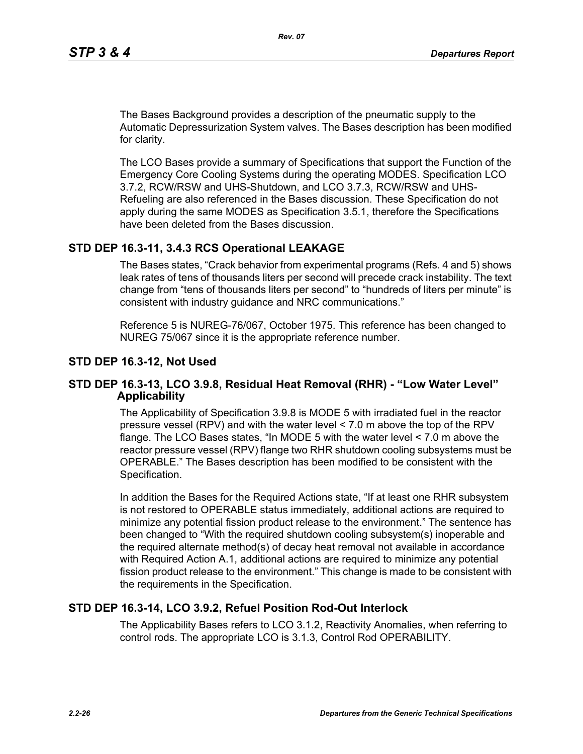The Bases Background provides a description of the pneumatic supply to the Automatic Depressurization System valves. The Bases description has been modified for clarity.

The LCO Bases provide a summary of Specifications that support the Function of the Emergency Core Cooling Systems during the operating MODES. Specification LCO 3.7.2, RCW/RSW and UHS-Shutdown, and LCO 3.7.3, RCW/RSW and UHS-Refueling are also referenced in the Bases discussion. These Specification do not apply during the same MODES as Specification 3.5.1, therefore the Specifications have been deleted from the Bases discussion.

## STD DEP 16.3-11, 3.4.3 RCS Operational LEAKAGE

The Bases states, "Crack behavior from experimental programs (Refs. 4 and 5) shows leak rates of tens of thousands liters per second will precede crack instability. The text change from "tens of thousands liters per second" to "hundreds of liters per minute" is consistent with industry guidance and NRC communications."

Reference 5 is NUREG-76/067, October 1975. This reference has been changed to NUREG 75/067 since it is the appropriate reference number.

## STD DEP 16.3-12, Not Used

## STD DEP 16.3-13, LCO 3.9.8, Residual Heat Removal (RHR) - "Low Water Level" Applicability

The Applicability of Specification 3.9.8 is MODE 5 with irradiated fuel in the reactor pressure vessel (RPV) and with the water level < 7.0 m above the top of the RPV flange. The LCO Bases states, "In MODE 5 with the water level < 7.0 m above the reactor pressure vessel (RPV) flange two RHR shutdown cooling subsystems must be OPERABLE." The Bases description has been modified to be consistent with the Specification.

In addition the Bases for the Required Actions state, "If at least one RHR subsystem is not restored to OPERABLE status immediately, additional actions are required to minimize any potential fission product release to the environment." The sentence has been changed to "With the required shutdown cooling subsystem(s) inoperable and the required alternate method(s) of decay heat removal not available in accordance with Required Action A.1, additional actions are required to minimize any potential fission product release to the environment." This change is made to be consistent with the requirements in the Specification.

## STD DEP 16.3-14, LCO 3.9.2, Refuel Position Rod-Out Interlock

The Applicability Bases refers to LCO 3.1.2, Reactivity Anomalies, when referring to control rods. The appropriate LCO is 3.1.3, Control Rod OPERABILITY.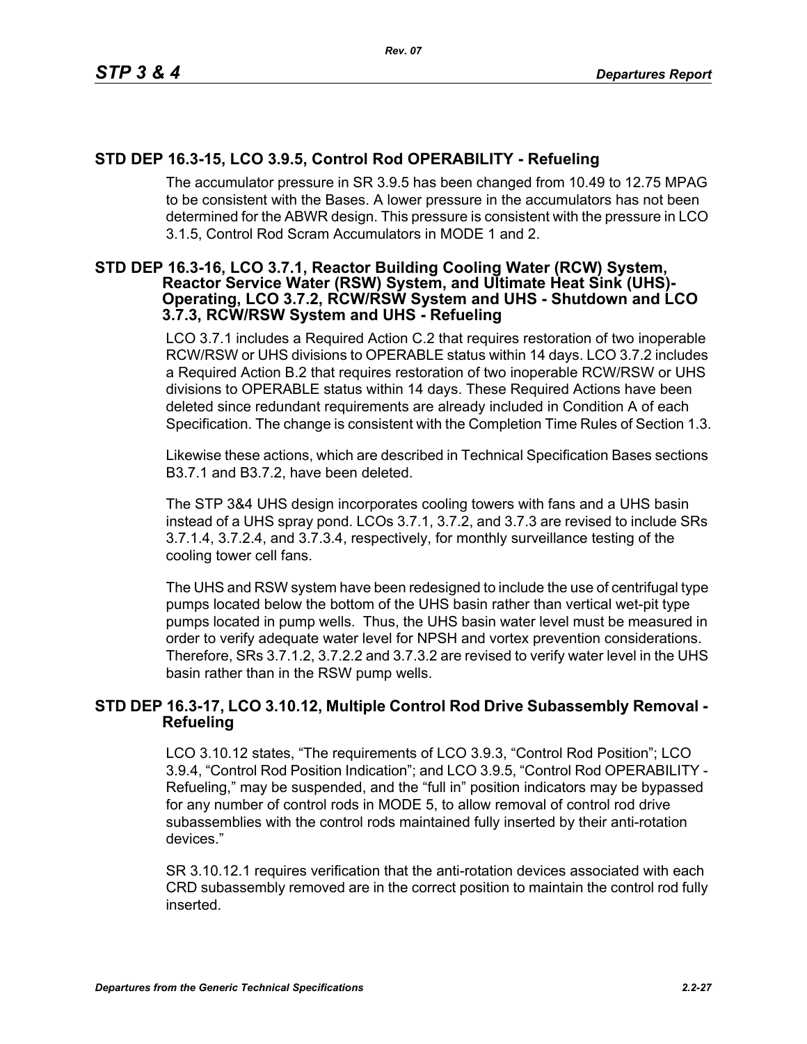## STD DEP 16.3-15, LCO 3.9.5, Control Rod OPERABILITY - Refueling

The accumulator pressure in SR 3.9.5 has been changed from 10.49 to 12.75 MPAG to be consistent with the Bases. A lower pressure in the accumulators has not been determined for the ABWR design. This pressure is consistent with the pressure in LCO 3.1.5, Control Rod Scram Accumulators in MODE 1 and 2.

## STD DEP 16.3-16, LCO 3.7.1, Reactor Building Cooling Water (RCW) System, Reactor Service Water (RSW) System, and Ultimate Heat Sink (UHS)-Operating, LCO 3.7.2, RCW/RSW System and UHS - Shutdown and LCO 3.7.3, RCW/RSW System and UHS - Refueling

LCO 3.7.1 includes a Required Action C.2 that requires restoration of two inoperable RCW/RSW or UHS divisions to OPERABLE status within 14 days. LCO 3.7.2 includes a Required Action B.2 that requires restoration of two inoperable RCW/RSW or UHS divisions to OPERABLE status within 14 days. These Required Actions have been deleted since redundant requirements are already included in Condition A of each Specification. The change is consistent with the Completion Time Rules of Section 1.3.

Likewise these actions, which are described in Technical Specification Bases sections B3.7.1 and B3.7.2, have been deleted.

The STP 3&4 UHS design incorporates cooling towers with fans and a UHS basin instead of a UHS spray pond. LCOs 3.7.1, 3.7.2, and 3.7.3 are revised to include SRs 3.7.1.4, 3.7.2.4, and 3.7.3.4, respectively, for monthly surveillance testing of the cooling tower cell fans.

The UHS and RSW system have been redesigned to include the use of centrifugal type pumps located below the bottom of the UHS basin rather than vertical wet-pit type pumps located in pump wells. Thus, the UHS basin water level must be measured in order to verify adequate water level for NPSH and vortex prevention considerations. Therefore, SRs 3.7.1.2, 3.7.2.2 and 3.7.3.2 are revised to verify water level in the UHS basin rather than in the RSW pump wells.

## STD DEP 16.3-17, LCO 3.10.12, Multiple Control Rod Drive Subassembly Removal - Refueling

LCO 3.10.12 states, "The requirements of LCO 3.9.3, "Control Rod Position"; LCO 3.9.4, "Control Rod Position Indication"; and LCO 3.9.5, "Control Rod OPERABILITY - Refueling," may be suspended, and the "full in" position indicators may be bypassed for any number of control rods in MODE 5, to allow removal of control rod drive subassemblies with the control rods maintained fully inserted by their anti-rotation devices."

SR 3.10.12.1 requires verification that the anti-rotation devices associated with each CRD subassembly removed are in the correct position to maintain the control rod fully inserted.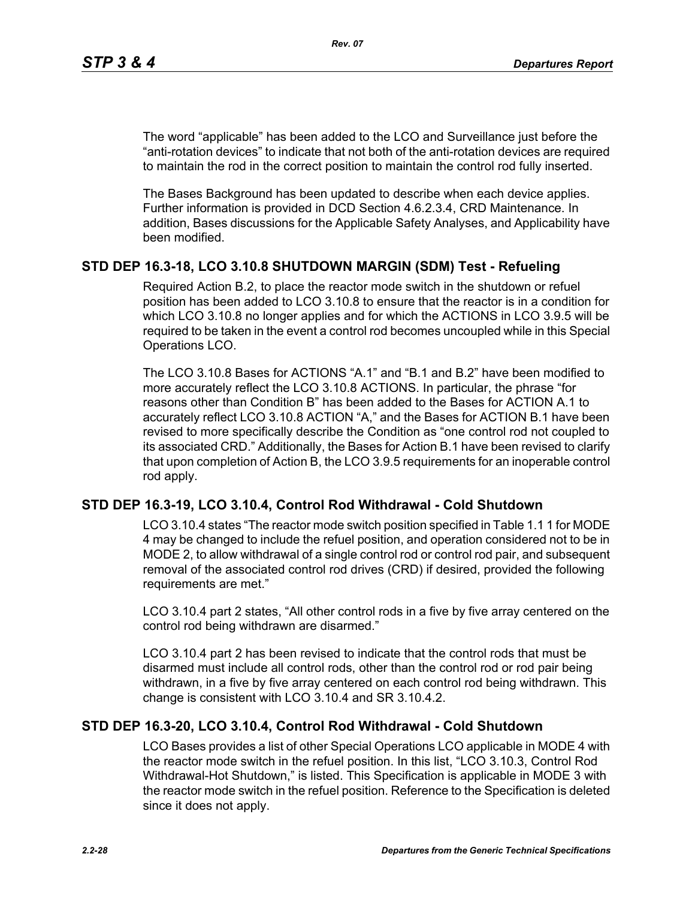The word “applicable” has been added to the LCO and Surveillance just before the “anti-rotation devices” to indicate that not both of the anti-rotation devices are required to maintain the rod in the correct position to maintain the control rod fully inserted.

The Bases Background has been updated to describe when each device applies. Further information is provided in DCD Section 4.6.2.3.4, CRD Maintenance. In addition, Bases discussions for the Applicable Safety Analyses, and Applicability have been modified.

## STD DEP 16.3-18, LCO 3.10.8 SHUTDOWN MARGIN (SDM) Test - Refueling

Required Action B.2, to place the reactor mode switch in the shutdown or refuel position has been added to LCO 3.10.8 to ensure that the reactor is in a condition for which LCO 3.10.8 no longer applies and for which the ACTIONS in LCO 3.9.5 will be required to be taken in the event a control rod becomes uncoupled while in this Special Operations LCO.

The LCO 3.10.8 Bases for ACTIONS “A.1” and “B.1 and B.2” have been modified to more accurately reflect the LCO 3.10.8 ACTIONS. In particular, the phrase “for reasons other than Condition B” has been added to the Bases for ACTION A.1 to accurately reflect LCO 3.10.8 ACTION “A,” and the Bases for ACTION B.1 have been revised to more specifically describe the Condition as “one control rod not coupled to its associated CRD.” Additionally, the Bases for Action B.1 have been revised to clarify that upon completion of Action B, the LCO 3.9.5 requirements for an inoperable control rod apply.

## STD DEP 16.3-19, LCO 3.10.4, Control Rod Withdrawal - Cold Shutdown

LCO 3.10.4 states “The reactor mode switch position specified in Table 1.1 1 for MODE 4 may be changed to include the refuel position, and operation considered not to be in MODE 2, to allow withdrawal of a single control rod or control rod pair, and subsequent removal of the associated control rod drives (CRD) if desired, provided the following requirements are met.”

LCO 3.10.4 part 2 states, “All other control rods in a five by five array centered on the control rod being withdrawn are disarmed.”

LCO 3.10.4 part 2 has been revised to indicate that the control rods that must be disarmed must include all control rods, other than the control rod or rod pair being withdrawn, in a five by five array centered on each control rod being withdrawn. This change is consistent with LCO 3.10.4 and SR 3.10.4.2.

## STD DEP 16.3-20, LCO 3.10.4, Control Rod Withdrawal - Cold Shutdown

LCO Bases provides a list of other Special Operations LCO applicable in MODE 4 with the reactor mode switch in the refuel position. In this list, “LCO 3.10.3, Control Rod Withdrawal-Hot Shutdown,” is listed. This Specification is applicable in MODE 3 with the reactor mode switch in the refuel position. Reference to the Specification is deleted since it does not apply.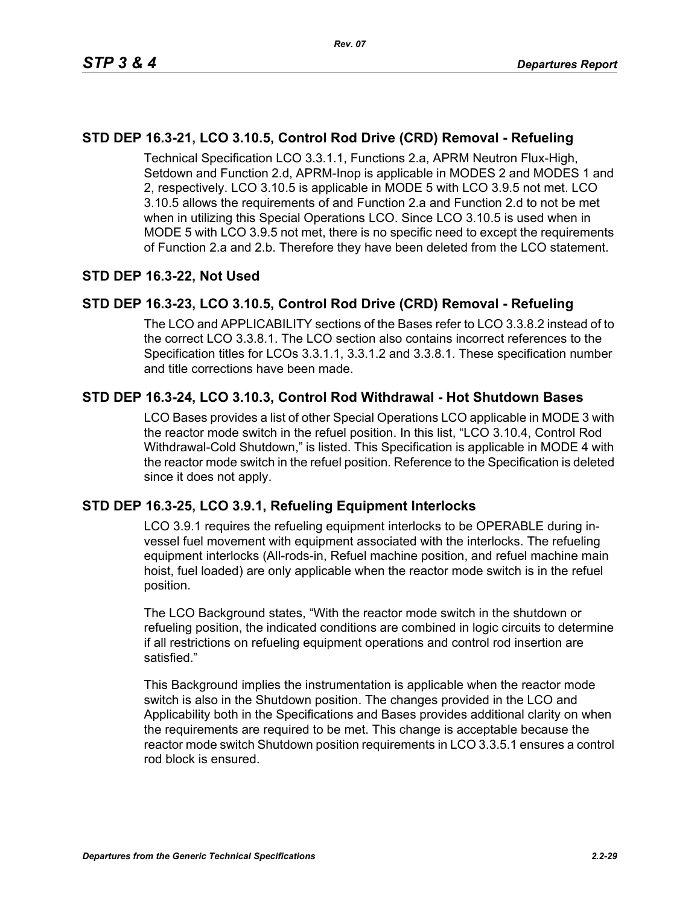## STD DEP 16.3-21, LCO 3.10.5, Control Rod Drive (CRD) Removal - Refueling

Technical Specification LCO 3.3.1.1, Functions 2.a, APRM Neutron Flux-High, Setdown and Function 2.d, APRM-Inop is applicable in MODES 2 and MODES 1 and 2, respectively. LCO 3.10.5 is applicable in MODE 5 with LCO 3.9.5 not met. LCO 3.10.5 allows the requirements of and Function 2.a and Function 2.d to not be met when in utilizing this Special Operations LCO. Since LCO 3.10.5 is used when in MODE 5 with LCO 3.9.5 not met, there is no specific need to except the requirements of Function 2.a and 2.b. Therefore they have been deleted from the LCO statement.

## STD DEP 16.3-22, Not Used

## STD DEP 16.3-23, LCO 3.10.5, Control Rod Drive (CRD) Removal - Refueling

The LCO and APPLICABILITY sections of the Bases refer to LCO 3.3.8.2 instead of to the correct LCO 3.3.8.1. The LCO section also contains incorrect references to the Specification titles for LCOs 3.3.1.1, 3.3.1.2 and 3.3.8.1. These specification number and title corrections have been made.

## STD DEP 16.3-24, LCO 3.10.3, Control Rod Withdrawal - Hot Shutdown Bases

LCO Bases provides a list of other Special Operations LCO applicable in MODE 3 with the reactor mode switch in the refuel position. In this list, “LCO 3.10.4, Control Rod Withdrawal-Cold Shutdown,” is listed. This Specification is applicable in MODE 4 with the reactor mode switch in the refuel position. Reference to the Specification is deleted since it does not apply.

## STD DEP 16.3-25, LCO 3.9.1, Refueling Equipment Interlocks

LCO 3.9.1 requires the refueling equipment interlocks to be OPERABLE during in-vessel fuel movement with equipment associated with the interlocks. The refueling equipment interlocks (All-rods-in, Refuel machine position, and refuel machine main hoist, fuel loaded) are only applicable when the reactor mode switch is in the refuel position.

The LCO Background states, “With the reactor mode switch in the shutdown or refueling position, the indicated conditions are combined in logic circuits to determine if all restrictions on refueling equipment operations and control rod insertion are satisfied.”

This Background implies the instrumentation is applicable when the reactor mode switch is also in the Shutdown position. The changes provided in the LCO and Applicability both in the Specifications and Bases provides additional clarity on when the requirements are required to be met. This change is acceptable because the reactor mode switch Shutdown position requirements in LCO 3.3.5.1 ensures a control rod block is ensured.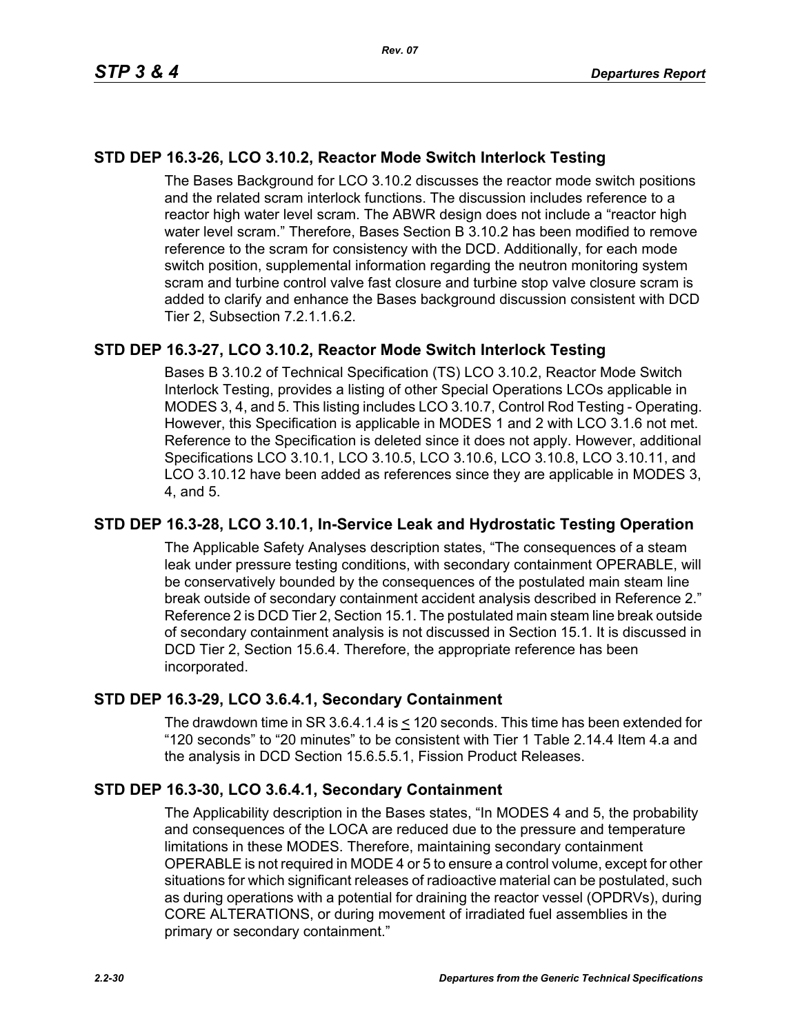## STD DEP 16.3-26, LCO 3.10.2, Reactor Mode Switch Interlock Testing

The Bases Background for LCO 3.10.2 discusses the reactor mode switch positions and the related scram interlock functions. The discussion includes reference to a reactor high water level scram. The ABWR design does not include a “reactor high water level scram.” Therefore, Bases Section B 3.10.2 has been modified to remove reference to the scram for consistency with the DCD. Additionally, for each mode switch position, supplemental information regarding the neutron monitoring system scram and turbine control valve fast closure and turbine stop valve closure scram is added to clarify and enhance the Bases background discussion consistent with DCD Tier 2, Subsection 7.2.1.1.6.2.

## STD DEP 16.3-27, LCO 3.10.2, Reactor Mode Switch Interlock Testing

Bases B 3.10.2 of Technical Specification (TS) LCO 3.10.2, Reactor Mode Switch Interlock Testing, provides a listing of other Special Operations LCOs applicable in MODES 3, 4, and 5. This listing includes LCO 3.10.7, Control Rod Testing - Operating. However, this Specification is applicable in MODES 1 and 2 with LCO 3.1.6 not met. Reference to the Specification is deleted since it does not apply. However, additional Specifications LCO 3.10.1, LCO 3.10.5, LCO 3.10.6, LCO 3.10.8, LCO 3.10.11, and LCO 3.10.12 have been added as references since they are applicable in MODES 3, 4, and 5.

## STD DEP 16.3-28, LCO 3.10.1, In-Service Leak and Hydrostatic Testing Operation

The Applicable Safety Analyses description states, “The consequences of a steam leak under pressure testing conditions, with secondary containment OPERABLE, will be conservatively bounded by the consequences of the postulated main steam line break outside of secondary containment accident analysis described in Reference 2.” Reference 2 is DCD Tier 2, Section 15.1. The postulated main steam line break outside of secondary containment analysis is not discussed in Section 15.1. It is discussed in DCD Tier 2, Section 15.6.4. Therefore, the appropriate reference has been incorporated.

## STD DEP 16.3-29, LCO 3.6.4.1, Secondary Containment

The drawdown time in SR 3.6.4.1.4 is ≤ 120 seconds. This time has been extended for “120 seconds” to “20 minutes” to be consistent with Tier 1 Table 2.14.4 Item 4.a and the analysis in DCD Section 15.6.5.5.1, Fission Product Releases.

## STD DEP 16.3-30, LCO 3.6.4.1, Secondary Containment

The Applicability description in the Bases states, “In MODES 4 and 5, the probability and consequences of the LOCA are reduced due to the pressure and temperature limitations in these MODES. Therefore, maintaining secondary containment OPERABLE is not required in MODE 4 or 5 to ensure a control volume, except for other situations for which significant releases of radioactive material can be postulated, such as during operations with a potential for draining the reactor vessel (OPDRVs), during CORE ALTERATIONS, or during movement of irradiated fuel assemblies in the primary or secondary containment.”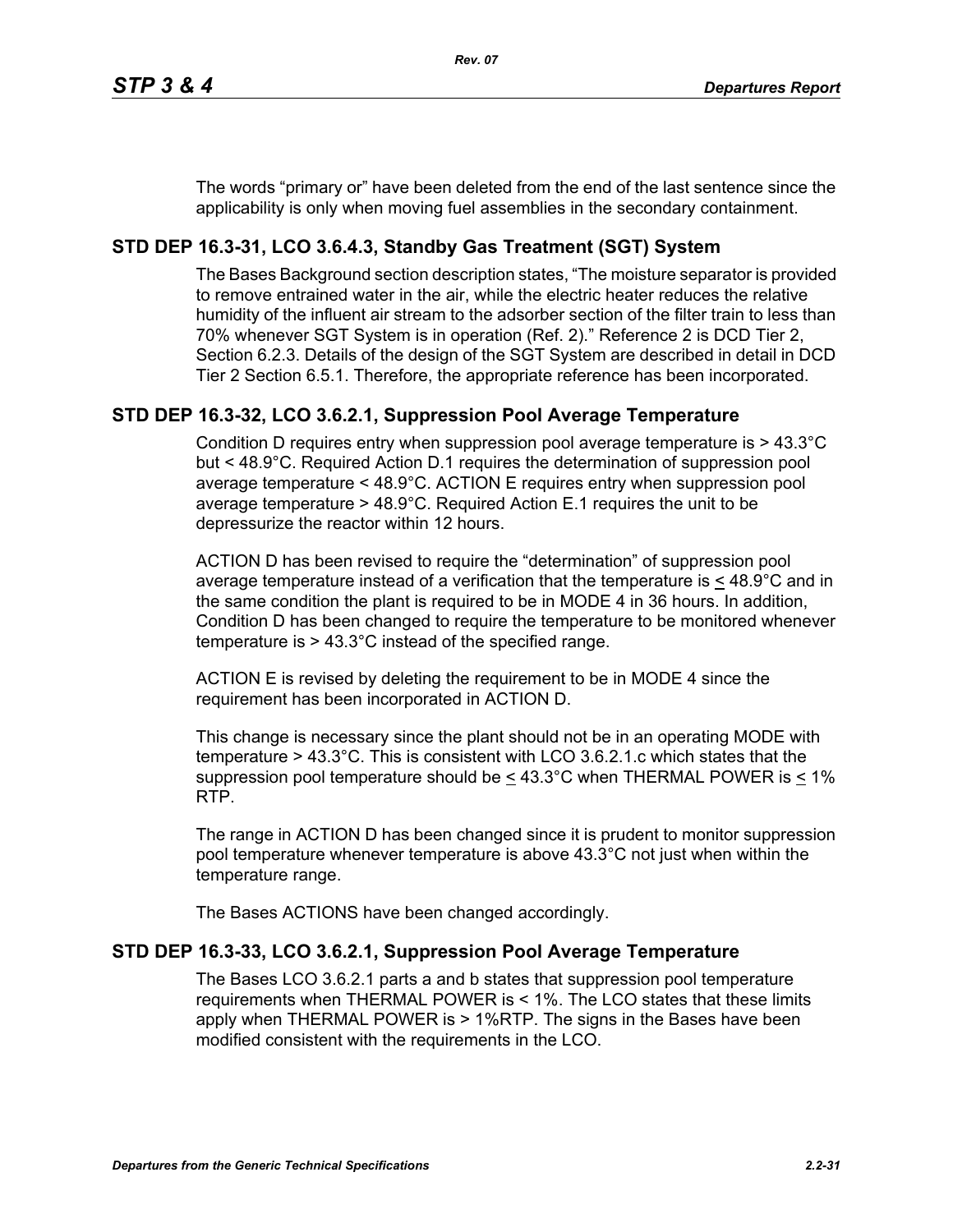The words “primary or” have been deleted from the end of the last sentence since the applicability is only when moving fuel assemblies in the secondary containment.

## STD DEP 16.3-31, LCO 3.6.4.3, Standby Gas Treatment (SGT) System

The Bases Background section description states, “The moisture separator is provided to remove entrained water in the air, while the electric heater reduces the relative humidity of the influent air stream to the adsorber section of the filter train to less than 70% whenever SGT System is in operation (Ref. 2).” Reference 2 is DCD Tier 2, Section 6.2.3. Details of the design of the SGT System are described in detail in DCD Tier 2 Section 6.5.1. Therefore, the appropriate reference has been incorporated.

## STD DEP 16.3-32, LCO 3.6.2.1, Suppression Pool Average Temperature

Condition D requires entry when suppression pool average temperature is > 43.3°C but < 48.9°C. Required Action D.1 requires the determination of suppression pool average temperature < 48.9°C. ACTION E requires entry when suppression pool average temperature > 48.9°C. Required Action E.1 requires the unit to be depressurize the reactor within 12 hours.

ACTION D has been revised to require the “determination” of suppression pool average temperature instead of a verification that the temperature is ≤ 48.9°C and in the same condition the plant is required to be in MODE 4 in 36 hours. In addition, Condition D has been changed to require the temperature to be monitored whenever temperature is > 43.3°C instead of the specified range.

ACTION E is revised by deleting the requirement to be in MODE 4 since the requirement has been incorporated in ACTION D.

This change is necessary since the plant should not be in an operating MODE with temperature > 43.3°C. This is consistent with LCO 3.6.2.1.c which states that the suppression pool temperature should be ≤ 43.3°C when THERMAL POWER is ≤ 1% RTP.

The range in ACTION D has been changed since it is prudent to monitor suppression pool temperature whenever temperature is above 43.3°C not just when within the temperature range.

The Bases ACTIONS have been changed accordingly.

## STD DEP 16.3-33, LCO 3.6.2.1, Suppression Pool Average Temperature

The Bases LCO 3.6.2.1 parts a and b states that suppression pool temperature requirements when THERMAL POWER is < 1%. The LCO states that these limits apply when THERMAL POWER is > 1%RTP. The signs in the Bases have been modified consistent with the requirements in the LCO.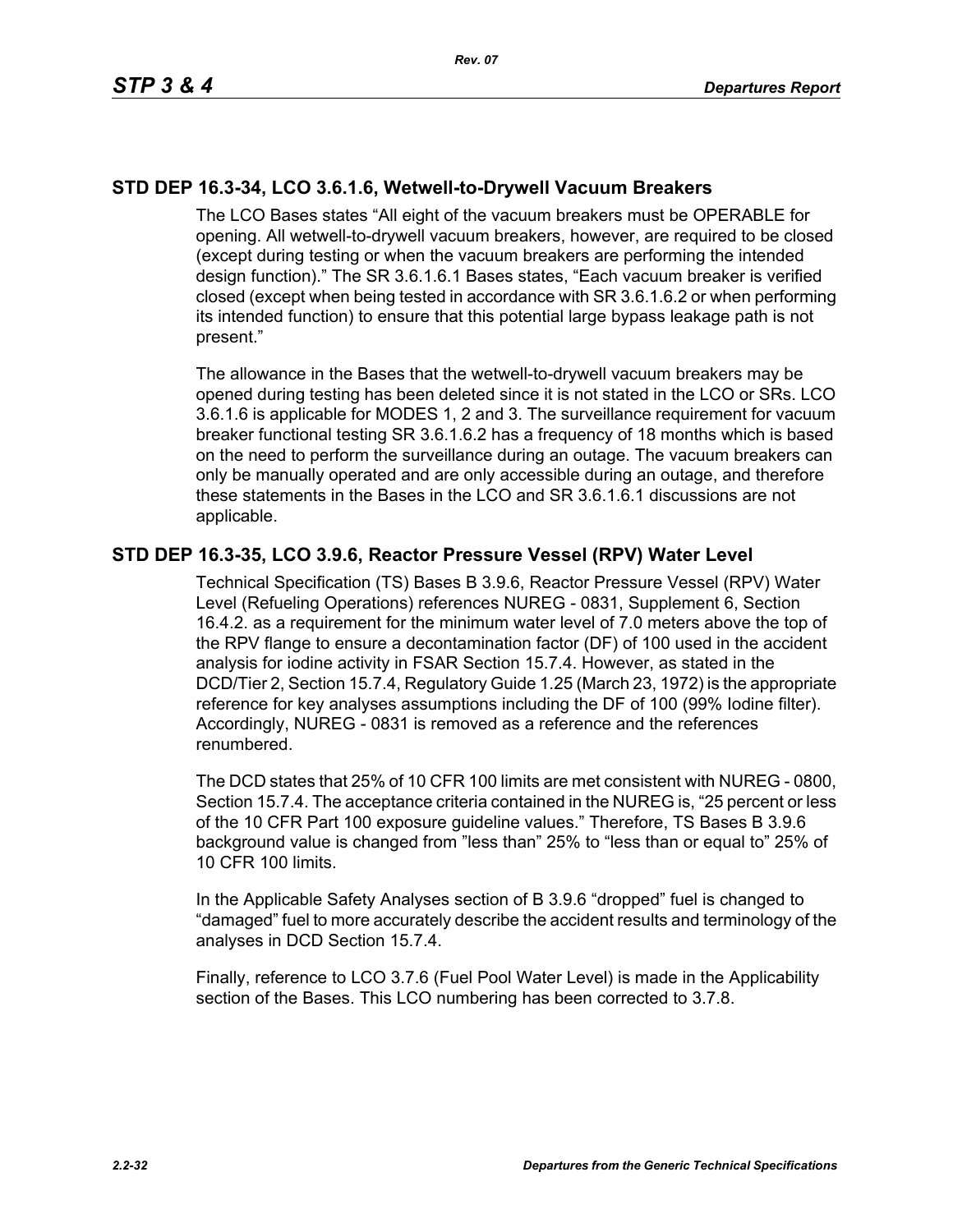## STD DEP 16.3-34, LCO 3.6.1.6, Wetwell-to-Drywell Vacuum Breakers

The LCO Bases states “All eight of the vacuum breakers must be OPERABLE for opening. All wetwell-to-drywell vacuum breakers, however, are required to be closed (except during testing or when the vacuum breakers are performing the intended design function).” The SR 3.6.1.6.1 Bases states, “Each vacuum breaker is verified closed (except when being tested in accordance with SR 3.6.1.6.2 or when performing its intended function) to ensure that this potential large bypass leakage path is not present.”

The allowance in the Bases that the wetwell-to-drywell vacuum breakers may be opened during testing has been deleted since it is not stated in the LCO or SRs. LCO 3.6.1.6 is applicable for MODES 1, 2 and 3. The surveillance requirement for vacuum breaker functional testing SR 3.6.1.6.2 has a frequency of 18 months which is based on the need to perform the surveillance during an outage. The vacuum breakers can only be manually operated and are only accessible during an outage, and therefore these statements in the Bases in the LCO and SR 3.6.1.6.1 discussions are not applicable.

## STD DEP 16.3-35, LCO 3.9.6, Reactor Pressure Vessel (RPV) Water Level

Technical Specification (TS) Bases B 3.9.6, Reactor Pressure Vessel (RPV) Water Level (Refueling Operations) references NUREG - 0831, Supplement 6, Section 16.4.2. as a requirement for the minimum water level of 7.0 meters above the top of the RPV flange to ensure a decontamination factor (DF) of 100 used in the accident analysis for iodine activity in FSAR Section 15.7.4. However, as stated in the DCD/Tier 2, Section 15.7.4, Regulatory Guide 1.25 (March 23, 1972) is the appropriate reference for key analyses assumptions including the DF of 100 (99% Iodine filter). Accordingly, NUREG - 0831 is removed as a reference and the references renumbered.

The DCD states that 25% of 10 CFR 100 limits are met consistent with NUREG - 0800, Section 15.7.4. The acceptance criteria contained in the NUREG is, “25 percent or less of the 10 CFR Part 100 exposure guideline values.” Therefore, TS Bases B 3.9.6 background value is changed from ”less than” 25% to “less than or equal to” 25% of 10 CFR 100 limits.

In the Applicable Safety Analyses section of B 3.9.6 “dropped” fuel is changed to “damaged” fuel to more accurately describe the accident results and terminology of the analyses in DCD Section 15.7.4.

Finally, reference to LCO 3.7.6 (Fuel Pool Water Level) is made in the Applicability section of the Bases. This LCO numbering has been corrected to 3.7.8.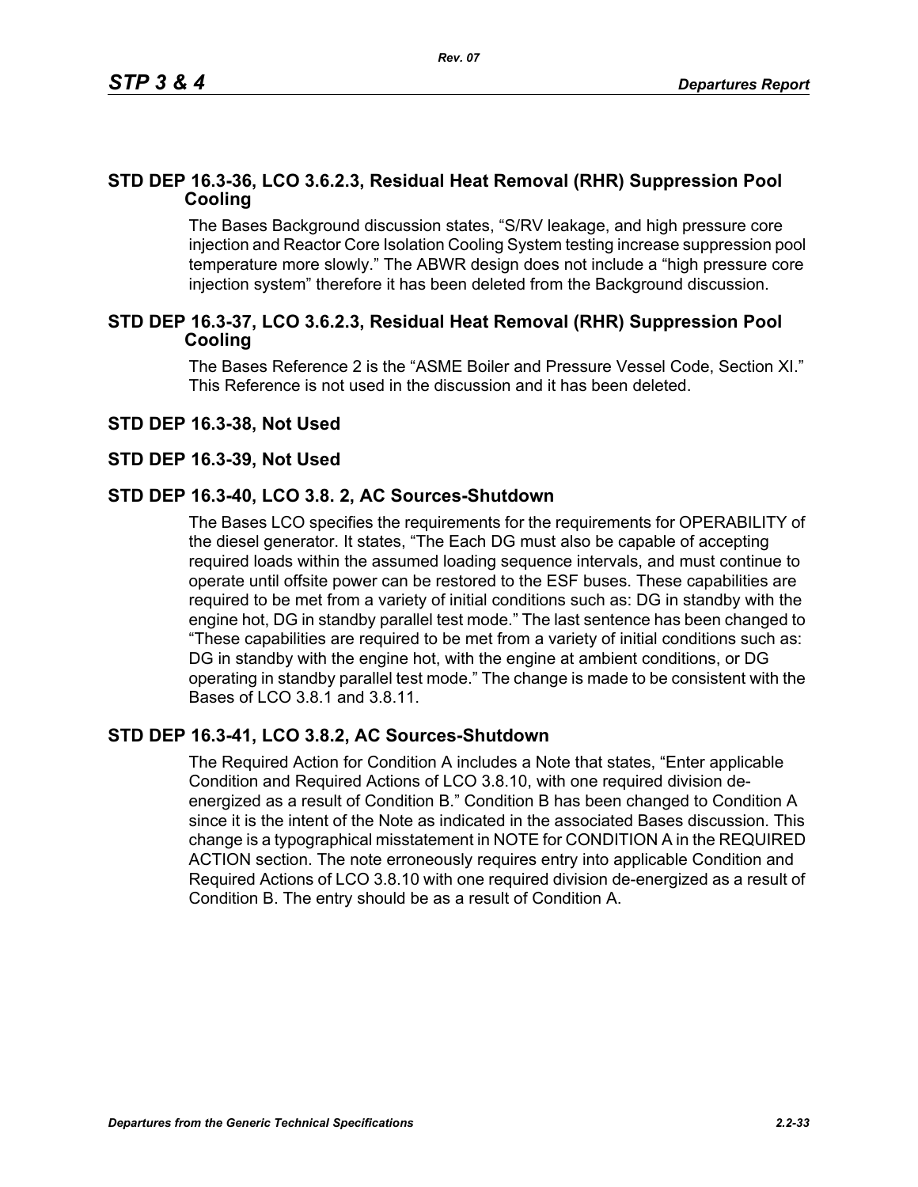## STD DEP 16.3-36, LCO 3.6.2.3, Residual Heat Removal (RHR) Suppression Pool Cooling

The Bases Background discussion states, “S/RV leakage, and high pressure core injection and Reactor Core Isolation Cooling System testing increase suppression pool temperature more slowly.” The ABWR design does not include a “high pressure core injection system” therefore it has been deleted from the Background discussion.

## STD DEP 16.3-37, LCO 3.6.2.3, Residual Heat Removal (RHR) Suppression Pool Cooling

The Bases Reference 2 is the “ASME Boiler and Pressure Vessel Code, Section XI.” This Reference is not used in the discussion and it has been deleted.

## STD DEP 16.3-38, Not Used

## STD DEP 16.3-39, Not Used

## STD DEP 16.3-40, LCO 3.8. 2, AC Sources-Shutdown

The Bases LCO specifies the requirements for the requirements for OPERABILITY of the diesel generator. It states, “The Each DG must also be capable of accepting required loads within the assumed loading sequence intervals, and must continue to operate until offsite power can be restored to the ESF buses. These capabilities are required to be met from a variety of initial conditions such as: DG in standby with the engine hot, DG in standby parallel test mode.” The last sentence has been changed to “These capabilities are required to be met from a variety of initial conditions such as: DG in standby with the engine hot, with the engine at ambient conditions, or DG operating in standby parallel test mode.” The change is made to be consistent with the Bases of LCO 3.8.1 and 3.8.11.

## STD DEP 16.3-41, LCO 3.8.2, AC Sources-Shutdown

The Required Action for Condition A includes a Note that states, “Enter applicable Condition and Required Actions of LCO 3.8.10, with one required division de-energized as a result of Condition B.” Condition B has been changed to Condition A since it is the intent of the Note as indicated in the associated Bases discussion. This change is a typographical misstatement in NOTE for CONDITION A in the REQUIRED ACTION section. The note erroneously requires entry into applicable Condition and Required Actions of LCO 3.8.10 with one required division de-energized as a result of Condition B. The entry should be as a result of Condition A.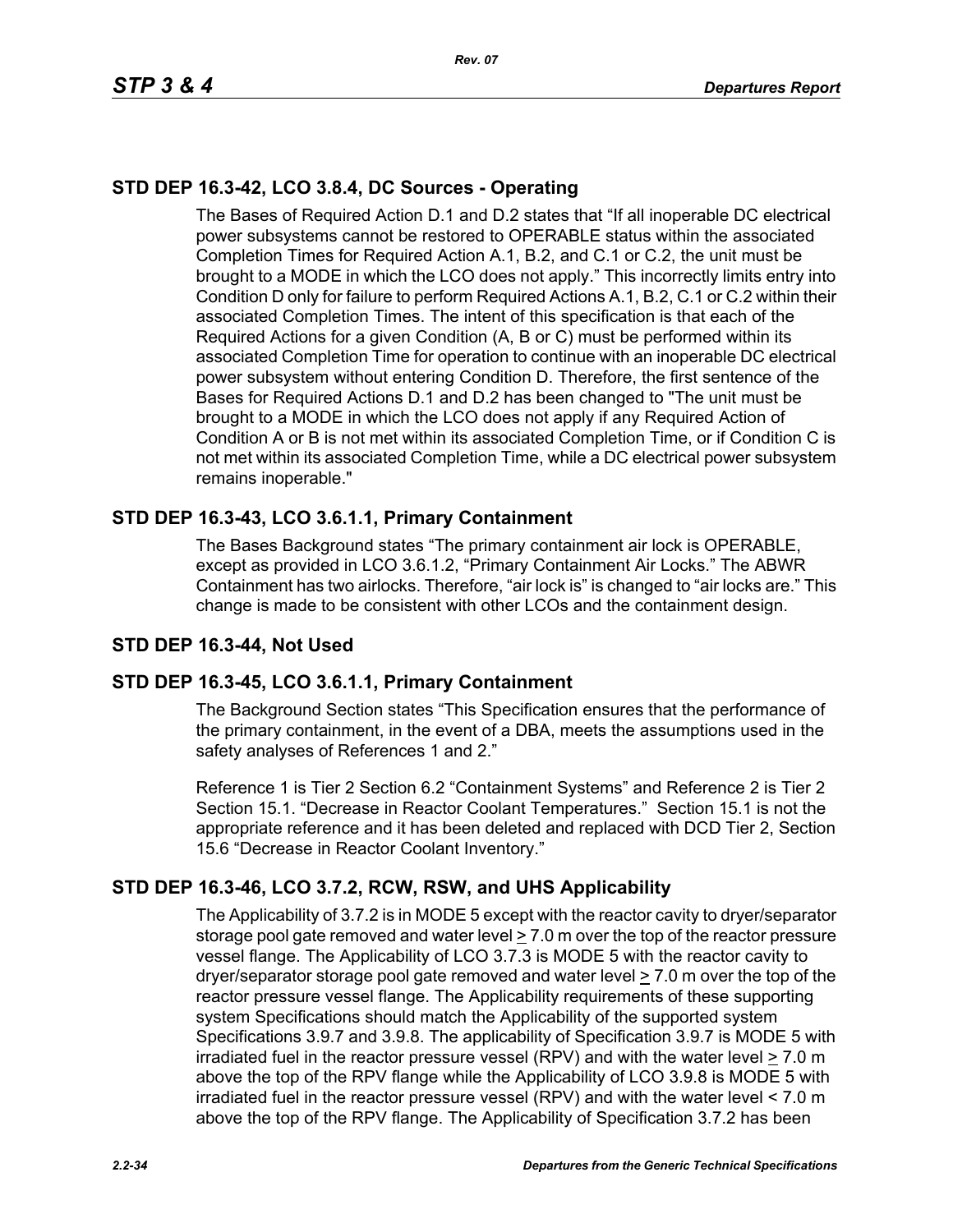## STD DEP 16.3-42, LCO 3.8.4, DC Sources - Operating

The Bases of Required Action D.1 and D.2 states that “If all inoperable DC electrical power subsystems cannot be restored to OPERABLE status within the associated Completion Times for Required Action A.1, B.2, and C.1 or C.2, the unit must be brought to a MODE in which the LCO does not apply.” This incorrectly limits entry into Condition D only for failure to perform Required Actions A.1, B.2, C.1 or C.2 within their associated Completion Times. The intent of this specification is that each of the Required Actions for a given Condition (A, B or C) must be performed within its associated Completion Time for operation to continue with an inoperable DC electrical power subsystem without entering Condition D. Therefore, the first sentence of the Bases for Required Actions D.1 and D.2 has been changed to "The unit must be brought to a MODE in which the LCO does not apply if any Required Action of Condition A or B is not met within its associated Completion Time, or if Condition C is not met within its associated Completion Time, while a DC electrical power subsystem remains inoperable."

## STD DEP 16.3-43, LCO 3.6.1.1, Primary Containment

The Bases Background states “The primary containment air lock is OPERABLE, except as provided in LCO 3.6.1.2, “Primary Containment Air Locks.” The ABWR Containment has two airlocks. Therefore, “air lock is” is changed to “air locks are.” This change is made to be consistent with other LCOs and the containment design.

## STD DEP 16.3-44, Not Used

## STD DEP 16.3-45, LCO 3.6.1.1, Primary Containment

The Background Section states “This Specification ensures that the performance of the primary containment, in the event of a DBA, meets the assumptions used in the safety analyses of References 1 and 2.”

Reference 1 is Tier 2 Section 6.2 “Containment Systems” and Reference 2 is Tier 2 Section 15.1. “Decrease in Reactor Coolant Temperatures.” Section 15.1 is not the appropriate reference and it has been deleted and replaced with DCD Tier 2, Section 15.6 “Decrease in Reactor Coolant Inventory.”

## STD DEP 16.3-46, LCO 3.7.2, RCW, RSW, and UHS Applicability

The Applicability of 3.7.2 is in MODE 5 except with the reactor cavity to dryer/separator storage pool gate removed and water level ≥ 7.0 m over the top of the reactor pressure vessel flange. The Applicability of LCO 3.7.3 is MODE 5 with the reactor cavity to dryer/separator storage pool gate removed and water level ≥ 7.0 m over the top of the reactor pressure vessel flange. The Applicability requirements of these supporting system Specifications should match the Applicability of the supported system Specifications 3.9.7 and 3.9.8. The applicability of Specification 3.9.7 is MODE 5 with irradiated fuel in the reactor pressure vessel (RPV) and with the water level ≥ 7.0 m above the top of the RPV flange while the Applicability of LCO 3.9.8 is MODE 5 with irradiated fuel in the reactor pressure vessel (RPV) and with the water level < 7.0 m above the top of the RPV flange. The Applicability of Specification 3.7.2 has been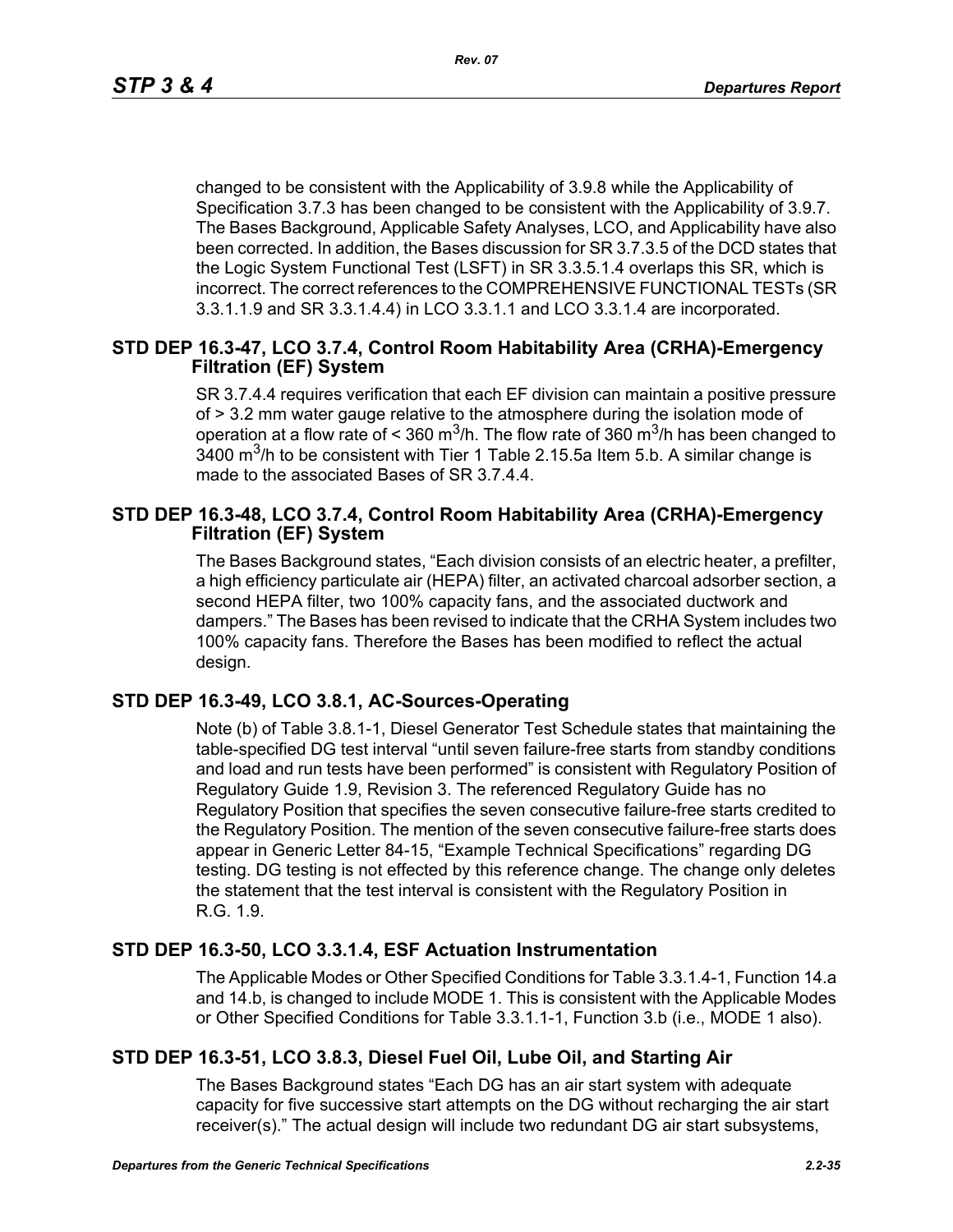changed to be consistent with the Applicability of 3.9.8 while the Applicability of Specification 3.7.3 has been changed to be consistent with the Applicability of 3.9.7. The Bases Background, Applicable Safety Analyses, LCO, and Applicability have also been corrected. In addition, the Bases discussion for SR 3.7.3.5 of the DCD states that the Logic System Functional Test (LSFT) in SR 3.3.5.1.4 overlaps this SR, which is incorrect. The correct references to the COMPREHENSIVE FUNCTIONAL TESTs (SR 3.3.1.1.9 and SR 3.3.1.4.4) in LCO 3.3.1.1 and LCO 3.3.1.4 are incorporated.

## STD DEP 16.3-47, LCO 3.7.4, Control Room Habitability Area (CRHA)-Emergency Filtration (EF) System

SR 3.7.4.4 requires verification that each EF division can maintain a positive pressure of > 3.2 mm water gauge relative to the atmosphere during the isolation mode of operation at a flow rate of < 360 $m^3$/h. The flow rate of 360 $m^3$/h has been changed to 3400 $m^3$/h to be consistent with Tier 1 Table 2.15.5a Item 5.b. A similar change is made to the associated Bases of SR 3.7.4.4.

## STD DEP 16.3-48, LCO 3.7.4, Control Room Habitability Area (CRHA)-Emergency Filtration (EF) System

The Bases Background states, "Each division consists of an electric heater, a prefilter, a high efficiency particulate air (HEPA) filter, an activated charcoal adsorber section, a second HEPA filter, two 100% capacity fans, and the associated ductwork and dampers." The Bases has been revised to indicate that the CRHA System includes two 100% capacity fans. Therefore the Bases has been modified to reflect the actual design.

## STD DEP 16.3-49, LCO 3.8.1, AC-Sources-Operating

Note (b) of Table 3.8.1-1, Diesel Generator Test Schedule states that maintaining the table-specified DG test interval "until seven failure-free starts from standby conditions and load and run tests have been performed" is consistent with Regulatory Position of Regulatory Guide 1.9, Revision 3. The referenced Regulatory Guide has no Regulatory Position that specifies the seven consecutive failure-free starts credited to the Regulatory Position. The mention of the seven consecutive failure-free starts does appear in Generic Letter 84-15, "Example Technical Specifications" regarding DG testing. DG testing is not effected by this reference change. The change only deletes the statement that the test interval is consistent with the Regulatory Position in R.G. 1.9.

## STD DEP 16.3-50, LCO 3.3.1.4, ESF Actuation Instrumentation

The Applicable Modes or Other Specified Conditions for Table 3.3.1.4-1, Function 14.a and 14.b, is changed to include MODE 1. This is consistent with the Applicable Modes or Other Specified Conditions for Table 3.3.1.1-1, Function 3.b (i.e., MODE 1 also).

## STD DEP 16.3-51, LCO 3.8.3, Diesel Fuel Oil, Lube Oil, and Starting Air

The Bases Background states "Each DG has an air start system with adequate capacity for five successive start attempts on the DG without recharging the air start receiver(s)." The actual design will include two redundant DG air start subsystems,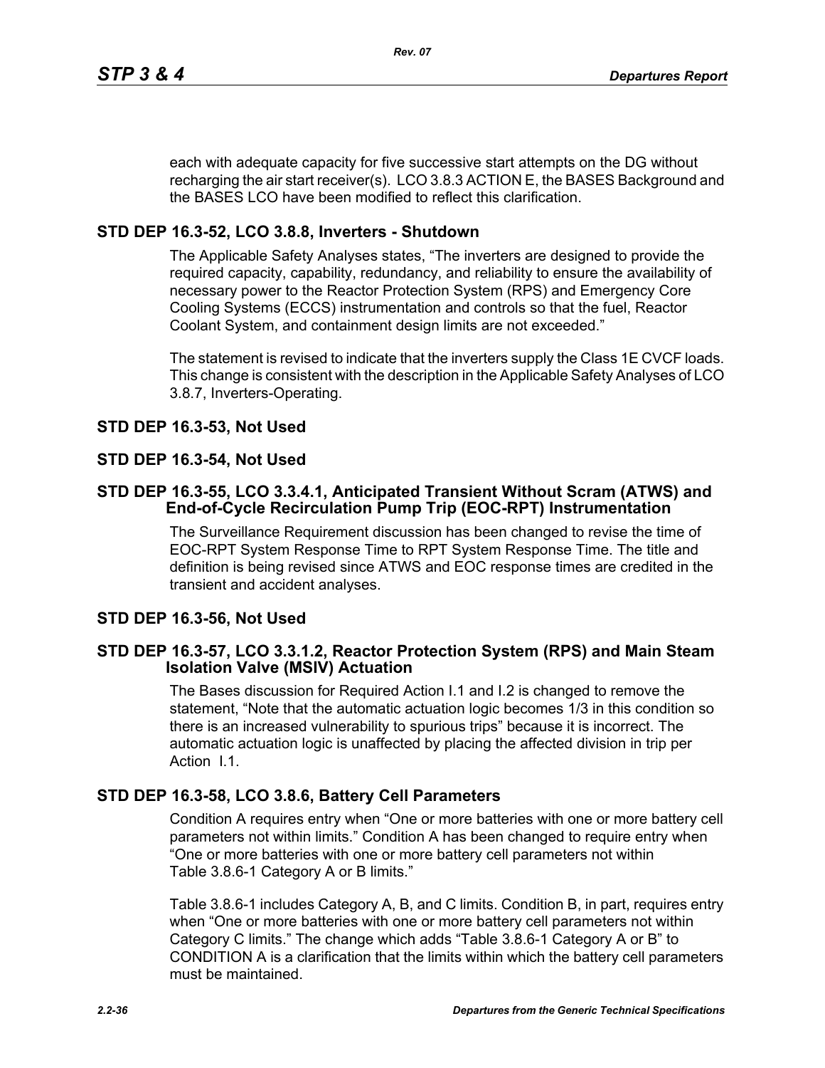each with adequate capacity for five successive start attempts on the DG without recharging the air start receiver(s). LCO 3.8.3 ACTION E, the BASES Background and the BASES LCO have been modified to reflect this clarification.

### STD DEP 16.3-52, LCO 3.8.8, Inverters - Shutdown

The Applicable Safety Analyses states, “The inverters are designed to provide the required capacity, capability, redundancy, and reliability to ensure the availability of necessary power to the Reactor Protection System (RPS) and Emergency Core Cooling Systems (ECCS) instrumentation and controls so that the fuel, Reactor Coolant System, and containment design limits are not exceeded.”

The statement is revised to indicate that the inverters supply the Class 1E CVCF loads. This change is consistent with the description in the Applicable Safety Analyses of LCO 3.8.7, Inverters-Operating.

### STD DEP 16.3-53, Not Used

### STD DEP 16.3-54, Not Used

### STD DEP 16.3-55, LCO 3.3.4.1, Anticipated Transient Without Scram (ATWS) and End-of-Cycle Recirculation Pump Trip (EOC-RPT) Instrumentation

The Surveillance Requirement discussion has been changed to revise the time of EOC-RPT System Response Time to RPT System Response Time. The title and definition is being revised since ATWS and EOC response times are credited in the transient and accident analyses.

### STD DEP 16.3-56, Not Used

### STD DEP 16.3-57, LCO 3.3.1.2, Reactor Protection System (RPS) and Main Steam Isolation Valve (MSIV) Actuation

The Bases discussion for Required Action I.1 and I.2 is changed to remove the statement, “Note that the automatic actuation logic becomes 1/3 in this condition so there is an increased vulnerability to spurious trips” because it is incorrect. The automatic actuation logic is unaffected by placing the affected division in trip per Action I.1.

### STD DEP 16.3-58, LCO 3.8.6, Battery Cell Parameters

Condition A requires entry when “One or more batteries with one or more battery cell parameters not within limits.” Condition A has been changed to require entry when “One or more batteries with one or more battery cell parameters not within Table 3.8.6-1 Category A or B limits.”

Table 3.8.6-1 includes Category A, B, and C limits. Condition B, in part, requires entry when “One or more batteries with one or more battery cell parameters not within Category C limits.” The change which adds “Table 3.8.6-1 Category A or B” to CONDITION A is a clarification that the limits within which the battery cell parameters must be maintained.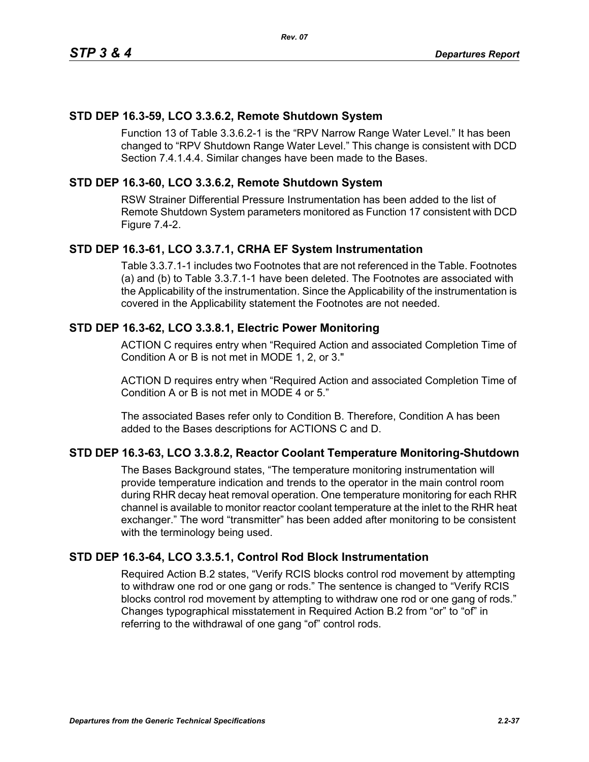## STD DEP 16.3-59, LCO 3.3.6.2, Remote Shutdown System

Function 13 of Table 3.3.6.2-1 is the “RPV Narrow Range Water Level.” It has been changed to “RPV Shutdown Range Water Level.” This change is consistent with DCD Section 7.4.1.4.4. Similar changes have been made to the Bases.

## STD DEP 16.3-60, LCO 3.3.6.2, Remote Shutdown System

RSW Strainer Differential Pressure Instrumentation has been added to the list of Remote Shutdown System parameters monitored as Function 17 consistent with DCD Figure 7.4-2.

## STD DEP 16.3-61, LCO 3.3.7.1, CRHA EF System Instrumentation

Table 3.3.7.1-1 includes two Footnotes that are not referenced in the Table. Footnotes (a) and (b) to Table 3.3.7.1-1 have been deleted. The Footnotes are associated with the Applicability of the instrumentation. Since the Applicability of the instrumentation is covered in the Applicability statement the Footnotes are not needed.

## STD DEP 16.3-62, LCO 3.3.8.1, Electric Power Monitoring

ACTION C requires entry when “Required Action and associated Completion Time of Condition A or B is not met in MODE 1, 2, or 3."

ACTION D requires entry when “Required Action and associated Completion Time of Condition A or B is not met in MODE 4 or 5.”

The associated Bases refer only to Condition B. Therefore, Condition A has been added to the Bases descriptions for ACTIONS C and D.

## STD DEP 16.3-63, LCO 3.3.8.2, Reactor Coolant Temperature Monitoring-Shutdown

The Bases Background states, “The temperature monitoring instrumentation will provide temperature indication and trends to the operator in the main control room during RHR decay heat removal operation. One temperature monitoring for each RHR channel is available to monitor reactor coolant temperature at the inlet to the RHR heat exchanger.” The word “transmitter” has been added after monitoring to be consistent with the terminology being used.

## STD DEP 16.3-64, LCO 3.3.5.1, Control Rod Block Instrumentation

Required Action B.2 states, “Verify RCIS blocks control rod movement by attempting to withdraw one rod or one gang or rods.” The sentence is changed to “Verify RCIS blocks control rod movement by attempting to withdraw one rod or one gang of rods.” Changes typographical misstatement in Required Action B.2 from “or” to “of” in referring to the withdrawal of one gang “of” control rods.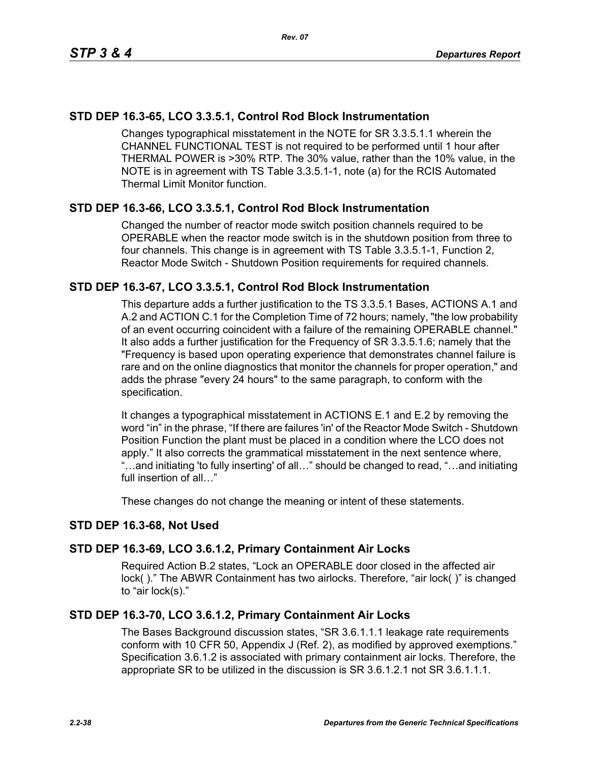## STD DEP 16.3-65, LCO 3.3.5.1, Control Rod Block Instrumentation

Changes typographical misstatement in the NOTE for SR 3.3.5.1.1 wherein the CHANNEL FUNCTIONAL TEST is not required to be performed until 1 hour after THERMAL POWER is >30% RTP. The 30% value, rather than the 10% value, in the NOTE is in agreement with TS Table 3.3.5.1-1, note (a) for the RCIS Automated Thermal Limit Monitor function.

## STD DEP 16.3-66, LCO 3.3.5.1, Control Rod Block Instrumentation

Changed the number of reactor mode switch position channels required to be OPERABLE when the reactor mode switch is in the shutdown position from three to four channels. This change is in agreement with TS Table 3.3.5.1-1, Function 2, Reactor Mode Switch - Shutdown Position requirements for required channels.

## STD DEP 16.3-67, LCO 3.3.5.1, Control Rod Block Instrumentation

This departure adds a further justification to the TS 3.3.5.1 Bases, ACTIONS A.1 and A.2 and ACTION C.1 for the Completion Time of 72 hours; namely, "the low probability of an event occurring coincident with a failure of the remaining OPERABLE channel." It also adds a further justification for the Frequency of SR 3.3.5.1.6; namely that the "Frequency is based upon operating experience that demonstrates channel failure is rare and on the online diagnostics that monitor the channels for proper operation," and adds the phrase "every 24 hours" to the same paragraph, to conform with the specification.

It changes a typographical misstatement in ACTIONS E.1 and E.2 by removing the word “in” in the phrase, “If there are failures 'in' of the Reactor Mode Switch - Shutdown Position Function the plant must be placed in a condition where the LCO does not apply.” It also corrects the grammatical misstatement in the next sentence where, “…and initiating 'to fully inserting' of all…” should be changed to read, “…and initiating full insertion of all…”

These changes do not change the meaning or intent of these statements.

## STD DEP 16.3-68, Not Used

## STD DEP 16.3-69, LCO 3.6.1.2, Primary Containment Air Locks

Required Action B.2 states, “Lock an OPERABLE door closed in the affected air lock( ).” The ABWR Containment has two airlocks. Therefore, “air lock( )” is changed to “air lock(s).”

## STD DEP 16.3-70, LCO 3.6.1.2, Primary Containment Air Locks

The Bases Background discussion states, “SR 3.6.1.1.1 leakage rate requirements conform with 10 CFR 50, Appendix J (Ref. 2), as modified by approved exemptions.” Specification 3.6.1.2 is associated with primary containment air locks. Therefore, the appropriate SR to be utilized in the discussion is SR 3.6.1.2.1 not SR 3.6.1.1.1.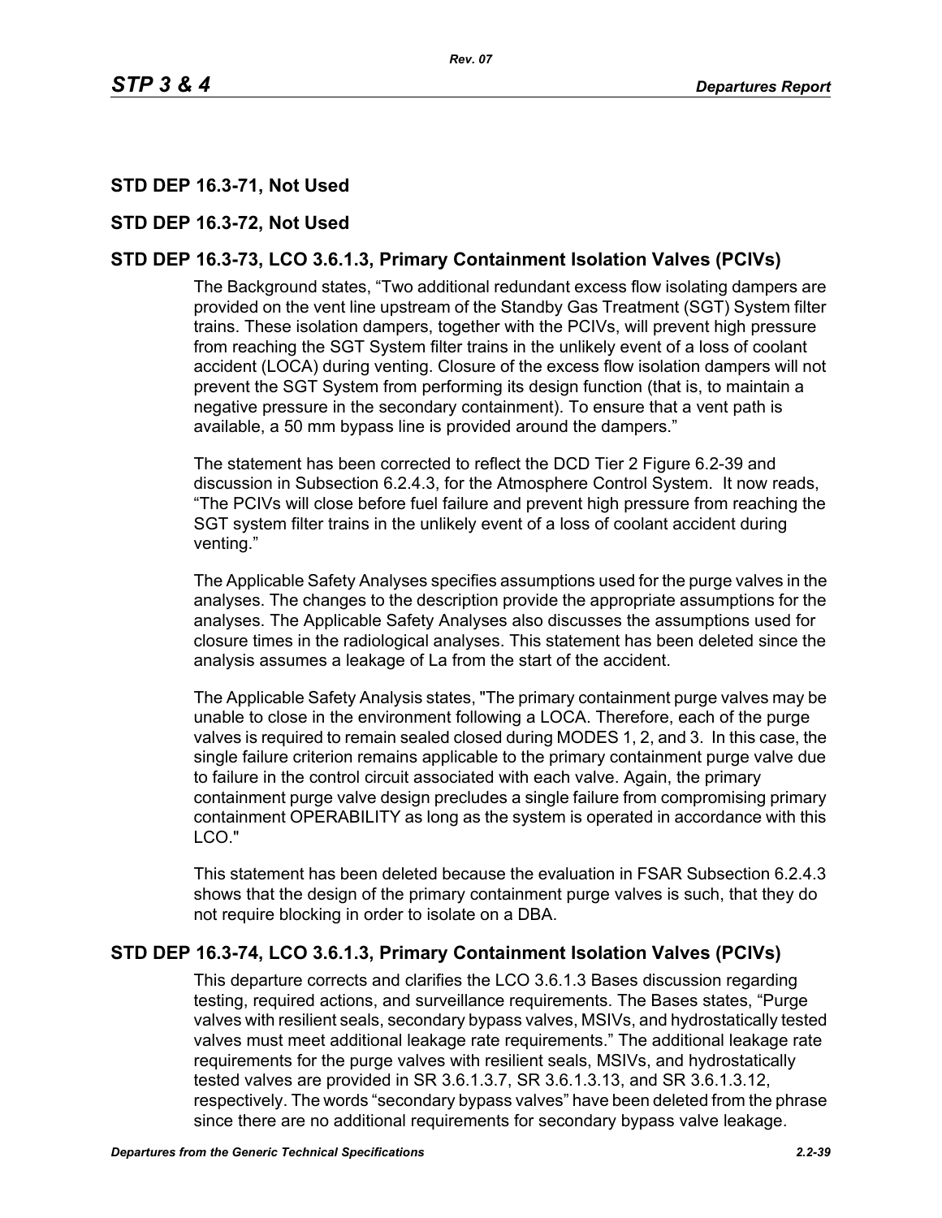## STD DEP 16.3-71, Not Used

## STD DEP 16.3-72, Not Used

## STD DEP 16.3-73, LCO 3.6.1.3, Primary Containment Isolation Valves (PCIVs)

The Background states, “Two additional redundant excess flow isolating dampers are provided on the vent line upstream of the Standby Gas Treatment (SGT) System filter trains. These isolation dampers, together with the PCIVs, will prevent high pressure from reaching the SGT System filter trains in the unlikely event of a loss of coolant accident (LOCA) during venting. Closure of the excess flow isolation dampers will not prevent the SGT System from performing its design function (that is, to maintain a negative pressure in the secondary containment). To ensure that a vent path is available, a 50 mm bypass line is provided around the dampers.”

The statement has been corrected to reflect the DCD Tier 2 Figure 6.2-39 and discussion in Subsection 6.2.4.3, for the Atmosphere Control System. It now reads, “The PCIVs will close before fuel failure and prevent high pressure from reaching the SGT system filter trains in the unlikely event of a loss of coolant accident during venting.”

The Applicable Safety Analyses specifies assumptions used for the purge valves in the analyses. The changes to the description provide the appropriate assumptions for the analyses. The Applicable Safety Analyses also discusses the assumptions used for closure times in the radiological analyses. This statement has been deleted since the analysis assumes a leakage of La from the start of the accident.

The Applicable Safety Analysis states, "The primary containment purge valves may be unable to close in the environment following a LOCA. Therefore, each of the purge valves is required to remain sealed closed during MODES 1, 2, and 3. In this case, the single failure criterion remains applicable to the primary containment purge valve due to failure in the control circuit associated with each valve. Again, the primary containment purge valve design precludes a single failure from compromising primary containment OPERABILITY as long as the system is operated in accordance with this LCO."

This statement has been deleted because the evaluation in FSAR Subsection 6.2.4.3 shows that the design of the primary containment purge valves is such, that they do not require blocking in order to isolate on a DBA.

## STD DEP 16.3-74, LCO 3.6.1.3, Primary Containment Isolation Valves (PCIVs)

This departure corrects and clarifies the LCO 3.6.1.3 Bases discussion regarding testing, required actions, and surveillance requirements. The Bases states, “Purge valves with resilient seals, secondary bypass valves, MSIVs, and hydrostatically tested valves must meet additional leakage rate requirements.” The additional leakage rate requirements for the purge valves with resilient seals, MSIVs, and hydrostatically tested valves are provided in SR 3.6.1.3.7, SR 3.6.1.3.13, and SR 3.6.1.3.12, respectively. The words “secondary bypass valves” have been deleted from the phrase since there are no additional requirements for secondary bypass valve leakage.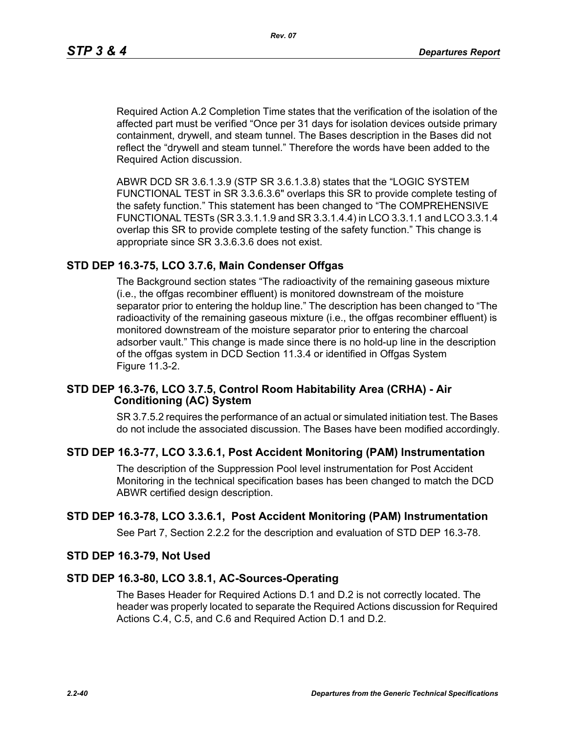Required Action A.2 Completion Time states that the verification of the isolation of the affected part must be verified “Once per 31 days for isolation devices outside primary containment, drywell, and steam tunnel. The Bases description in the Bases did not reflect the “drywell and steam tunnel.” Therefore the words have been added to the Required Action discussion.

ABWR DCD SR 3.6.1.3.9 (STP SR 3.6.1.3.8) states that the “LOGIC SYSTEM FUNCTIONAL TEST in SR 3.3.6.3.6" overlaps this SR to provide complete testing of the safety function.” This statement has been changed to “The COMPREHENSIVE FUNCTIONAL TESTs (SR 3.3.1.1.9 and SR 3.3.1.4.4) in LCO 3.3.1.1 and LCO 3.3.1.4 overlap this SR to provide complete testing of the safety function.” This change is appropriate since SR 3.3.6.3.6 does not exist.

## STD DEP 16.3-75, LCO 3.7.6, Main Condenser Offgas

The Background section states “The radioactivity of the remaining gaseous mixture (i.e., the offgas recombiner effluent) is monitored downstream of the moisture separator prior to entering the holdup line.” The description has been changed to “The radioactivity of the remaining gaseous mixture (i.e., the offgas recombiner effluent) is monitored downstream of the moisture separator prior to entering the charcoal adsorber vault.” This change is made since there is no hold-up line in the description of the offgas system in DCD Section 11.3.4 or identified in Offgas System Figure 11.3-2.

## STD DEP 16.3-76, LCO 3.7.5, Control Room Habitability Area (CRHA) - Air Conditioning (AC) System

SR 3.7.5.2 requires the performance of an actual or simulated initiation test. The Bases do not include the associated discussion. The Bases have been modified accordingly.

## STD DEP 16.3-77, LCO 3.3.6.1, Post Accident Monitoring (PAM) Instrumentation

The description of the Suppression Pool level instrumentation for Post Accident Monitoring in the technical specification bases has been changed to match the DCD ABWR certified design description.

## STD DEP 16.3-78, LCO 3.3.6.1, Post Accident Monitoring (PAM) Instrumentation

See Part 7, Section 2.2.2 for the description and evaluation of STD DEP 16.3-78.

## STD DEP 16.3-79, Not Used

## STD DEP 16.3-80, LCO 3.8.1, AC-Sources-Operating

The Bases Header for Required Actions D.1 and D.2 is not correctly located. The header was properly located to separate the Required Actions discussion for Required Actions C.4, C.5, and C.6 and Required Action D.1 and D.2.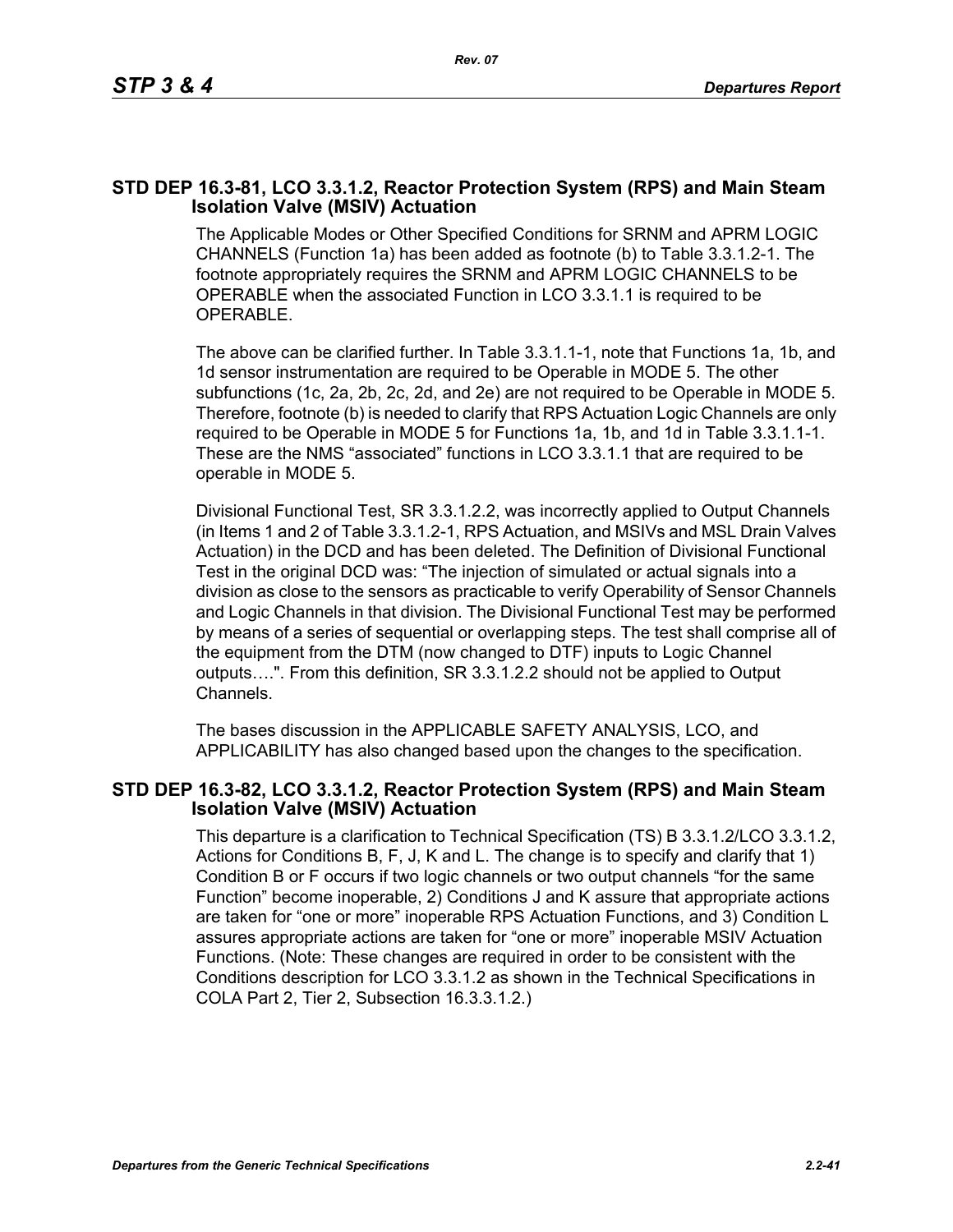## STD DEP 16.3-81, LCO 3.3.1.2, Reactor Protection System (RPS) and Main Steam Isolation Valve (MSIV) Actuation

The Applicable Modes or Other Specified Conditions for SRNM and APRM LOGIC CHANNELS (Function 1a) has been added as footnote (b) to Table 3.3.1.2-1. The footnote appropriately requires the SRNM and APRM LOGIC CHANNELS to be OPERABLE when the associated Function in LCO 3.3.1.1 is required to be OPERABLE.

The above can be clarified further. In Table 3.3.1.1-1, note that Functions 1a, 1b, and 1d sensor instrumentation are required to be Operable in MODE 5. The other subfunctions (1c, 2a, 2b, 2c, 2d, and 2e) are not required to be Operable in MODE 5. Therefore, footnote (b) is needed to clarify that RPS Actuation Logic Channels are only required to be Operable in MODE 5 for Functions 1a, 1b, and 1d in Table 3.3.1.1-1. These are the NMS "associated" functions in LCO 3.3.1.1 that are required to be operable in MODE 5.

Divisional Functional Test, SR 3.3.1.2.2, was incorrectly applied to Output Channels (in Items 1 and 2 of Table 3.3.1.2-1, RPS Actuation, and MSIVs and MSL Drain Valves Actuation) in the DCD and has been deleted. The Definition of Divisional Functional Test in the original DCD was: "The injection of simulated or actual signals into a division as close to the sensors as practicable to verify Operability of Sensor Channels and Logic Channels in that division. The Divisional Functional Test may be performed by means of a series of sequential or overlapping steps. The test shall comprise all of the equipment from the DTM (now changed to DTF) inputs to Logic Channel outputs….". From this definition, SR 3.3.1.2.2 should not be applied to Output Channels.

The bases discussion in the APPLICABLE SAFETY ANALYSIS, LCO, and APPLICABILITY has also changed based upon the changes to the specification.

## STD DEP 16.3-82, LCO 3.3.1.2, Reactor Protection System (RPS) and Main Steam Isolation Valve (MSIV) Actuation

This departure is a clarification to Technical Specification (TS) B 3.3.1.2/LCO 3.3.1.2, Actions for Conditions B, F, J, K and L. The change is to specify and clarify that 1) Condition B or F occurs if two logic channels or two output channels "for the same Function" become inoperable, 2) Conditions J and K assure that appropriate actions are taken for "one or more" inoperable RPS Actuation Functions, and 3) Condition L assures appropriate actions are taken for "one or more" inoperable MSIV Actuation Functions. (Note: These changes are required in order to be consistent with the Conditions description for LCO 3.3.1.2 as shown in the Technical Specifications in COLA Part 2, Tier 2, Subsection 16.3.3.1.2.)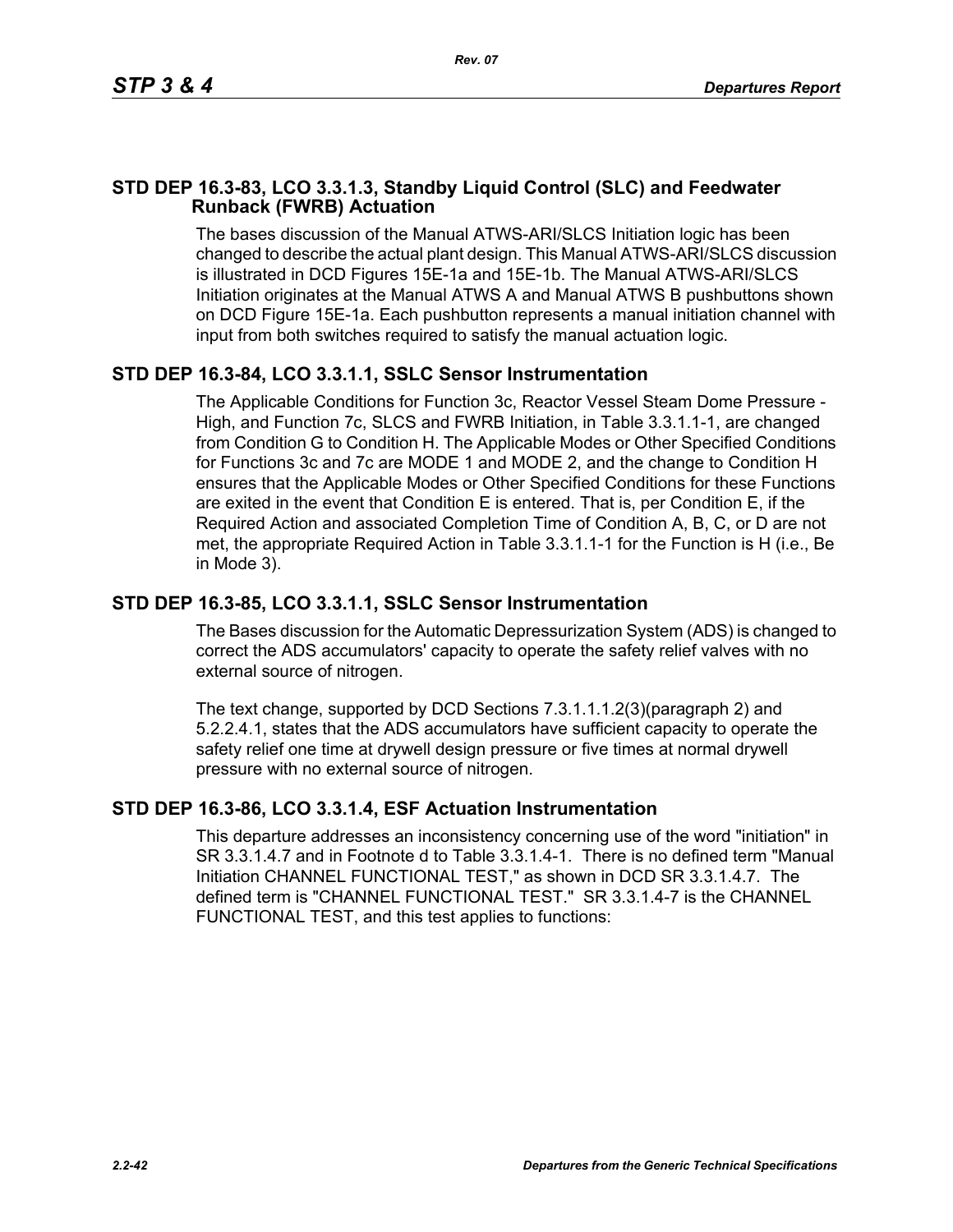## STD DEP 16.3-83, LCO 3.3.1.3, Standby Liquid Control (SLC) and Feedwater Runback (FWRB) Actuation

The bases discussion of the Manual ATWS-ARI/SLCS Initiation logic has been changed to describe the actual plant design. This Manual ATWS-ARI/SLCS discussion is illustrated in DCD Figures 15E-1a and 15E-1b. The Manual ATWS-ARI/SLCS Initiation originates at the Manual ATWS A and Manual ATWS B pushbuttons shown on DCD Figure 15E-1a. Each pushbutton represents a manual initiation channel with input from both switches required to satisfy the manual actuation logic.

## STD DEP 16.3-84, LCO 3.3.1.1, SSLC Sensor Instrumentation

The Applicable Conditions for Function 3c, Reactor Vessel Steam Dome Pressure - High, and Function 7c, SLCS and FWRB Initiation, in Table 3.3.1.1-1, are changed from Condition G to Condition H. The Applicable Modes or Other Specified Conditions for Functions 3c and 7c are MODE 1 and MODE 2, and the change to Condition H ensures that the Applicable Modes or Other Specified Conditions for these Functions are exited in the event that Condition E is entered. That is, per Condition E, if the Required Action and associated Completion Time of Condition A, B, C, or D are not met, the appropriate Required Action in Table 3.3.1.1-1 for the Function is H (i.e., Be in Mode 3).

## STD DEP 16.3-85, LCO 3.3.1.1, SSLC Sensor Instrumentation

The Bases discussion for the Automatic Depressurization System (ADS) is changed to correct the ADS accumulators' capacity to operate the safety relief valves with no external source of nitrogen.

The text change, supported by DCD Sections 7.3.1.1.1.2(3)(paragraph 2) and 5.2.2.4.1, states that the ADS accumulators have sufficient capacity to operate the safety relief one time at drywell design pressure or five times at normal drywell pressure with no external source of nitrogen.

## STD DEP 16.3-86, LCO 3.3.1.4, ESF Actuation Instrumentation

This departure addresses an inconsistency concerning use of the word "initiation" in SR 3.3.1.4.7 and in Footnote d to Table 3.3.1.4-1. There is no defined term "Manual Initiation CHANNEL FUNCTIONAL TEST," as shown in DCD SR 3.3.1.4.7. The defined term is "CHANNEL FUNCTIONAL TEST." SR 3.3.1.4-7 is the CHANNEL FUNCTIONAL TEST, and this test applies to functions: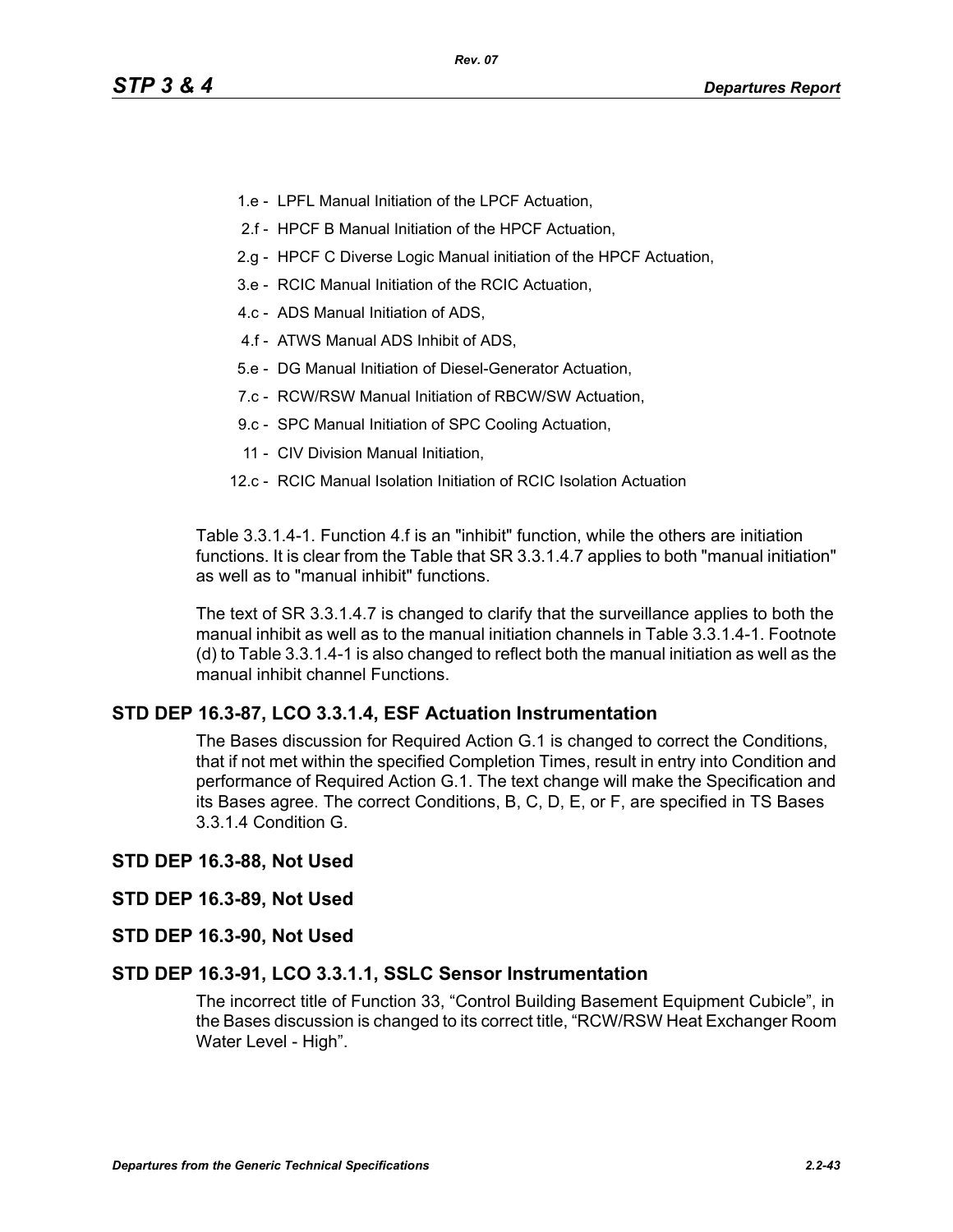- 1.e - LPFL Manual Initiation of the LPCF Actuation,
- 2.f - HPCF B Manual Initiation of the HPCF Actuation,
- 2.g - HPCF C Diverse Logic Manual initiation of the HPCF Actuation,
- 3.e - RCIC Manual Initiation of the RCIC Actuation,
- 4.c - ADS Manual Initiation of ADS,
- 4.f - ATWS Manual ADS Inhibit of ADS,
- 5.e - DG Manual Initiation of Diesel-Generator Actuation,
- 7.c - RCW/RSW Manual Initiation of RBCW/SW Actuation,
- 9.c - SPC Manual Initiation of SPC Cooling Actuation,
- 11 - CIV Division Manual Initiation,
- 12.c - RCIC Manual Isolation Initiation of RCIC Isolation Actuation

Table 3.3.1.4-1. Function 4.f is an "inhibit" function, while the others are initiation functions. It is clear from the Table that SR 3.3.1.4.7 applies to both "manual initiation" as well as to "manual inhibit" functions.

The text of SR 3.3.1.4.7 is changed to clarify that the surveillance applies to both the manual inhibit as well as to the manual initiation channels in Table 3.3.1.4-1. Footnote (d) to Table 3.3.1.4-1 is also changed to reflect both the manual initiation as well as the manual inhibit channel Functions.

### STD DEP 16.3-87, LCO 3.3.1.4, ESF Actuation Instrumentation

The Bases discussion for Required Action G.1 is changed to correct the Conditions, that if not met within the specified Completion Times, result in entry into Condition and performance of Required Action G.1. The text change will make the Specification and its Bases agree. The correct Conditions, B, C, D, E, or F, are specified in TS Bases 3.3.1.4 Condition G.

### STD DEP 16.3-88, Not Used

### STD DEP 16.3-89, Not Used

### STD DEP 16.3-90, Not Used

### STD DEP 16.3-91, LCO 3.3.1.1, SSLC Sensor Instrumentation

The incorrect title of Function 33, “Control Building Basement Equipment Cubicle”, in the Bases discussion is changed to its correct title, “RCW/RSW Heat Exchanger Room Water Level - High”.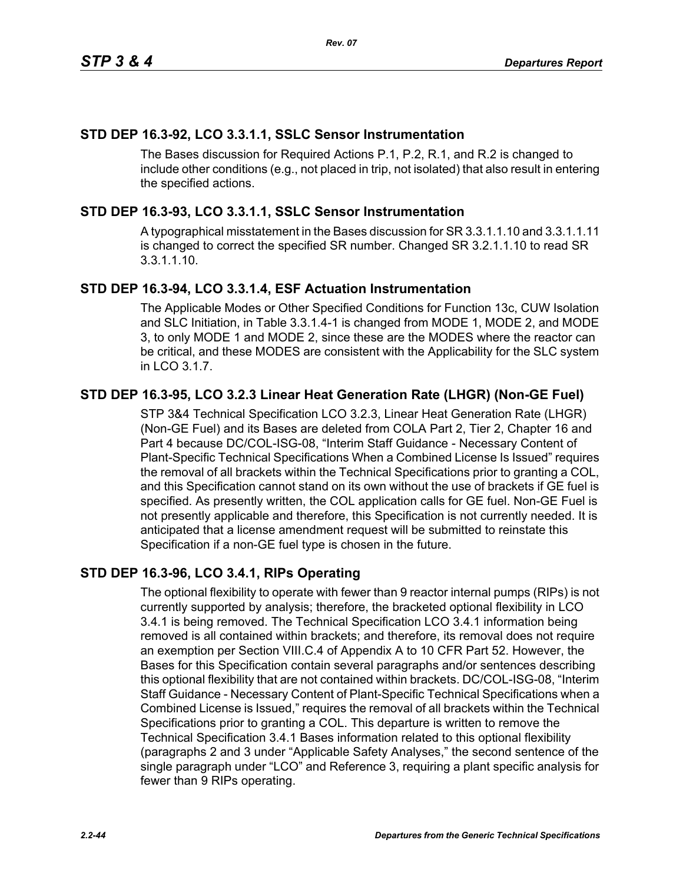## STD DEP 16.3-92, LCO 3.3.1.1, SSLC Sensor Instrumentation

The Bases discussion for Required Actions P.1, P.2, R.1, and R.2 is changed to include other conditions (e.g., not placed in trip, not isolated) that also result in entering the specified actions.

## STD DEP 16.3-93, LCO 3.3.1.1, SSLC Sensor Instrumentation

A typographical misstatement in the Bases discussion for SR 3.3.1.1.10 and 3.3.1.1.11 is changed to correct the specified SR number. Changed SR 3.2.1.1.10 to read SR 3.3.1.1.10.

## STD DEP 16.3-94, LCO 3.3.1.4, ESF Actuation Instrumentation

The Applicable Modes or Other Specified Conditions for Function 13c, CUW Isolation and SLC Initiation, in Table 3.3.1.4-1 is changed from MODE 1, MODE 2, and MODE 3, to only MODE 1 and MODE 2, since these are the MODES where the reactor can be critical, and these MODES are consistent with the Applicability for the SLC system in LCO 3.1.7.

## STD DEP 16.3-95, LCO 3.2.3 Linear Heat Generation Rate (LHGR) (Non-GE Fuel)

STP 3&4 Technical Specification LCO 3.2.3, Linear Heat Generation Rate (LHGR) (Non-GE Fuel) and its Bases are deleted from COLA Part 2, Tier 2, Chapter 16 and Part 4 because DC/COL-ISG-08, "Interim Staff Guidance - Necessary Content of Plant-Specific Technical Specifications When a Combined License Is Issued" requires the removal of all brackets within the Technical Specifications prior to granting a COL, and this Specification cannot stand on its own without the use of brackets if GE fuel is specified. As presently written, the COL application calls for GE fuel. Non-GE Fuel is not presently applicable and therefore, this Specification is not currently needed. It is anticipated that a license amendment request will be submitted to reinstate this Specification if a non-GE fuel type is chosen in the future.

## STD DEP 16.3-96, LCO 3.4.1, RIPs Operating

The optional flexibility to operate with fewer than 9 reactor internal pumps (RIPs) is not currently supported by analysis; therefore, the bracketed optional flexibility in LCO 3.4.1 is being removed. The Technical Specification LCO 3.4.1 information being removed is all contained within brackets; and therefore, its removal does not require an exemption per Section VIII.C.4 of Appendix A to 10 CFR Part 52. However, the Bases for this Specification contain several paragraphs and/or sentences describing this optional flexibility that are not contained within brackets. DC/COL-ISG-08, "Interim Staff Guidance - Necessary Content of Plant-Specific Technical Specifications when a Combined License is Issued," requires the removal of all brackets within the Technical Specifications prior to granting a COL. This departure is written to remove the Technical Specification 3.4.1 Bases information related to this optional flexibility (paragraphs 2 and 3 under "Applicable Safety Analyses," the second sentence of the single paragraph under "LCO" and Reference 3, requiring a plant specific analysis for fewer than 9 RIPs operating.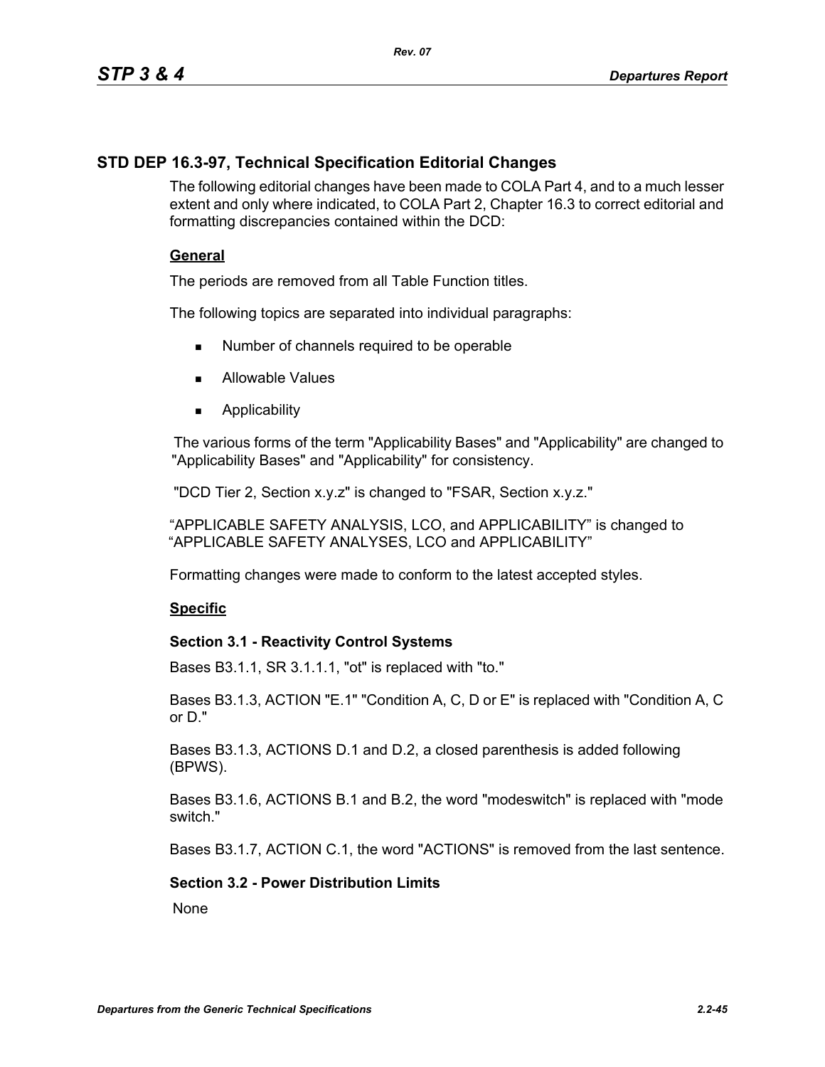## STD DEP 16.3-97, Technical Specification Editorial Changes

The following editorial changes have been made to COLA Part 4, and to a much lesser extent and only where indicated, to COLA Part 2, Chapter 16.3 to correct editorial and formatting discrepancies contained within the DCD:

**General**

The periods are removed from all Table Function titles.

The following topics are separated into individual paragraphs:

- Number of channels required to be operable
- Allowable Values
- Applicability

The various forms of the term "Applicability Bases" and "Applicability" are changed to "Applicability Bases" and "Applicability" for consistency.

"DCD Tier 2, Section x.y.z" is changed to "FSAR, Section x.y.z."

"APPLICABLE SAFETY ANALYSIS, LCO, and APPLICABILITY" is changed to "APPLICABLE SAFETY ANALYSES, LCO and APPLICABILITY"

Formatting changes were made to conform to the latest accepted styles.

**Specific**

**Section 3.1 - Reactivity Control Systems**

Bases B3.1.1, SR 3.1.1.1, "ot" is replaced with "to."

Bases B3.1.3, ACTION "E.1" "Condition A, C, D or E" is replaced with "Condition A, C or D."

Bases B3.1.3, ACTIONS D.1 and D.2, a closed parenthesis is added following (BPWS).

Bases B3.1.6, ACTIONS B.1 and B.2, the word "modeswitch" is replaced with "mode switch."

Bases B3.1.7, ACTION C.1, the word "ACTIONS" is removed from the last sentence.

**Section 3.2 - Power Distribution Limits**

None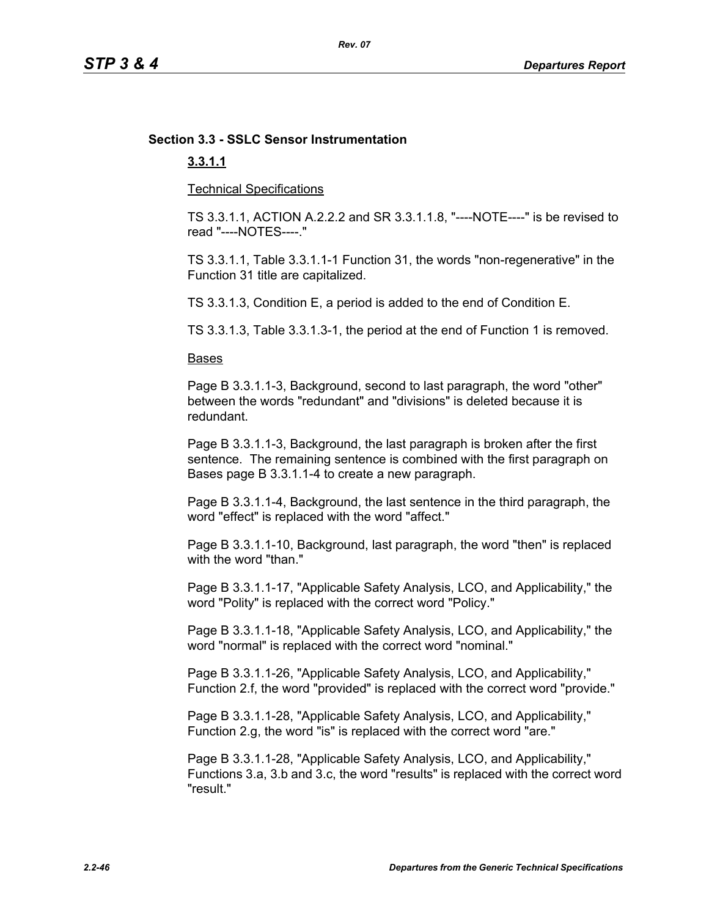## Section 3.3 - SSLC Sensor Instrumentation

### 3.3.1.1

Technical Specifications

TS 3.3.1.1, ACTION A.2.2.2 and SR 3.3.1.1.8, "----NOTE----" is be revised to read "----NOTES----."

TS 3.3.1.1, Table 3.3.1.1-1 Function 31, the words "non-regenerative" in the Function 31 title are capitalized.

TS 3.3.1.3, Condition E, a period is added to the end of Condition E.

TS 3.3.1.3, Table 3.3.1.3-1, the period at the end of Function 1 is removed.

Bases

Page B 3.3.1.1-3, Background, second to last paragraph, the word "other" between the words "redundant" and "divisions" is deleted because it is redundant.

Page B 3.3.1.1-3, Background, the last paragraph is broken after the first sentence. The remaining sentence is combined with the first paragraph on Bases page B 3.3.1.1-4 to create a new paragraph.

Page B 3.3.1.1-4, Background, the last sentence in the third paragraph, the word "effect" is replaced with the word "affect."

Page B 3.3.1.1-10, Background, last paragraph, the word "then" is replaced with the word "than."

Page B 3.3.1.1-17, "Applicable Safety Analysis, LCO, and Applicability," the word "Polity" is replaced with the correct word "Policy."

Page B 3.3.1.1-18, "Applicable Safety Analysis, LCO, and Applicability," the word "normal" is replaced with the correct word "nominal."

Page B 3.3.1.1-26, "Applicable Safety Analysis, LCO, and Applicability," Function 2.f, the word "provided" is replaced with the correct word "provide."

Page B 3.3.1.1-28, "Applicable Safety Analysis, LCO, and Applicability," Function 2.g, the word "is" is replaced with the correct word "are."

Page B 3.3.1.1-28, "Applicable Safety Analysis, LCO, and Applicability," Functions 3.a, 3.b and 3.c, the word "results" is replaced with the correct word "result."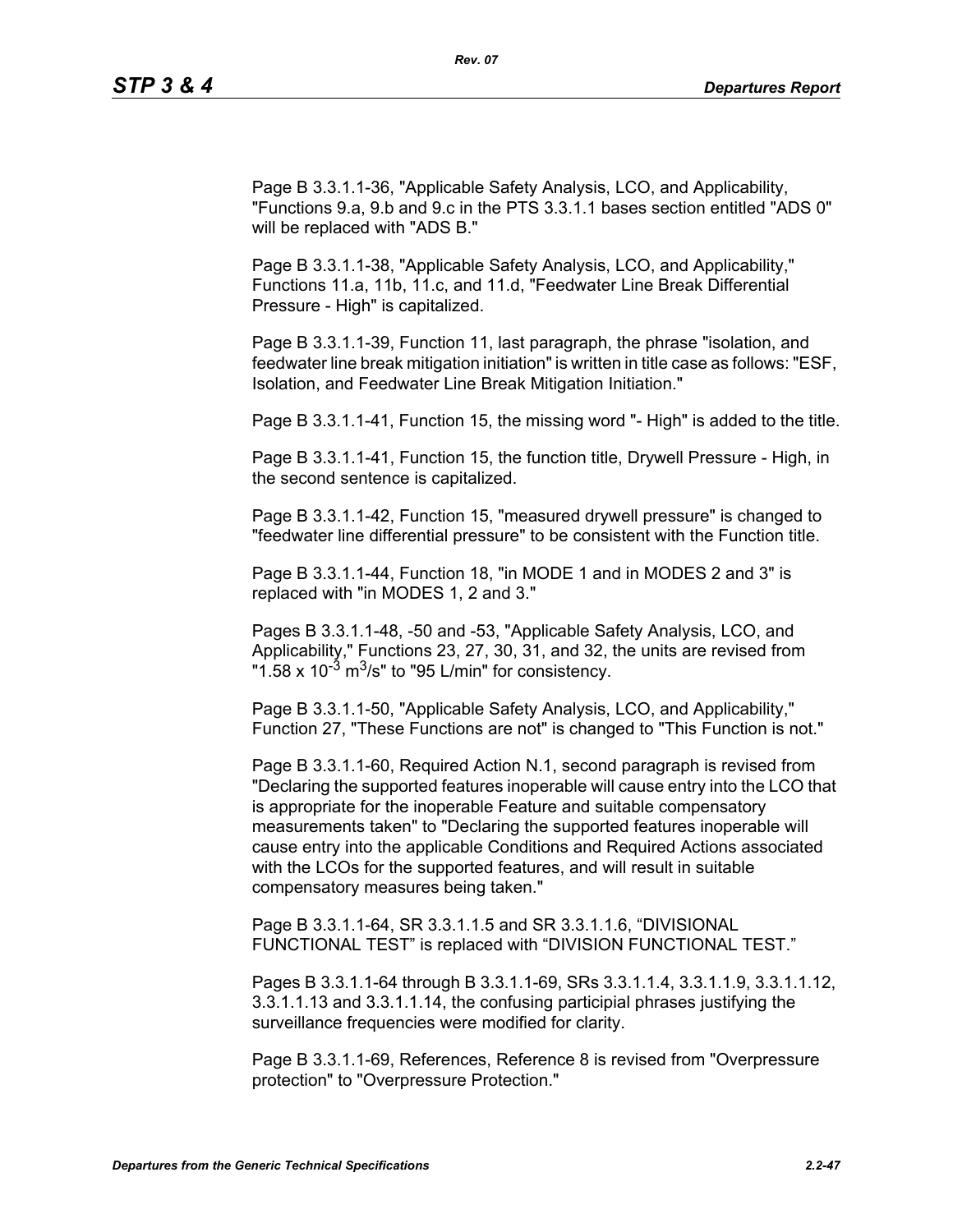Page B 3.3.1.1-36, "Applicable Safety Analysis, LCO, and Applicability, "Functions 9.a, 9.b and 9.c in the PTS 3.3.1.1 bases section entitled "ADS 0" will be replaced with "ADS B."

Page B 3.3.1.1-38, "Applicable Safety Analysis, LCO, and Applicability," Functions 11.a, 11b, 11.c, and 11.d, "Feedwater Line Break Differential Pressure - High" is capitalized.

Page B 3.3.1.1-39, Function 11, last paragraph, the phrase "isolation, and feedwater line break mitigation initiation" is written in title case as follows: "ESF, Isolation, and Feedwater Line Break Mitigation Initiation."

Page B 3.3.1.1-41, Function 15, the missing word "- High" is added to the title.

Page B 3.3.1.1-41, Function 15, the function title, Drywell Pressure - High, in the second sentence is capitalized.

Page B 3.3.1.1-42, Function 15, "measured drywell pressure" is changed to "feedwater line differential pressure" to be consistent with the Function title.

Page B 3.3.1.1-44, Function 18, "in MODE 1 and in MODES 2 and 3" is replaced with "in MODES 1, 2 and 3."

Pages B 3.3.1.1-48, -50 and -53, "Applicable Safety Analysis, LCO, and Applicability," Functions 23, 27, 30, 31, and 32, the units are revised from "$1.58 \times 10^{-3}$ $m^3/s$" to "95 L/min" for consistency.

Page B 3.3.1.1-50, "Applicable Safety Analysis, LCO, and Applicability," Function 27, "These Functions are not" is changed to "This Function is not."

Page B 3.3.1.1-60, Required Action N.1, second paragraph is revised from "Declaring the supported features inoperable will cause entry into the LCO that is appropriate for the inoperable Feature and suitable compensatory measurements taken" to "Declaring the supported features inoperable will cause entry into the applicable Conditions and Required Actions associated with the LCOs for the supported features, and will result in suitable compensatory measures being taken."

Page B 3.3.1.1-64, SR 3.3.1.1.5 and SR 3.3.1.1.6, “DIVISIONAL FUNCTIONAL TEST” is replaced with “DIVISION FUNCTIONAL TEST.”

Pages B 3.3.1.1-64 through B 3.3.1.1-69, SRs 3.3.1.1.4, 3.3.1.1.9, 3.3.1.1.12, 3.3.1.1.13 and 3.3.1.1.14, the confusing participial phrases justifying the surveillance frequencies were modified for clarity.

Page B 3.3.1.1-69, References, Reference 8 is revised from "Overpressure protection" to "Overpressure Protection."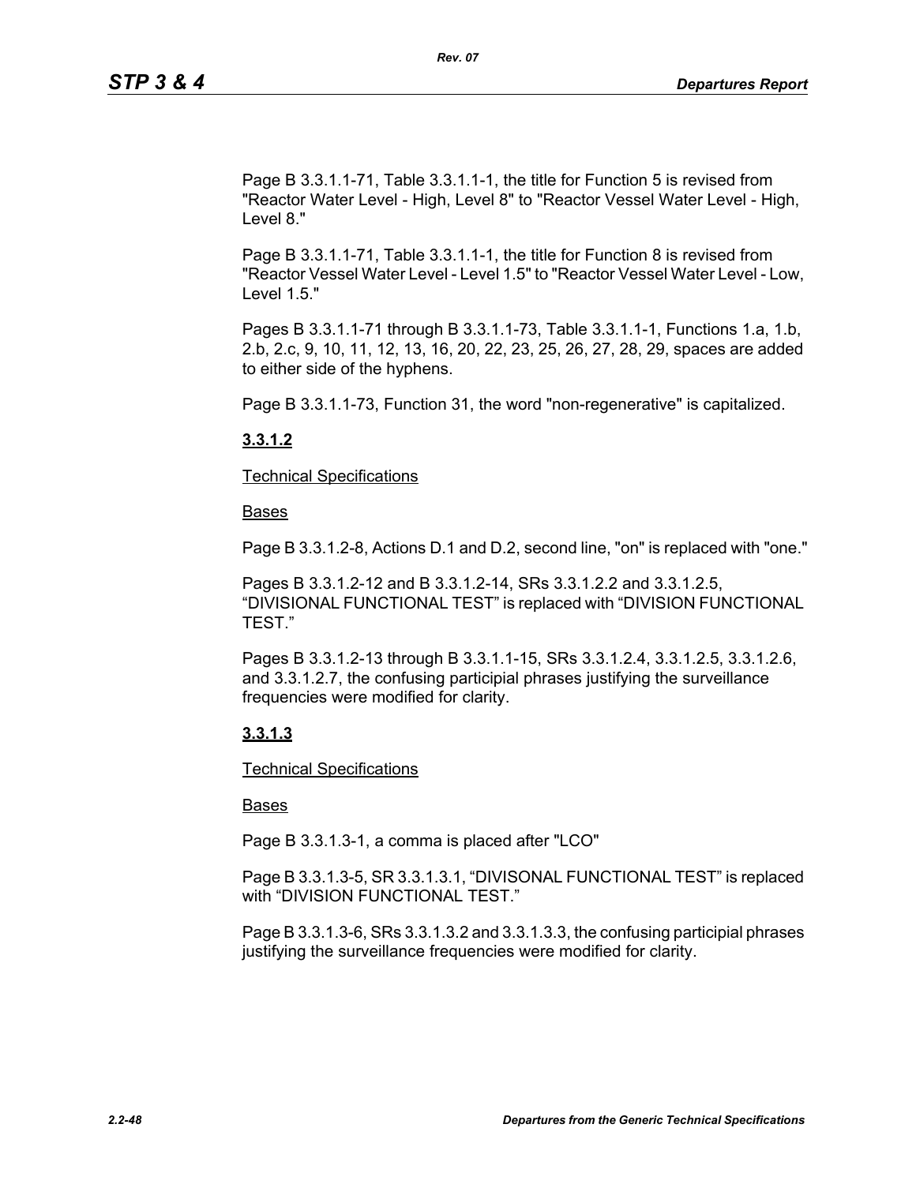Page B 3.3.1.1-71, Table 3.3.1.1-1, the title for Function 5 is revised from "Reactor Water Level - High, Level 8" to "Reactor Vessel Water Level - High, Level 8."

Page B 3.3.1.1-71, Table 3.3.1.1-1, the title for Function 8 is revised from "Reactor Vessel Water Level - Level 1.5" to "Reactor Vessel Water Level - Low, Level 1.5."

Pages B 3.3.1.1-71 through B 3.3.1.1-73, Table 3.3.1.1-1, Functions 1.a, 1.b, 2.b, 2.c, 9, 10, 11, 12, 13, 16, 20, 22, 23, 25, 26, 27, 28, 29, spaces are added to either side of the hyphens.

Page B 3.3.1.1-73, Function 31, the word "non-regenerative" is capitalized.

**3.3.1.2**

Technical Specifications

Bases

Page B 3.3.1.2-8, Actions D.1 and D.2, second line, "on" is replaced with "one."

Pages B 3.3.1.2-12 and B 3.3.1.2-14, SRs 3.3.1.2.2 and 3.3.1.2.5, “DIVISIONAL FUNCTIONAL TEST” is replaced with “DIVISION FUNCTIONAL TEST.”

Pages B 3.3.1.2-13 through B 3.3.1.1-15, SRs 3.3.1.2.4, 3.3.1.2.5, 3.3.1.2.6, and 3.3.1.2.7, the confusing participial phrases justifying the surveillance frequencies were modified for clarity.

**3.3.1.3**

Technical Specifications

Bases

Page B 3.3.1.3-1, a comma is placed after "LCO"

Page B 3.3.1.3-5, SR 3.3.1.3.1, “DIVISONAL FUNCTIONAL TEST” is replaced with “DIVISION FUNCTIONAL TEST.”

Page B 3.3.1.3-6, SRs 3.3.1.3.2 and 3.3.1.3.3, the confusing participial phrases justifying the surveillance frequencies were modified for clarity.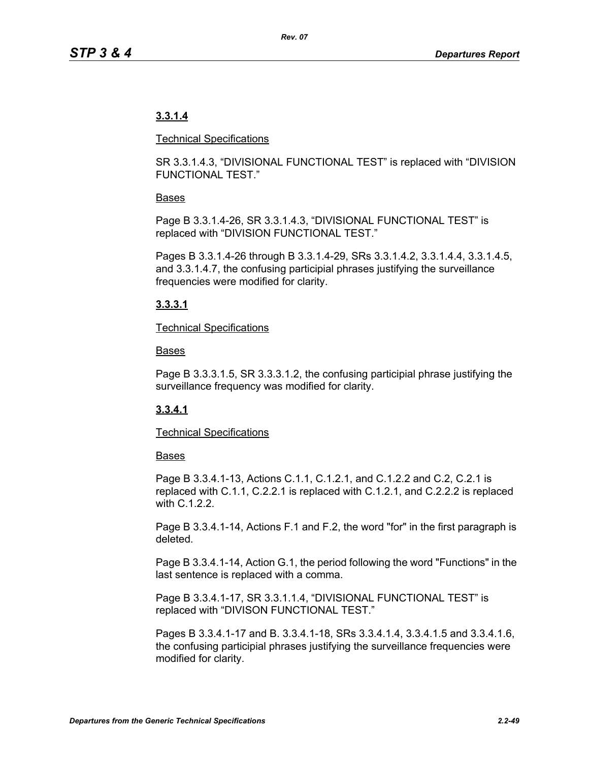**3.3.1.4**

Technical Specifications

SR 3.3.1.4.3, “DIVISIONAL FUNCTIONAL TEST” is replaced with “DIVISION FUNCTIONAL TEST.”

Bases

Page B 3.3.1.4-26, SR 3.3.1.4.3, “DIVISIONAL FUNCTIONAL TEST” is replaced with “DIVISION FUNCTIONAL TEST.”

Pages B 3.3.1.4-26 through B 3.3.1.4-29, SRs 3.3.1.4.2, 3.3.1.4.4, 3.3.1.4.5, and 3.3.1.4.7, the confusing participial phrases justifying the surveillance frequencies were modified for clarity.

**3.3.3.1**

Technical Specifications

Bases

Page B 3.3.3.1.5, SR 3.3.3.1.2, the confusing participial phrase justifying the surveillance frequency was modified for clarity.

**3.3.4.1**

Technical Specifications

Bases

Page B 3.3.4.1-13, Actions C.1.1, C.1.2.1, and C.1.2.2 and C.2, C.2.1 is replaced with C.1.1, C.2.2.1 is replaced with C.1.2.1, and C.2.2.2 is replaced with C.1.2.2.

Page B 3.3.4.1-14, Actions F.1 and F.2, the word "for" in the first paragraph is deleted.

Page B 3.3.4.1-14, Action G.1, the period following the word "Functions" in the last sentence is replaced with a comma.

Page B 3.3.4.1-17, SR 3.3.1.1.4, “DIVISIONAL FUNCTIONAL TEST” is replaced with “DIVISON FUNCTIONAL TEST.”

Pages B 3.3.4.1-17 and B. 3.3.4.1-18, SRs 3.3.4.1.4, 3.3.4.1.5 and 3.3.4.1.6, the confusing participial phrases justifying the surveillance frequencies were modified for clarity.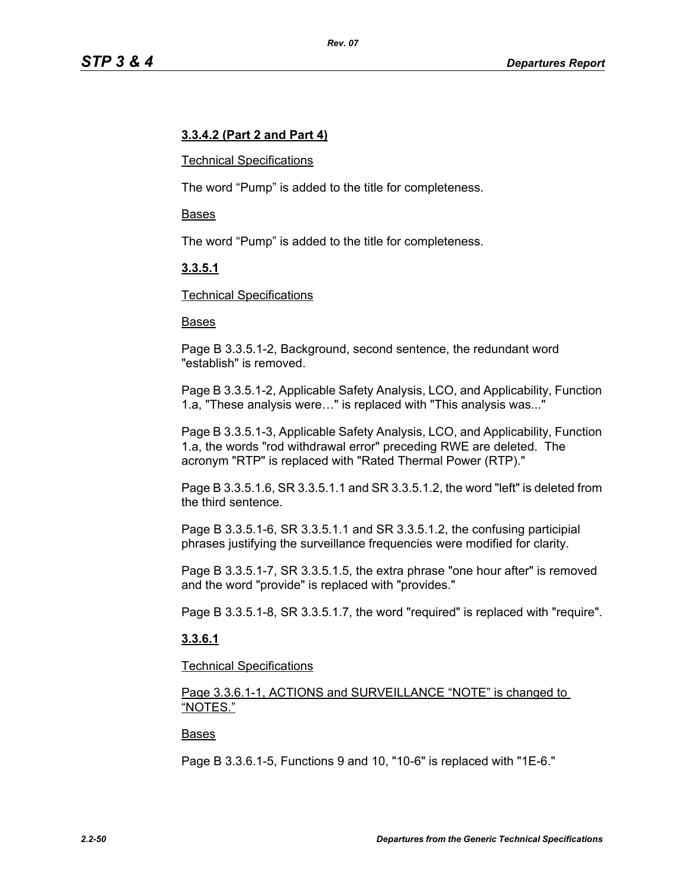**3.3.4.2 (Part 2 and Part 4)**

Technical Specifications

The word “Pump” is added to the title for completeness.

Bases

The word “Pump” is added to the title for completeness.

**3.3.5.1**

Technical Specifications

Bases

Page B 3.3.5.1-2, Background, second sentence, the redundant word "establish" is removed.

Page B 3.3.5.1-2, Applicable Safety Analysis, LCO, and Applicability, Function 1.a, "These analysis were…" is replaced with "This analysis was..."

Page B 3.3.5.1-3, Applicable Safety Analysis, LCO, and Applicability, Function 1.a, the words "rod withdrawal error" preceding RWE are deleted. The acronym "RTP" is replaced with "Rated Thermal Power (RTP)."

Page B 3.3.5.1.6, SR 3.3.5.1.1 and SR 3.3.5.1.2, the word "left" is deleted from the third sentence.

Page B 3.3.5.1-6, SR 3.3.5.1.1 and SR 3.3.5.1.2, the confusing participial phrases justifying the surveillance frequencies were modified for clarity.

Page B 3.3.5.1-7, SR 3.3.5.1.5, the extra phrase "one hour after" is removed and the word "provide" is replaced with "provides."

Page B 3.3.5.1-8, SR 3.3.5.1.7, the word "required" is replaced with "require".

**3.3.6.1**

Technical Specifications

Page 3.3.6.1-1, ACTIONS and SURVEILLANCE “NOTE” is changed to “NOTES.”

Bases

Page B 3.3.6.1-5, Functions 9 and 10, "10-6" is replaced with "1E-6."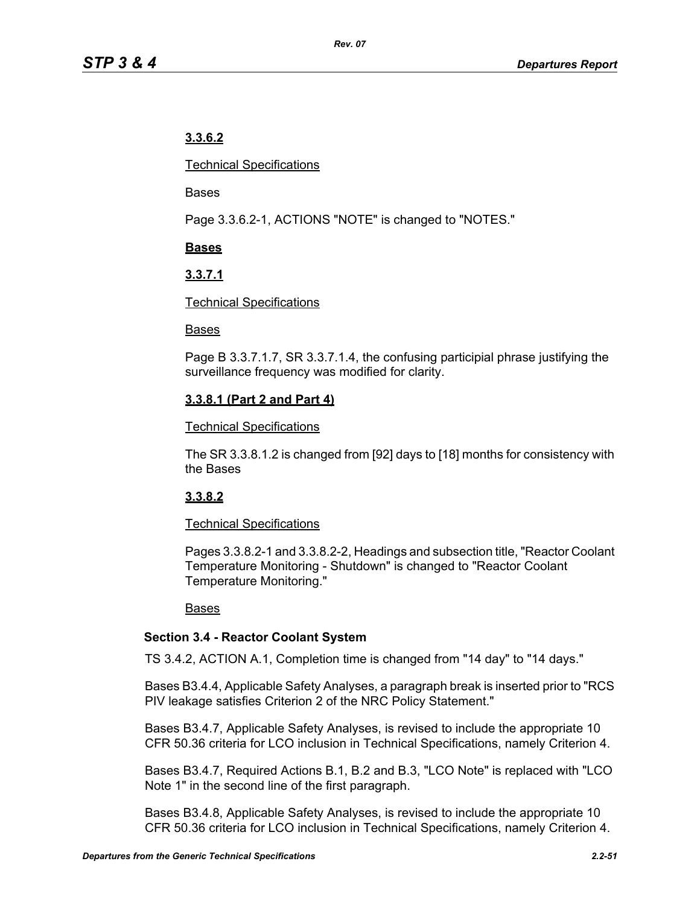**3.3.6.2**

Technical Specifications

Bases

Page 3.3.6.2-1, ACTIONS "NOTE" is changed to "NOTES."

**Bases**

**3.3.7.1**

Technical Specifications

Bases

Page B 3.3.7.1.7, SR 3.3.7.1.4, the confusing participial phrase justifying the surveillance frequency was modified for clarity.

**3.3.8.1 (Part 2 and Part 4)**

Technical Specifications

The SR 3.3.8.1.2 is changed from [92] days to [18] months for consistency with the Bases

**3.3.8.2**

Technical Specifications

Pages 3.3.8.2-1 and 3.3.8.2-2, Headings and subsection title, "Reactor Coolant Temperature Monitoring - Shutdown" is changed to "Reactor Coolant Temperature Monitoring."

Bases

**Section 3.4 - Reactor Coolant System**

TS 3.4.2, ACTION A.1, Completion time is changed from "14 day" to "14 days."

Bases B3.4.4, Applicable Safety Analyses, a paragraph break is inserted prior to "RCS PIV leakage satisfies Criterion 2 of the NRC Policy Statement."

Bases B3.4.7, Applicable Safety Analyses, is revised to include the appropriate 10 CFR 50.36 criteria for LCO inclusion in Technical Specifications, namely Criterion 4.

Bases B3.4.7, Required Actions B.1, B.2 and B.3, "LCO Note" is replaced with "LCO Note 1" in the second line of the first paragraph.

Bases B3.4.8, Applicable Safety Analyses, is revised to include the appropriate 10 CFR 50.36 criteria for LCO inclusion in Technical Specifications, namely Criterion 4.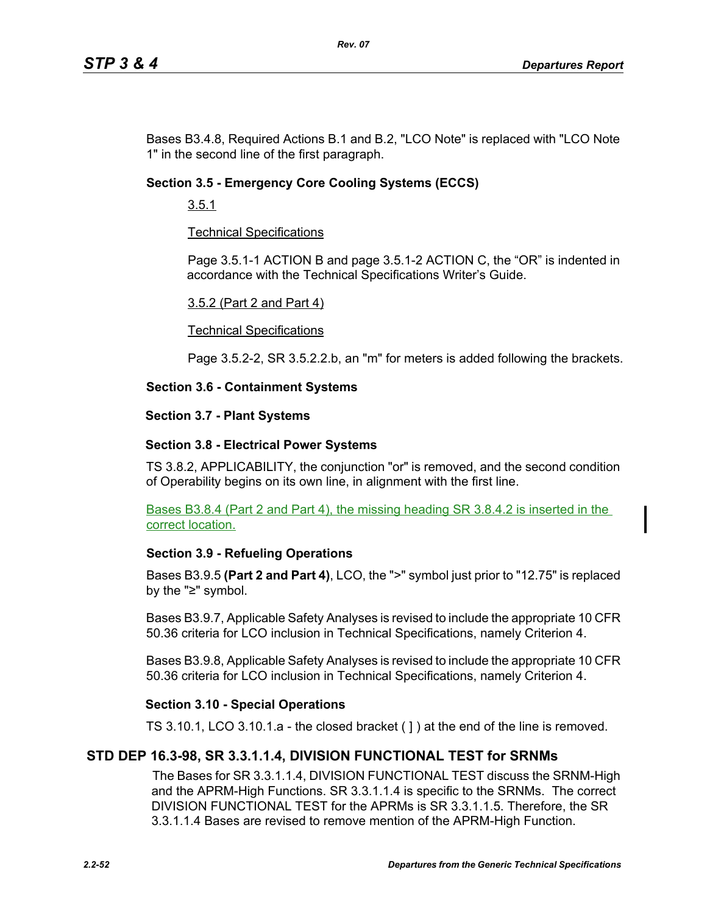Bases B3.4.8, Required Actions B.1 and B.2, "LCO Note" is replaced with "LCO Note 1" in the second line of the first paragraph.

### Section 3.5 - Emergency Core Cooling Systems (ECCS)

3.5.1

Technical Specifications

Page 3.5.1-1 ACTION B and page 3.5.1-2 ACTION C, the “OR” is indented in accordance with the Technical Specifications Writer’s Guide.

3.5.2 (Part 2 and Part 4)

Technical Specifications

Page 3.5.2-2, SR 3.5.2.2.b, an "m" for meters is added following the brackets.

### Section 3.6 - Containment Systems

### Section 3.7 - Plant Systems

### Section 3.8 - Electrical Power Systems

TS 3.8.2, APPLICABILITY, the conjunction "or" is removed, and the second condition of Operability begins on its own line, in alignment with the first line.

Bases B3.8.4 (Part 2 and Part 4), the missing heading SR 3.8.4.2 is inserted in the correct location.

### Section 3.9 - Refueling Operations

Bases B3.9.5 **(Part 2 and Part 4)**, LCO, the ">" symbol just prior to "12.75" is replaced by the "≥" symbol.

Bases B3.9.7, Applicable Safety Analyses is revised to include the appropriate 10 CFR 50.36 criteria for LCO inclusion in Technical Specifications, namely Criterion 4.

Bases B3.9.8, Applicable Safety Analyses is revised to include the appropriate 10 CFR 50.36 criteria for LCO inclusion in Technical Specifications, namely Criterion 4.

### Section 3.10 - Special Operations

TS 3.10.1, LCO 3.10.1.a - the closed bracket ( ] ) at the end of the line is removed.

## STD DEP 16.3-98, SR 3.3.1.1.4, DIVISION FUNCTIONAL TEST for SRNMs

The Bases for SR 3.3.1.1.4, DIVISION FUNCTIONAL TEST discuss the SRNM-High and the APRM-High Functions. SR 3.3.1.1.4 is specific to the SRNMs. The correct DIVISION FUNCTIONAL TEST for the APRMs is SR 3.3.1.1.5. Therefore, the SR 3.3.1.1.4 Bases are revised to remove mention of the APRM-High Function.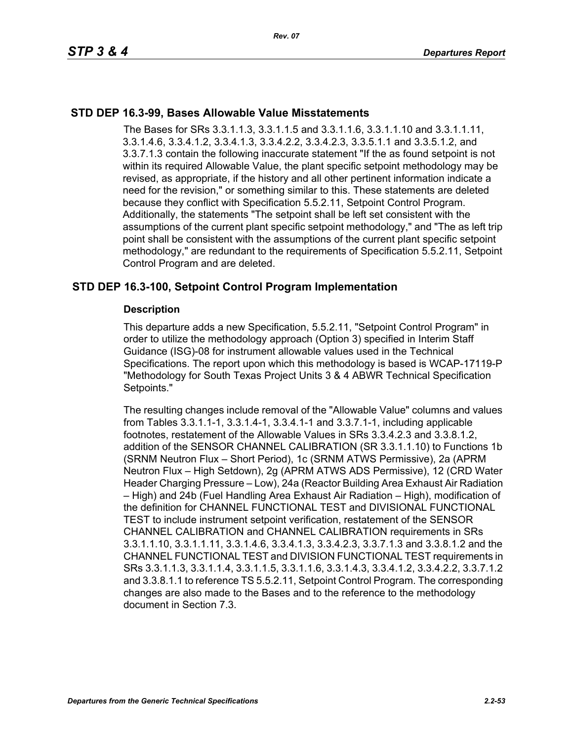## STD DEP 16.3-99, Bases Allowable Value Misstatements

The Bases for SRs 3.3.1.1.3, 3.3.1.1.5 and 3.3.1.1.6, 3.3.1.1.10 and 3.3.1.1.11, 3.3.1.4.6, 3.3.4.1.2, 3.3.4.1.3, 3.3.4.2.2, 3.3.4.2.3, 3.3.5.1.1 and 3.3.5.1.2, and 3.3.7.1.3 contain the following inaccurate statement "If the as found setpoint is not within its required Allowable Value, the plant specific setpoint methodology may be revised, as appropriate, if the history and all other pertinent information indicate a need for the revision," or something similar to this. These statements are deleted because they conflict with Specification 5.5.2.11, Setpoint Control Program. Additionally, the statements "The setpoint shall be left set consistent with the assumptions of the current plant specific setpoint methodology," and "The as left trip point shall be consistent with the assumptions of the current plant specific setpoint methodology," are redundant to the requirements of Specification 5.5.2.11, Setpoint Control Program and are deleted.

## STD DEP 16.3-100, Setpoint Control Program Implementation

### Description

This departure adds a new Specification, 5.5.2.11, "Setpoint Control Program" in order to utilize the methodology approach (Option 3) specified in Interim Staff Guidance (ISG)-08 for instrument allowable values used in the Technical Specifications. The report upon which this methodology is based is WCAP-17119-P "Methodology for South Texas Project Units 3 & 4 ABWR Technical Specification Setpoints."

The resulting changes include removal of the "Allowable Value" columns and values from Tables 3.3.1.1-1, 3.3.1.4-1, 3.3.4.1-1 and 3.3.7.1-1, including applicable footnotes, restatement of the Allowable Values in SRs 3.3.4.2.3 and 3.3.8.1.2, addition of the SENSOR CHANNEL CALIBRATION (SR 3.3.1.1.10) to Functions 1b (SRNM Neutron Flux – Short Period), 1c (SRNM ATWS Permissive), 2a (APRM Neutron Flux – High Setdown), 2g (APRM ATWS ADS Permissive), 12 (CRD Water Header Charging Pressure – Low), 24a (Reactor Building Area Exhaust Air Radiation – High) and 24b (Fuel Handling Area Exhaust Air Radiation – High), modification of the definition for CHANNEL FUNCTIONAL TEST and DIVISIONAL FUNCTIONAL TEST to include instrument setpoint verification, restatement of the SENSOR CHANNEL CALIBRATION and CHANNEL CALIBRATION requirements in SRs 3.3.1.1.10, 3.3.1.1.11, 3.3.1.4.6, 3.3.4.1.3, 3.3.4.2.3, 3.3.7.1.3 and 3.3.8.1.2 and the CHANNEL FUNCTIONAL TEST and DIVISION FUNCTIONAL TEST requirements in SRs 3.3.1.1.3, 3.3.1.1.4, 3.3.1.1.5, 3.3.1.1.6, 3.3.1.4.3, 3.3.4.1.2, 3.3.4.2.2, 3.3.7.1.2 and 3.3.8.1.1 to reference TS 5.5.2.11, Setpoint Control Program. The corresponding changes are also made to the Bases and to the reference to the methodology document in Section 7.3.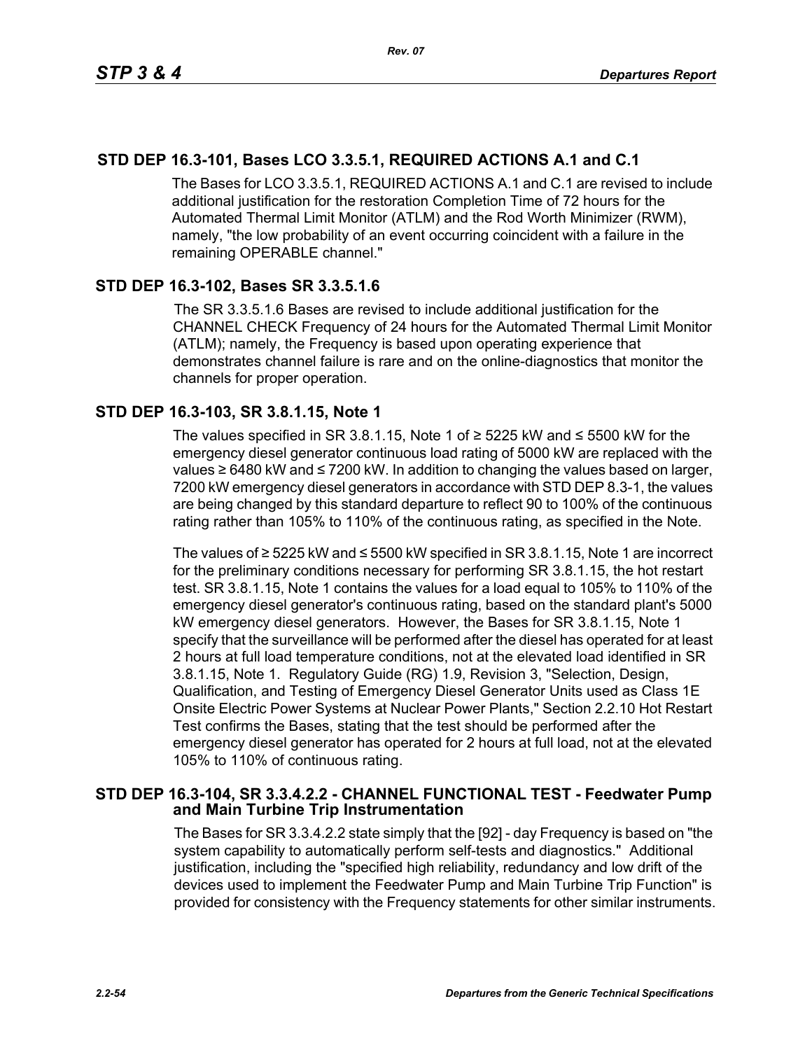## STD DEP 16.3-101, Bases LCO 3.3.5.1, REQUIRED ACTIONS A.1 and C.1

The Bases for LCO 3.3.5.1, REQUIRED ACTIONS A.1 and C.1 are revised to include additional justification for the restoration Completion Time of 72 hours for the Automated Thermal Limit Monitor (ATLM) and the Rod Worth Minimizer (RWM), namely, "the low probability of an event occurring coincident with a failure in the remaining OPERABLE channel."

## STD DEP 16.3-102, Bases SR 3.3.5.1.6

The SR 3.3.5.1.6 Bases are revised to include additional justification for the CHANNEL CHECK Frequency of 24 hours for the Automated Thermal Limit Monitor (ATLM); namely, the Frequency is based upon operating experience that demonstrates channel failure is rare and on the online-diagnostics that monitor the channels for proper operation.

## STD DEP 16.3-103, SR 3.8.1.15, Note 1

The values specified in SR 3.8.1.15, Note 1 of ≥ 5225 kW and ≤ 5500 kW for the emergency diesel generator continuous load rating of 5000 kW are replaced with the values ≥ 6480 kW and ≤ 7200 kW. In addition to changing the values based on larger, 7200 kW emergency diesel generators in accordance with STD DEP 8.3-1, the values are being changed by this standard departure to reflect 90 to 100% of the continuous rating rather than 105% to 110% of the continuous rating, as specified in the Note.

The values of ≥ 5225 kW and ≤ 5500 kW specified in SR 3.8.1.15, Note 1 are incorrect for the preliminary conditions necessary for performing SR 3.8.1.15, the hot restart test. SR 3.8.1.15, Note 1 contains the values for a load equal to 105% to 110% of the emergency diesel generator's continuous rating, based on the standard plant's 5000 kW emergency diesel generators. However, the Bases for SR 3.8.1.15, Note 1 specify that the surveillance will be performed after the diesel has operated for at least 2 hours at full load temperature conditions, not at the elevated load identified in SR 3.8.1.15, Note 1. Regulatory Guide (RG) 1.9, Revision 3, "Selection, Design, Qualification, and Testing of Emergency Diesel Generator Units used as Class 1E Onsite Electric Power Systems at Nuclear Power Plants," Section 2.2.10 Hot Restart Test confirms the Bases, stating that the test should be performed after the emergency diesel generator has operated for 2 hours at full load, not at the elevated 105% to 110% of continuous rating.

## STD DEP 16.3-104, SR 3.3.4.2.2 - CHANNEL FUNCTIONAL TEST - Feedwater Pump and Main Turbine Trip Instrumentation

The Bases for SR 3.3.4.2.2 state simply that the [92] - day Frequency is based on "the system capability to automatically perform self-tests and diagnostics." Additional justification, including the "specified high reliability, redundancy and low drift of the devices used to implement the Feedwater Pump and Main Turbine Trip Function" is provided for consistency with the Frequency statements for other similar instruments.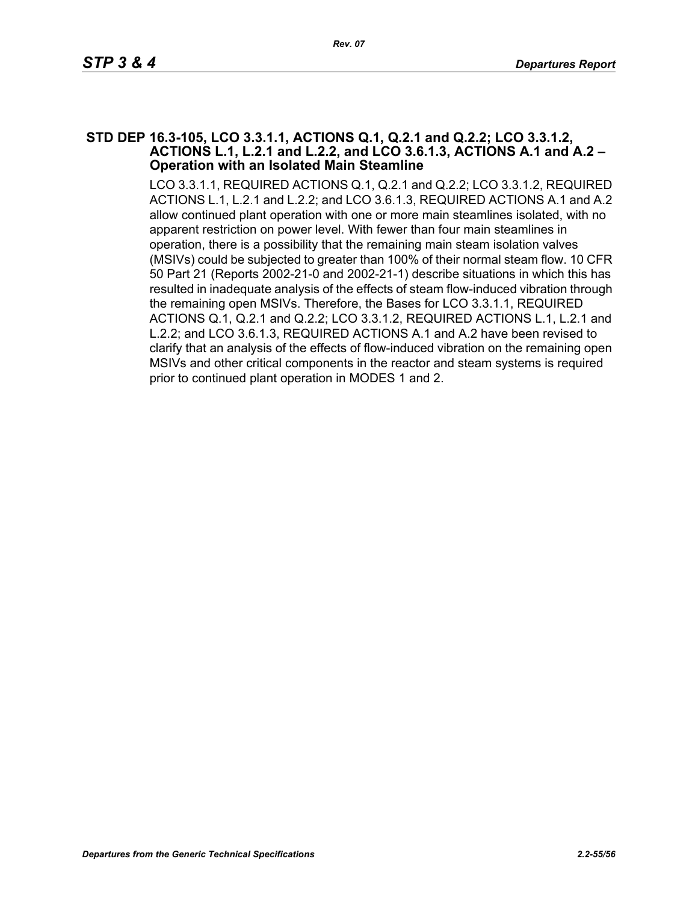### STD DEP 16.3-105, LCO 3.3.1.1, ACTIONS Q.1, Q.2.1 and Q.2.2; LCO 3.3.1.2, ACTIONS L.1, L.2.1 and L.2.2, and LCO 3.6.1.3, ACTIONS A.1 and A.2 – Operation with an Isolated Main Steamline

LCO 3.3.1.1, REQUIRED ACTIONS Q.1, Q.2.1 and Q.2.2; LCO 3.3.1.2, REQUIRED ACTIONS L.1, L.2.1 and L.2.2; and LCO 3.6.1.3, REQUIRED ACTIONS A.1 and A.2 allow continued plant operation with one or more main steamlines isolated, with no apparent restriction on power level. With fewer than four main steamlines in operation, there is a possibility that the remaining main steam isolation valves (MSIVs) could be subjected to greater than 100% of their normal steam flow. 10 CFR 50 Part 21 (Reports 2002-21-0 and 2002-21-1) describe situations in which this has resulted in inadequate analysis of the effects of steam flow-induced vibration through the remaining open MSIVs. Therefore, the Bases for LCO 3.3.1.1, REQUIRED ACTIONS Q.1, Q.2.1 and Q.2.2; LCO 3.3.1.2, REQUIRED ACTIONS L.1, L.2.1 and L.2.2; and LCO 3.6.1.3, REQUIRED ACTIONS A.1 and A.2 have been revised to clarify that an analysis of the effects of flow-induced vibration on the remaining open MSIVs and other critical components in the reactor and steam systems is required prior to continued plant operation in MODES 1 and 2.